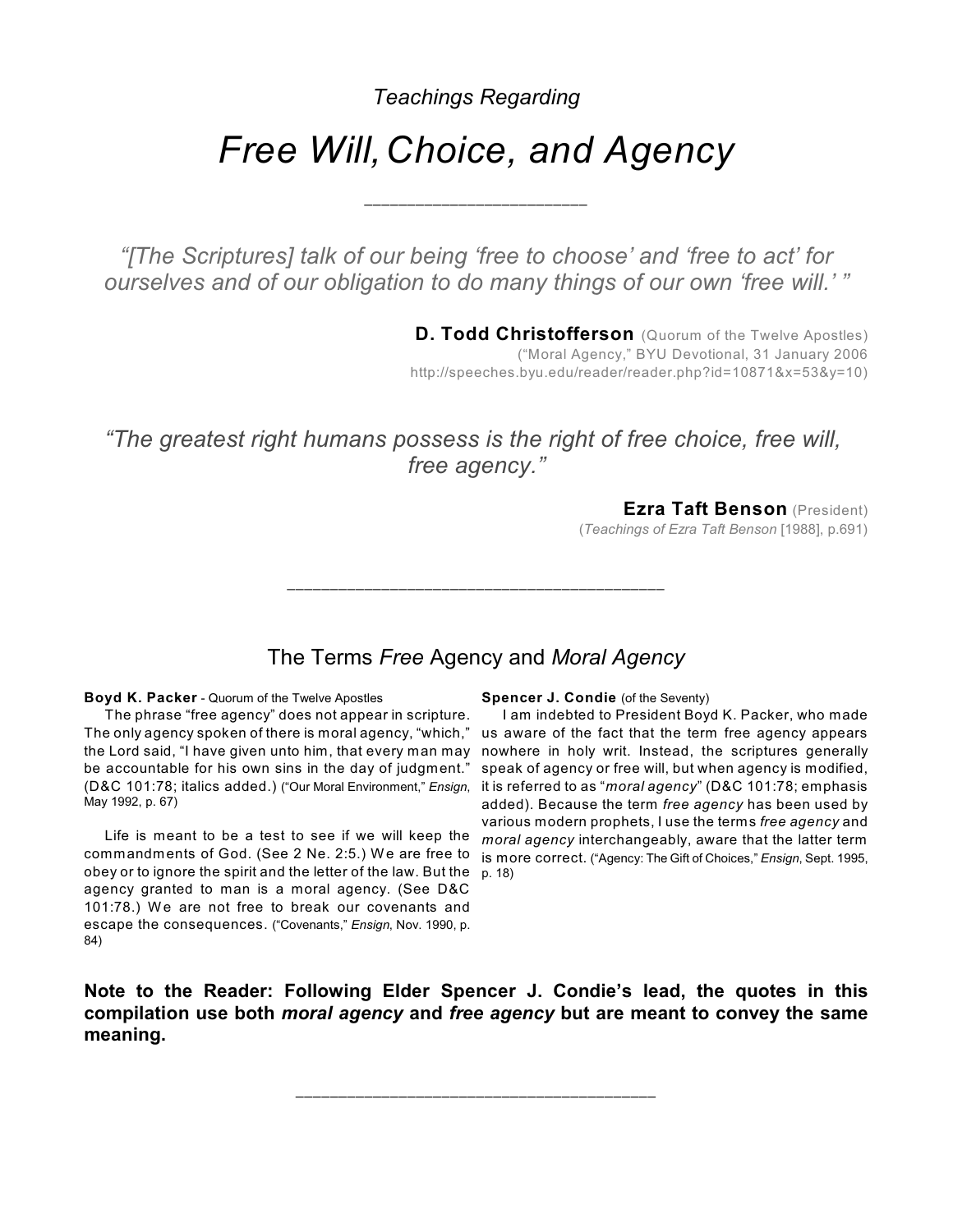*Teachings Regarding*

# *Free Will, Choice, and Agency*

---

*"[The Scriptures] talk of our being 'free to choose' and 'free to act' for ourselves and of our obligation to do many things of our own 'free will.' "*

**D. Todd Christofferson** (Quorum of the Twelve Apostles)
("Moral Agency," BYU Devotional, 31 January 2006
http://speeches.byu.edu/reader/reader.php?id=10871&x=53&y=10)

*"The greatest right humans possess is the right of free choice, free will, free agency."*

**Ezra Taft Benson** (President)
(*Teachings of Ezra Taft Benson* [1988], p.691)

---

## The Terms *Free* Agency and *Moral Agency*

**Boyd K. Packer** - Quorum of the Twelve Apostles

The phrase "free agency" does not appear in scripture. The only agency spoken of there is moral agency, "which," the Lord said, "I have given unto him, that every man may be accountable for his own sins in the day of judgment." (D&C 101:78; italics added.) ("Our Moral Environment," *Ensign*, May 1992, p. 67)

Life is meant to be a test to see if we will keep the commandments of God. (See 2 Ne. 2:5.) We are free to obey or to ignore the spirit and the letter of the law. But the agency granted to man is a moral agency. (See D&C 101:78.) We are not free to break our covenants and escape the consequences. ("Covenants," *Ensign*, Nov. 1990, p. 84)

**Spencer J. Condie** (of the Seventy)

I am indebted to President Boyd K. Packer, who made us aware of the fact that the term free agency appears nowhere in holy writ. Instead, the scriptures generally speak of agency or free will, but when agency is modified, it is referred to as "*moral agency*" (D&C 101:78; emphasis added). Because the term *free agency* has been used by various modern prophets, I use the terms *free agency* and *moral agency* interchangeably, aware that the latter term is more correct. ("Agency: The Gift of Choices," *Ensign*, Sept. 1995, p. 18)

**Note to the Reader: Following Elder Spencer J. Condie's lead, the quotes in this compilation use both *moral agency* and *free agency* but are meant to convey the same meaning.**

---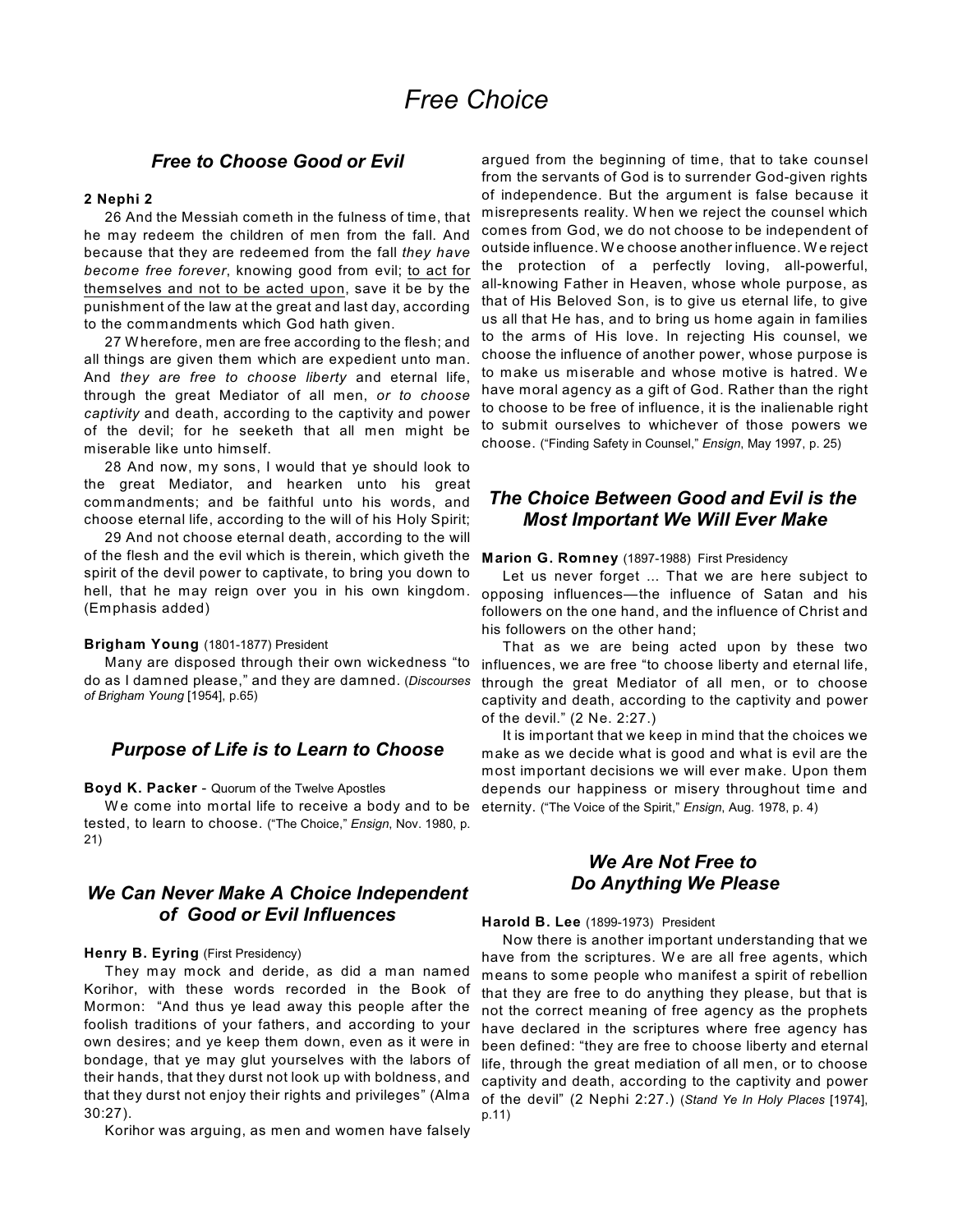# Free Choice

## *Free to Choose Good or Evil*

**2 Nephi 2**

26 And the Messiah cometh in the fulness of time, that he may redeem the children of men from the fall. And because that they are redeemed from the fall *they have become free forever*, knowing good from evil; to act for themselves and not to be acted upon, save it be by the punishment of the law at the great and last day, according to the commandments which God hath given.

27 Wherefore, men are free according to the flesh; and all things are given them which are expedient unto man. And *they are free to choose liberty* and eternal life, through the great Mediator of all men, *or to choose captivity* and death, according to the captivity and power of the devil; for he seeketh that all men might be miserable like unto himself.

28 And now, my sons, I would that ye should look to the great Mediator, and hearken unto his great commandments; and be faithful unto his words, and choose eternal life, according to the will of his Holy Spirit;

29 And not choose eternal death, according to the will of the flesh and the evil which is therein, which giveth the spirit of the devil power to captivate, to bring you down to hell, that he may reign over you in his own kingdom. (Emphasis added)

**Brigham Young** (1801-1877) President

Many are disposed through their own wickedness "to do as I damned please," and they are damned. (*Discourses of Brigham Young* [1954], p.65)

## *Purpose of Life is to Learn to Choose*

**Boyd K. Packer** - Quorum of the Twelve Apostles

We come into mortal life to receive a body and to be tested, to learn to choose. ("The Choice," *Ensign*, Nov. 1980, p. 21)

## *We Can Never Make A Choice Independent of Good or Evil Influences*

**Henry B. Eyring** (First Presidency)

They may mock and deride, as did a man named Korihor, with these words recorded in the Book of Mormon: "And thus ye lead away this people after the foolish traditions of your fathers, and according to your own desires; and ye keep them down, even as it were in bondage, that ye may glut yourselves with the labors of their hands, that they durst not look up with boldness, and that they durst not enjoy their rights and privileges" (Alma 30:27).

Korihor was arguing, as men and women have falsely argued from the beginning of time, that to take counsel from the servants of God is to surrender God-given rights of independence. But the argument is false because it misrepresents reality. When we reject the counsel which comes from God, we do not choose to be independent of outside influence. We choose another influence. We reject the protection of a perfectly loving, all-powerful, all-knowing Father in Heaven, whose whole purpose, as that of His Beloved Son, is to give us eternal life, to give us all that He has, and to bring us home again in families to the arms of His love. In rejecting His counsel, we choose the influence of another power, whose purpose is to make us miserable and whose motive is hatred. We have moral agency as a gift of God. Rather than the right to choose to be free of influence, it is the inalienable right to submit ourselves to whichever of those powers we choose. ("Finding Safety in Counsel," *Ensign*, May 1997, p. 25)

## *The Choice Between Good and Evil is the Most Important We Will Ever Make*

**Marion G. Romney** (1897-1988) First Presidency

Let us never forget ... That we are here subject to opposing influences—the influence of Satan and his followers on the one hand, and the influence of Christ and his followers on the other hand;

That as we are being acted upon by these two influences, we are free "to choose liberty and eternal life, through the great Mediator of all men, or to choose captivity and death, according to the captivity and power of the devil." (2 Ne. 2:27.)

It is important that we keep in mind that the choices we make as we decide what is good and what is evil are the most important decisions we will ever make. Upon them depends our happiness or misery throughout time and eternity. ("The Voice of the Spirit," *Ensign*, Aug. 1978, p. 4)

## *We Are Not Free to Do Anything We Please*

**Harold B. Lee** (1899-1973) President

Now there is another important understanding that we have from the scriptures. We are all free agents, which means to some people who manifest a spirit of rebellion that they are free to do anything they please, but that is not the correct meaning of free agency as the prophets have declared in the scriptures where free agency has been defined: "they are free to choose liberty and eternal life, through the great mediation of all men, or to choose captivity and death, according to the captivity and power of the devil" (2 Nephi 2:27.) (*Stand Ye In Holy Places* [1974], p.11)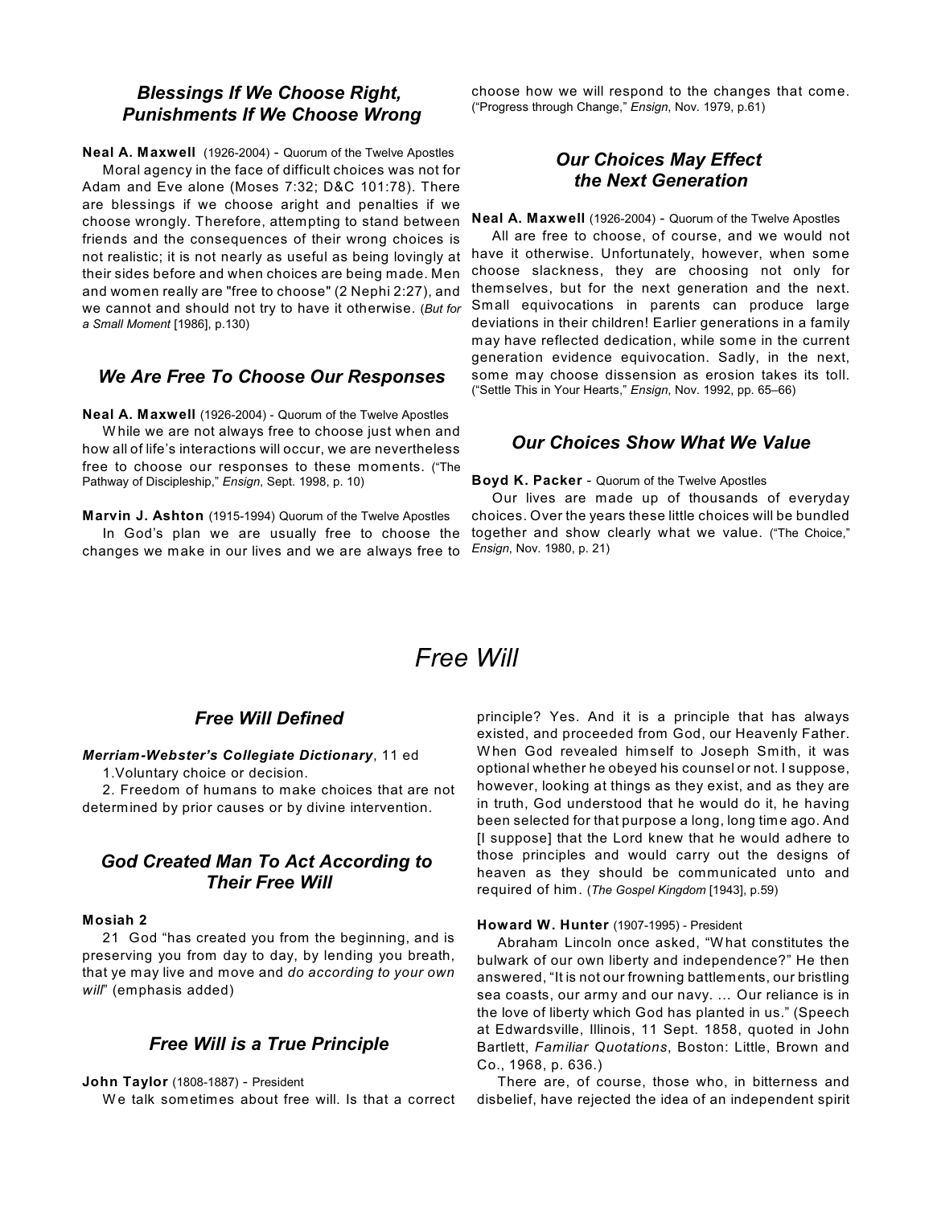### *Blessings If We Choose Right, Punishments If We Choose Wrong*

**Neal A. Maxwell** (1926-2004) - Quorum of the Twelve Apostles

Moral agency in the face of difficult choices was not for Adam and Eve alone (Moses 7:32; D&C 101:78). There are blessings if we choose aright and penalties if we choose wrongly. Therefore, attempting to stand between friends and the consequences of their wrong choices is not realistic; it is not nearly as useful as being lovingly at their sides before and when choices are being made. Men and women really are "free to choose" (2 Nephi 2:27), and we cannot and should not try to have it otherwise. (*But for a Small Moment* [1986], p.130)

### *We Are Free To Choose Our Responses*

**Neal A. Maxwell** (1926-2004) - Quorum of the Twelve Apostles

While we are not always free to choose just when and how all of life's interactions will occur, we are nevertheless free to choose our responses to these moments. ("The Pathway of Discipleship," *Ensign*, Sept. 1998, p. 10)

**Marvin J. Ashton** (1915-1994) Quorum of the Twelve Apostles

In God's plan we are usually free to choose the changes we make in our lives and we are always free to choose how we will respond to the changes that come. ("Progress through Change," *Ensign*, Nov. 1979, p.61)

### *Our Choices May Effect the Next Generation*

**Neal A. Maxwell** (1926-2004) - Quorum of the Twelve Apostles

All are free to choose, of course, and we would not have it otherwise. Unfortunately, however, when some choose slackness, they are choosing not only for themselves, but for the next generation and the next. Small equivocations in parents can produce large deviations in their children! Earlier generations in a family may have reflected dedication, while some in the current generation evidence equivocation. Sadly, in the next, some may choose dissension as erosion takes its toll. ("Settle This in Your Hearts," *Ensign*, Nov. 1992, pp. 65–66)

### *Our Choices Show What We Value*

**Boyd K. Packer** - Quorum of the Twelve Apostles

Our lives are made up of thousands of everyday choices. Over the years these little choices will be bundled together and show clearly what we value. ("The Choice," *Ensign*, Nov. 1980, p. 21)

# *Free Will*

### *Free Will Defined*

***Merriam-Webster's Collegiate Dictionary***, 11 ed

1. Voluntary choice or decision.

2. Freedom of humans to make choices that are not determined by prior causes or by divine intervention.

### *God Created Man To Act According to Their Free Will*

**Mosiah 2**

21 God "has created you from the beginning, and is preserving you from day to day, by lending you breath, that ye may live and move and *do according to your own will*" (emphasis added)

### *Free Will is a True Principle*

**John Taylor** (1808-1887) - President

We talk sometimes about free will. Is that a correct principle? Yes. And it is a principle that has always existed, and proceeded from God, our Heavenly Father. When God revealed himself to Joseph Smith, it was optional whether he obeyed his counsel or not. I suppose, however, looking at things as they exist, and as they are in truth, God understood that he would do it, he having been selected for that purpose a long, long time ago. And [I suppose] that the Lord knew that he would adhere to those principles and would carry out the designs of heaven as they should be communicated unto and required of him. (*The Gospel Kingdom* [1943], p.59)

**Howard W. Hunter** (1907-1995) - President

Abraham Lincoln once asked, "What constitutes the bulwark of our own liberty and independence?" He then answered, "It is not our frowning battlements, our bristling sea coasts, our army and our navy. ... Our reliance is in the love of liberty which God has planted in us." (Speech at Edwardsville, Illinois, 11 Sept. 1858, quoted in John Bartlett, *Familiar Quotations*, Boston: Little, Brown and Co., 1968, p. 636.)

There are, of course, those who, in bitterness and disbelief, have rejected the idea of an independent spirit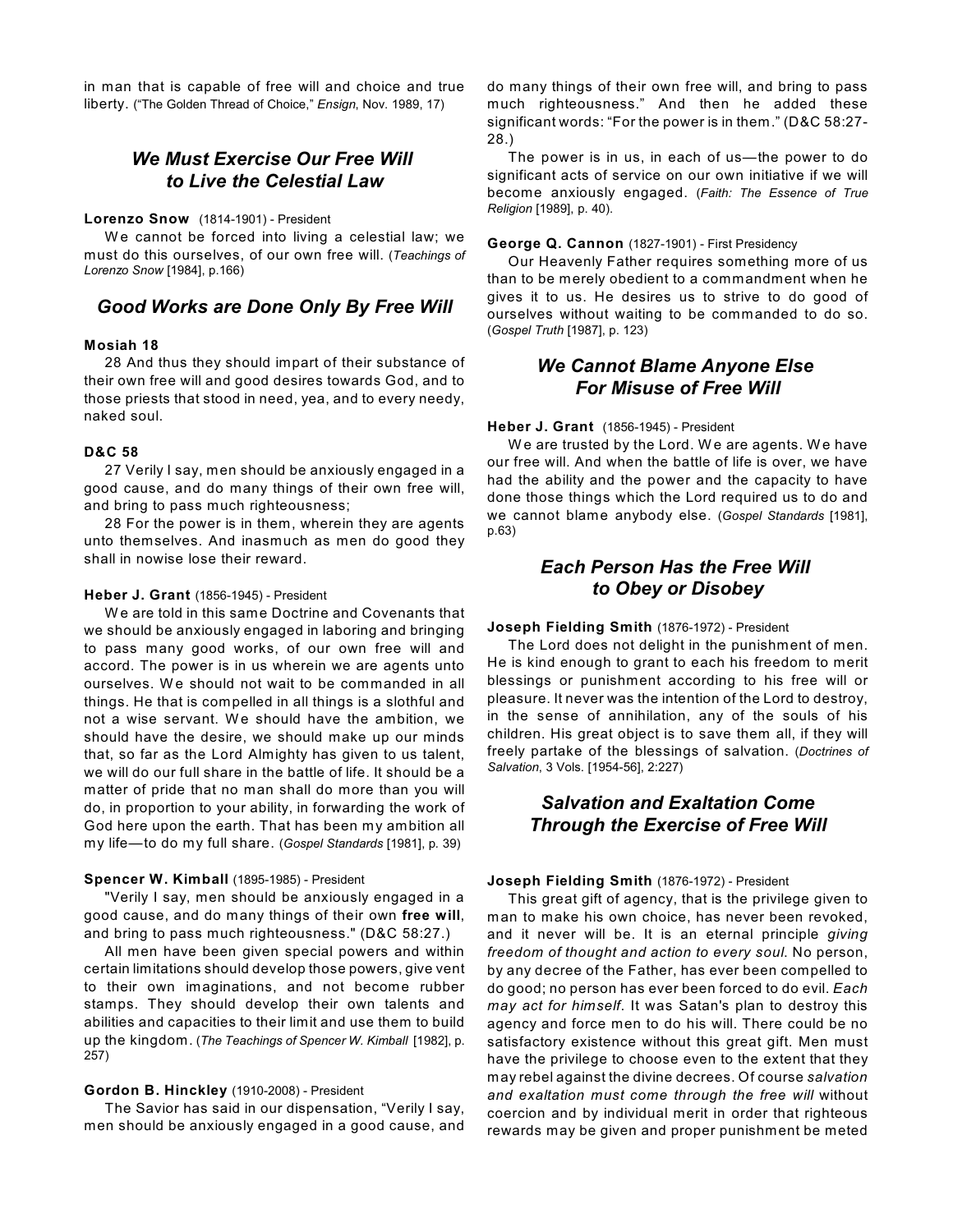in man that is capable of free will and choice and true liberty. ("The Golden Thread of Choice," *Ensign*, Nov. 1989, 17)

## *We Must Exercise Our Free Will to Live the Celestial Law*

**Lorenzo Snow** (1814-1901) - President

We cannot be forced into living a celestial law; we must do this ourselves, of our own free will. (*Teachings of Lorenzo Snow* [1984], p.166)

## *Good Works are Done Only By Free Will*

**Mosiah 18**

28 And thus they should impart of their substance of their own free will and good desires towards God, and to those priests that stood in need, yea, and to every needy, naked soul.

**D&C 58**

27 Verily I say, men should be anxiously engaged in a good cause, and do many things of their own free will, and bring to pass much righteousness;

28 For the power is in them, wherein they are agents unto themselves. And inasmuch as men do good they shall in nowise lose their reward.

**Heber J. Grant** (1856-1945) - President

We are told in this same Doctrine and Covenants that we should be anxiously engaged in laboring and bringing to pass many good works, of our own free will and accord. The power is in us wherein we are agents unto ourselves. We should not wait to be commanded in all things. He that is compelled in all things is a slothful and not a wise servant. We should have the ambition, we should have the desire, we should make up our minds that, so far as the Lord Almighty has given to us talent, we will do our full share in the battle of life. It should be a matter of pride that no man shall do more than you will do, in proportion to your ability, in forwarding the work of God here upon the earth. That has been my ambition all my life—to do my full share. (*Gospel Standards* [1981], p. 39)

**Spencer W. Kimball** (1895-1985) - President

"Verily I say, men should be anxiously engaged in a good cause, and do many things of their own **free will**, and bring to pass much righteousness." (D&C 58:27.)

All men have been given special powers and within certain limitations should develop those powers, give vent to their own imaginations, and not become rubber stamps. They should develop their own talents and abilities and capacities to their limit and use them to build up the kingdom. (*The Teachings of Spencer W. Kimball* [1982], p. 257)

**Gordon B. Hinckley** (1910-2008) - President

The Savior has said in our dispensation, "Verily I say, men should be anxiously engaged in a good cause, and do many things of their own free will, and bring to pass much righteousness." And then he added these significant words: "For the power is in them." (D&C 58:27-28.)

The power is in us, in each of us—the power to do significant acts of service on our own initiative if we will become anxiously engaged. (*Faith: The Essence of True Religion* [1989], p. 40).

**George Q. Cannon** (1827-1901) - First Presidency

Our Heavenly Father requires something more of us than to be merely obedient to a commandment when he gives it to us. He desires us to strive to do good of ourselves without waiting to be commanded to do so. (*Gospel Truth* [1987], p. 123)

## *We Cannot Blame Anyone Else For Misuse of Free Will*

**Heber J. Grant** (1856-1945) - President

We are trusted by the Lord. We are agents. We have our free will. And when the battle of life is over, we have had the ability and the power and the capacity to have done those things which the Lord required us to do and we cannot blame anybody else. (*Gospel Standards* [1981], p.63)

## *Each Person Has the Free Will to Obey or Disobey*

**Joseph Fielding Smith** (1876-1972) - President

The Lord does not delight in the punishment of men. He is kind enough to grant to each his freedom to merit blessings or punishment according to his free will or pleasure. It never was the intention of the Lord to destroy, in the sense of annihilation, any of the souls of his children. His great object is to save them all, if they will freely partake of the blessings of salvation. (*Doctrines of Salvation*, 3 Vols. [1954-56], 2:227)

## *Salvation and Exaltation Come Through the Exercise of Free Will*

**Joseph Fielding Smith** (1876-1972) - President

This great gift of agency, that is the privilege given to man to make his own choice, has never been revoked, and it never will be. It is an eternal principle *giving freedom of thought and action to every soul.* No person, by any decree of the Father, has ever been compelled to do good; no person has ever been forced to do evil. *Each may act for himself.* It was Satan's plan to destroy this agency and force men to do his will. There could be no satisfactory existence without this great gift. Men must have the privilege to choose even to the extent that they may rebel against the divine decrees. Of course *salvation and exaltation must come through the free will* without coercion and by individual merit in order that righteous rewards may be given and proper punishment be meted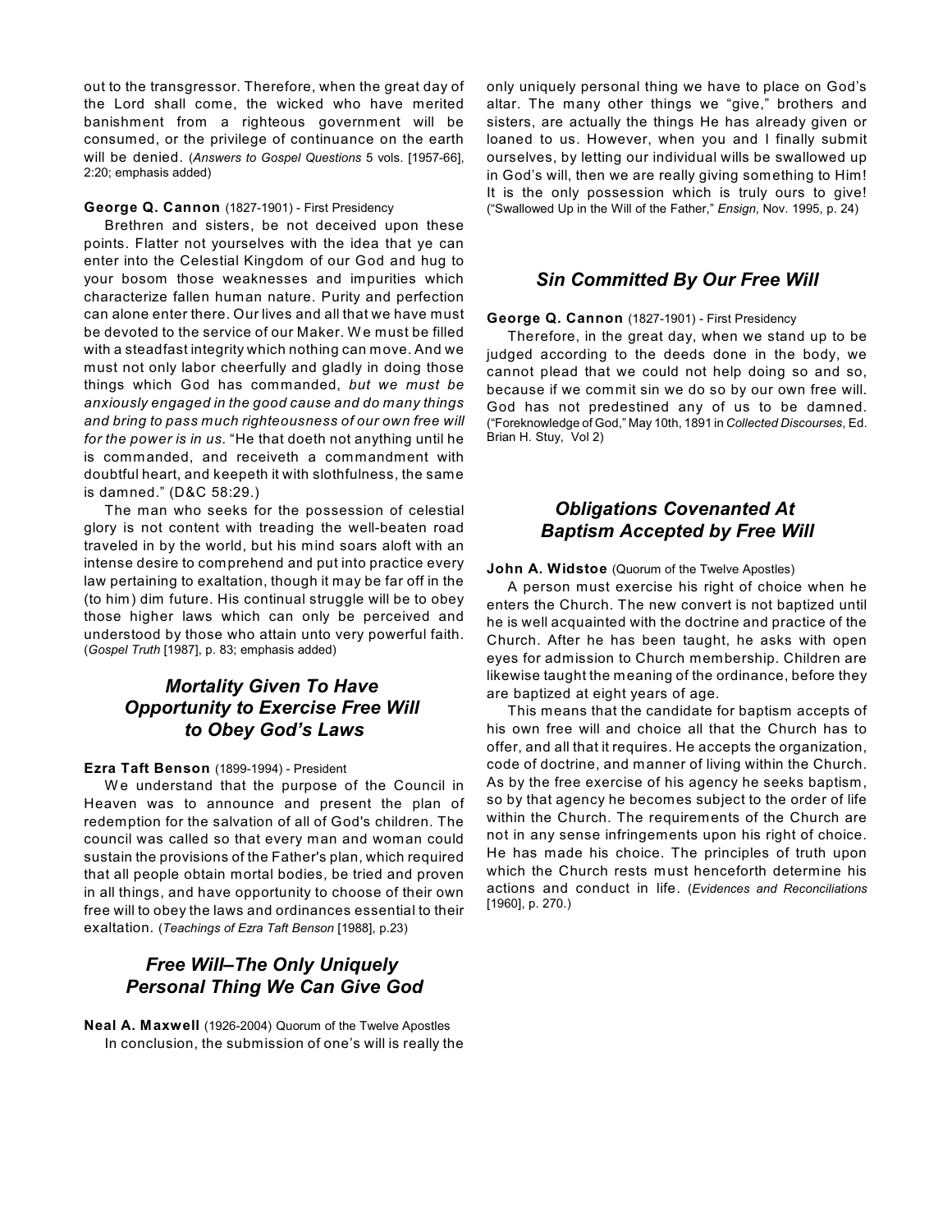out to the transgressor. Therefore, when the great day of the Lord shall come, the wicked who have merited banishment from a righteous government will be consumed, or the privilege of continuance on the earth will be denied. (*Answers to Gospel Questions* 5 vols. [1957-66], 2:20; emphasis added)

**George Q. Cannon** (1827-1901) - First Presidency

Brethren and sisters, be not deceived upon these points. Flatter not yourselves with the idea that ye can enter into the Celestial Kingdom of our God and hug to your bosom those weaknesses and impurities which characterize fallen human nature. Purity and perfection can alone enter there. Our lives and all that we have must be devoted to the service of our Maker. We must be filled with a steadfast integrity which nothing can move. And we must not only labor cheerfully and gladly in doing those things which God has commanded, *but we must be anxiously engaged in the good cause and do many things and bring to pass much righteousness of our own free will for the power is in us.* "He that doeth not anything until he is commanded, and receiveth a commandment with doubtful heart, and keepeth it with slothfulness, the same is damned." (D&C 58:29.)

The man who seeks for the possession of celestial glory is not content with treading the well-beaten road traveled in by the world, but his mind soars aloft with an intense desire to comprehend and put into practice every law pertaining to exaltation, though it may be far off in the (to him) dim future. His continual struggle will be to obey those higher laws which can only be perceived and understood by those who attain unto very powerful faith. (*Gospel Truth* [1987], p. 83; emphasis added)

## *Mortality Given To Have Opportunity to Exercise Free Will to Obey God's Laws*

**Ezra Taft Benson** (1899-1994) - President

We understand that the purpose of the Council in Heaven was to announce and present the plan of redemption for the salvation of all of God's children. The council was called so that every man and woman could sustain the provisions of the Father's plan, which required that all people obtain mortal bodies, be tried and proven in all things, and have opportunity to choose of their own free will to obey the laws and ordinances essential to their exaltation. (*Teachings of Ezra Taft Benson* [1988], p.23)

## *Free Will–The Only Uniquely Personal Thing We Can Give God*

**Neal A. Maxwell** (1926-2004) Quorum of the Twelve Apostles

In conclusion, the submission of one's will is really the only uniquely personal thing we have to place on God's altar. The many other things we "give," brothers and sisters, are actually the things He has already given or loaned to us. However, when you and I finally submit ourselves, by letting our individual wills be swallowed up in God's will, then we are really giving something to Him! It is the only possession which is truly ours to give! ("Swallowed Up in the Will of the Father," *Ensign*, Nov. 1995, p. 24)

## *Sin Committed By Our Free Will*

**George Q. Cannon** (1827-1901) - First Presidency

Therefore, in the great day, when we stand up to be judged according to the deeds done in the body, we cannot plead that we could not help doing so and so, because if we commit sin we do so by our own free will. God has not predestined any of us to be damned. ("Foreknowledge of God," May 10th, 1891 in *Collected Discourses*, Ed. Brian H. Stuy, Vol 2)

## *Obligations Covenanted At Baptism Accepted by Free Will*

**John A. Widstoe** (Quorum of the Twelve Apostles)

A person must exercise his right of choice when he enters the Church. The new convert is not baptized until he is well acquainted with the doctrine and practice of the Church. After he has been taught, he asks with open eyes for admission to Church membership. Children are likewise taught the meaning of the ordinance, before they are baptized at eight years of age.

This means that the candidate for baptism accepts of his own free will and choice all that the Church has to offer, and all that it requires. He accepts the organization, code of doctrine, and manner of living within the Church. As by the free exercise of his agency he seeks baptism, so by that agency he becomes subject to the order of life within the Church. The requirements of the Church are not in any sense infringements upon his right of choice. He has made his choice. The principles of truth upon which the Church rests must henceforth determine his actions and conduct in life. (*Evidences and Reconciliations* [1960], p. 270.)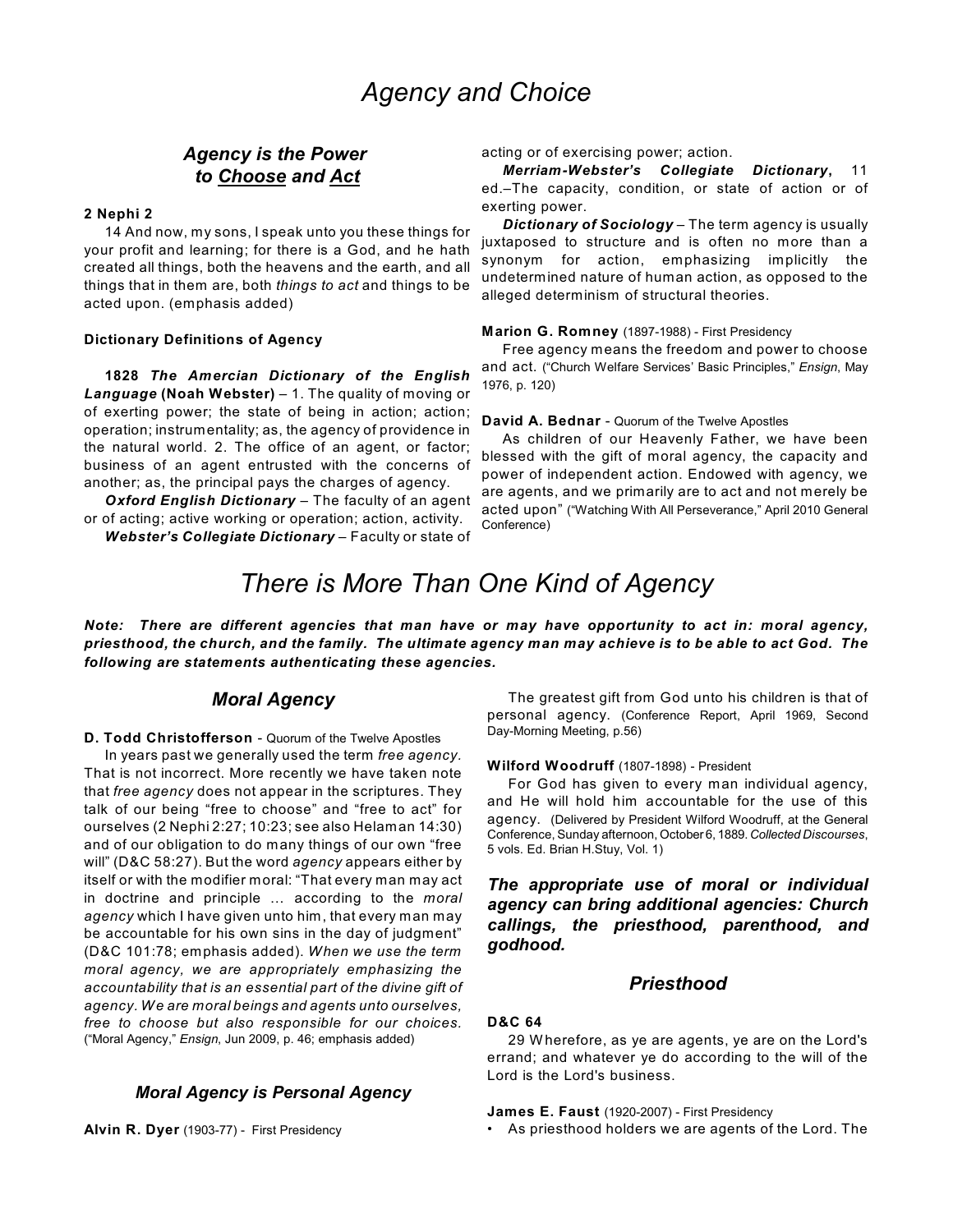# Agency and Choice

## *Agency is the Power to Choose and Act*

**2 Nephi 2**

14 And now, my sons, I speak unto you these things for your profit and learning; for there is a God, and he hath created all things, both the heavens and the earth, and all things that in them are, both *things to act* and things to be acted upon. (emphasis added)

**Dictionary Definitions of Agency**

**1828 *The Amercian Dictionary of the English Language* (Noah Webster)** – 1. The quality of moving or of exerting power; the state of being in action; action; operation; instrumentality; as, the agency of providence in the natural world. 2. The office of an agent, or factor; business of an agent entrusted with the concerns of another; as, the principal pays the charges of agency.

***Oxford English Dictionary*** – The faculty of an agent or of acting; active working or operation; action, activity.

***Webster's Collegiate Dictionary*** – Faculty or state of acting or of exercising power; action.

***Merriam-Webster's Collegiate Dictionary*, 11** ed.–The capacity, condition, or state of action or of exerting power.

***Dictionary of Sociology*** – The term agency is usually juxtaposed to structure and is often no more than a synonym for action, emphasizing implicitly the undetermined nature of human action, as opposed to the alleged determinism of structural theories.

**Marion G. Romney** (1897-1988) - First Presidency

Free agency means the freedom and power to choose and act. ("Church Welfare Services' Basic Principles," *Ensign*, May 1976, p. 120)

**David A. Bednar** - Quorum of the Twelve Apostles

As children of our Heavenly Father, we have been blessed with the gift of moral agency, the capacity and power of independent action. Endowed with agency, we are agents, and we primarily are to act and not merely be acted upon" ("Watching With All Perseverance," April 2010 General Conference)

# *There is More Than One Kind of Agency*

***Note: There are different agencies that man have or may have opportunity to act in: moral agency, priesthood, the church, and the family. The ultimate agency man may achieve is to be able to act God. The following are statements authenticating these agencies.***

## *Moral Agency*

**D. Todd Christofferson** - Quorum of the Twelve Apostles

In years past we generally used the term *free agency.* That is not incorrect. More recently we have taken note that *free agency* does not appear in the scriptures. They talk of our being "free to choose" and "free to act" for ourselves (2 Nephi 2:27; 10:23; see also Helaman 14:30) and of our obligation to do many things of our own "free will" (D&C 58:27). But the word *agency* appears either by itself or with the modifier moral: "That every man may act in doctrine and principle … according to the *moral agency* which I have given unto him, that every man may be accountable for his own sins in the day of judgment" (D&C 101:78; emphasis added). *When we use the term moral agency, we are appropriately emphasizing the accountability that is an essential part of the divine gift of agency. We are moral beings and agents unto ourselves, free to choose but also responsible for our choices.* ("Moral Agency," *Ensign*, Jun 2009, p. 46; emphasis added)

### *Moral Agency is Personal Agency*

**Alvin R. Dyer** (1903-77) - First Presidency

The greatest gift from God unto his children is that of personal agency. (Conference Report, April 1969, Second Day-Morning Meeting, p.56)

**Wilford Woodruff** (1807-1898) - President

For God has given to every man individual agency, and He will hold him accountable for the use of this agency. (Delivered by President Wilford Woodruff, at the General Conference, Sunday afternoon, October 6, 1889. *Collected Discourses*, 5 vols. Ed. Brian H.Stuy, Vol. 1)

***The appropriate use of moral or individual agency can bring additional agencies: Church callings, the priesthood, parenthood, and godhood.***

## *Priesthood*

**D&C 64**

29 Wherefore, as ye are agents, ye are on the Lord's errand; and whatever ye do according to the will of the Lord is the Lord's business.

**James E. Faust** (1920-2007) - First Presidency

- As priesthood holders we are agents of the Lord. The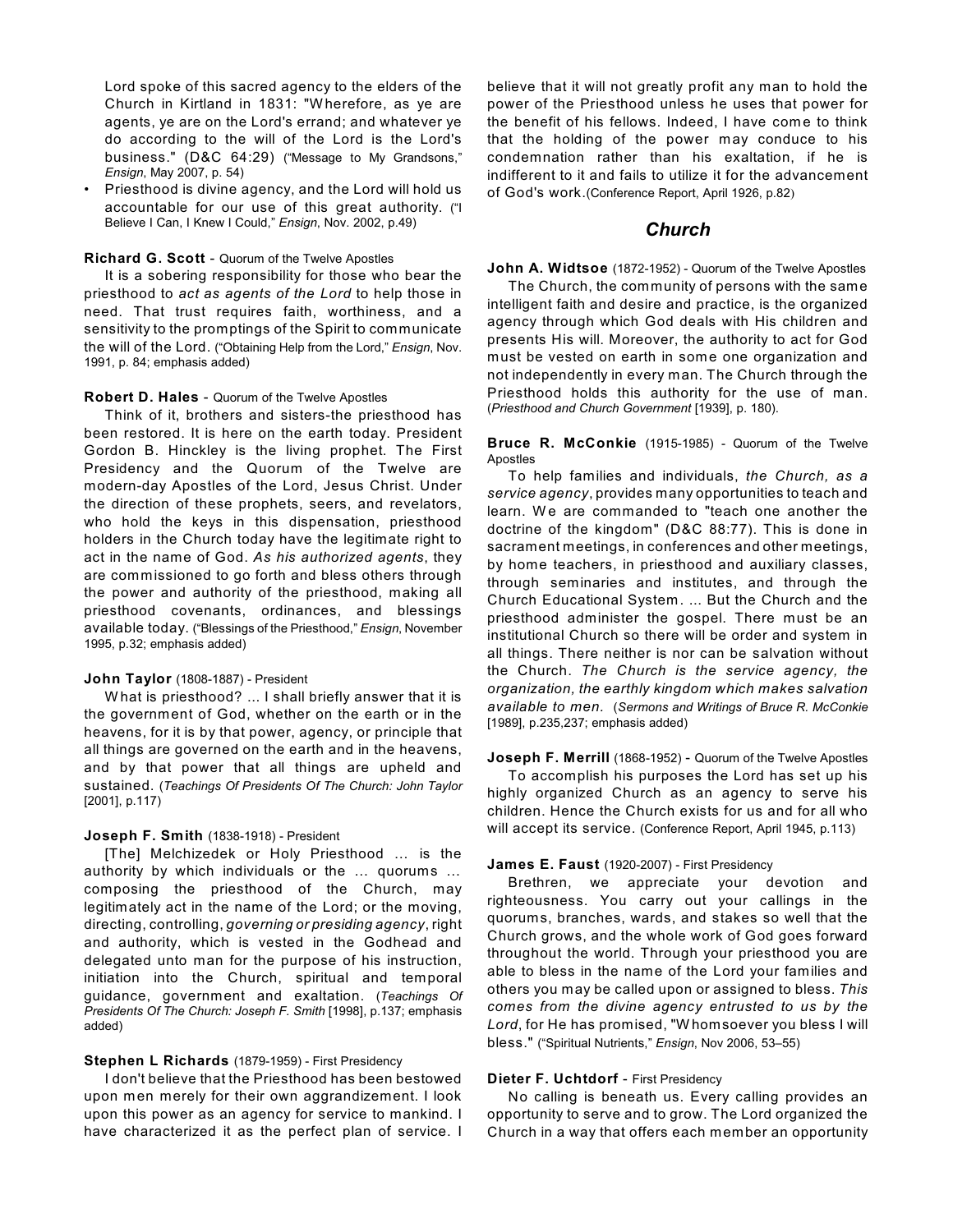Lord spoke of this sacred agency to the elders of the Church in Kirtland in 1831: "Wherefore, as ye are agents, ye are on the Lord's errand; and whatever ye do according to the will of the Lord is the Lord's business." (D&C 64:29) ("Message to My Grandsons," *Ensign*, May 2007, p. 54)

- Priesthood is divine agency, and the Lord will hold us accountable for our use of this great authority. ("I Believe I Can, I Knew I Could," *Ensign*, Nov. 2002, p.49)

**Richard G. Scott** - Quorum of the Twelve Apostles

It is a sobering responsibility for those who bear the priesthood to *act as agents of the Lord* to help those in need. That trust requires faith, worthiness, and a sensitivity to the promptings of the Spirit to communicate the will of the Lord. ("Obtaining Help from the Lord," *Ensign*, Nov. 1991, p. 84; emphasis added)

**Robert D. Hales** - Quorum of the Twelve Apostles

Think of it, brothers and sisters-the priesthood has been restored. It is here on the earth today. President Gordon B. Hinckley is the living prophet. The First Presidency and the Quorum of the Twelve are modern-day Apostles of the Lord, Jesus Christ. Under the direction of these prophets, seers, and revelators, who hold the keys in this dispensation, priesthood holders in the Church today have the legitimate right to act in the name of God. *As his authorized agents*, they are commissioned to go forth and bless others through the power and authority of the priesthood, making all priesthood covenants, ordinances, and blessings available today. ("Blessings of the Priesthood," *Ensign*, November 1995, p.32; emphasis added)

**John Taylor** (1808-1887) - President

What is priesthood? ... I shall briefly answer that it is the government of God, whether on the earth or in the heavens, for it is by that power, agency, or principle that all things are governed on the earth and in the heavens, and by that power that all things are upheld and sustained. (*Teachings Of Presidents Of The Church: John Taylor* [2001], p.117)

**Joseph F. Smith** (1838-1918) - President

[The] Melchizedek or Holy Priesthood ... is the authority by which individuals or the ... quorums ... composing the priesthood of the Church, may legitimately act in the name of the Lord; or the moving, directing, controlling, *governing or presiding agency*, right and authority, which is vested in the Godhead and delegated unto man for the purpose of his instruction, initiation into the Church, spiritual and temporal guidance, government and exaltation. (*Teachings Of Presidents Of The Church: Joseph F. Smith* [1998], p.137; emphasis added)

**Stephen L Richards** (1879-1959) - First Presidency

I don't believe that the Priesthood has been bestowed upon men merely for their own aggrandizement. I look upon this power as an agency for service to mankind. I have characterized it as the perfect plan of service. I believe that it will not greatly profit any man to hold the power of the Priesthood unless he uses that power for the benefit of his fellows. Indeed, I have come to think that the holding of the power may conduce to his condemnation rather than his exaltation, if he is indifferent to it and fails to utilize it for the advancement of God's work.(Conference Report, April 1926, p.82)

## *Church*

**John A. Widtsoe** (1872-1952) - Quorum of the Twelve Apostles

The Church, the community of persons with the same intelligent faith and desire and practice, is the organized agency through which God deals with His children and presents His will. Moreover, the authority to act for God must be vested on earth in some one organization and not independently in every man. The Church through the Priesthood holds this authority for the use of man. (*Priesthood and Church Government* [1939], p. 180).

**Bruce R. McConkie** (1915-1985) - Quorum of the Twelve Apostles

To help families and individuals, *the Church, as a service agency*, provides many opportunities to teach and learn. We are commanded to "teach one another the doctrine of the kingdom" (D&C 88:77). This is done in sacrament meetings, in conferences and other meetings, by home teachers, in priesthood and auxiliary classes, through seminaries and institutes, and through the Church Educational System. ... But the Church and the priesthood administer the gospel. There must be an institutional Church so there will be order and system in all things. There neither is nor can be salvation without the Church. *The Church is the service agency, the organization, the earthly kingdom which makes salvation available to men.* (*Sermons and Writings of Bruce R. McConkie* [1989], p.235,237; emphasis added)

**Joseph F. Merrill** (1868-1952) - Quorum of the Twelve Apostles

To accomplish his purposes the Lord has set up his highly organized Church as an agency to serve his children. Hence the Church exists for us and for all who will accept its service. (Conference Report, April 1945, p.113)

**James E. Faust** (1920-2007) - First Presidency

Brethren, we appreciate your devotion and righteousness. You carry out your callings in the quorums, branches, wards, and stakes so well that the Church grows, and the whole work of God goes forward throughout the world. Through your priesthood you are able to bless in the name of the Lord your families and others you may be called upon or assigned to bless. *This comes from the divine agency entrusted to us by the Lord*, for He has promised, "Whomsoever you bless I will bless." ("Spiritual Nutrients," *Ensign*, Nov 2006, 53–55)

**Dieter F. Uchtdorf** - First Presidency

No calling is beneath us. Every calling provides an opportunity to serve and to grow. The Lord organized the Church in a way that offers each member an opportunity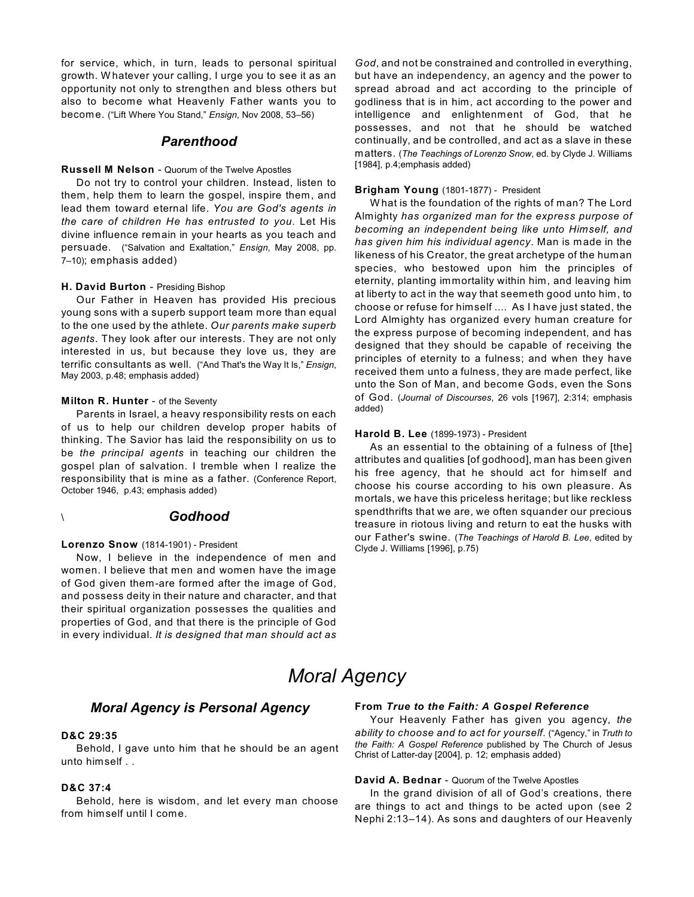for service, which, in turn, leads to personal spiritual growth. Whatever your calling, I urge you to see it as an opportunity not only to strengthen and bless others but also to become what Heavenly Father wants you to become. ("Lift Where You Stand," *Ensign*, Nov 2008, 53–56)

### *Parenthood*

**Russell M Nelson** - Quorum of the Twelve Apostles

Do not try to control your children. Instead, listen to them, help them to learn the gospel, inspire them, and lead them toward eternal life. *You are God's agents in the care of children He has entrusted to you*. Let His divine influence remain in your hearts as you teach and persuade. ("Salvation and Exaltation," *Ensign*, May 2008, pp. 7–10); emphasis added)

**H. David Burton** - Presiding Bishop

Our Father in Heaven has provided His precious young sons with a superb support team more than equal to the one used by the athlete. *Our parents make superb agents*. They look after our interests. They are not only interested in us, but because they love us, they are terrific consultants as well. ("And That's the Way It Is," *Ensign*, May 2003, p.48; emphasis added)

**Milton R. Hunter** - of the Seventy

Parents in Israel, a heavy responsibility rests on each of us to help our children develop proper habits of thinking. The Savior has laid the responsibility on us to be *the principal agents* in teaching our children the gospel plan of salvation. I tremble when I realize the responsibility that is mine as a father. (Conference Report, October 1946, p.43; emphasis added)

### *Godhood*

**Lorenzo Snow** (1814-1901) - President

Now, I believe in the independence of men and women. I believe that men and women have the image of God given them-are formed after the image of God, and possess deity in their nature and character, and that their spiritual organization possesses the qualities and properties of God, and that there is the principle of God in every individual. *It is designed that man should act as God*, and not be constrained and controlled in everything, but have an independency, an agency and the power to spread abroad and act according to the principle of godliness that is in him, act according to the power and intelligence and enlightenment of God, that he possesses, and not that he should be watched continually, and be controlled, and act as a slave in these matters. (*The Teachings of Lorenzo Snow*, ed. by Clyde J. Williams [1984], p.4;emphasis added)

**Brigham Young** (1801-1877) - President

What is the foundation of the rights of man? The Lord Almighty *has organized man for the express purpose of becoming an independent being like unto Himself, and has given him his individual agency*. Man is made in the likeness of his Creator, the great archetype of the human species, who bestowed upon him the principles of eternity, planting immortality within him, and leaving him at liberty to act in the way that seemeth good unto him, to choose or refuse for himself .... As I have just stated, the Lord Almighty has organized every human creature for the express purpose of becoming independent, and has designed that they should be capable of receiving the principles of eternity to a fulness; and when they have received them unto a fulness, they are made perfect, like unto the Son of Man, and become Gods, even the Sons of God. (*Journal of Discourses*, 26 vols [1967], 2:314; emphasis added)

**Harold B. Lee** (1899-1973) - President

As an essential to the obtaining of a fulness of [the] attributes and qualities [of godhood], man has been given his free agency, that he should act for himself and choose his course according to his own pleasure. As mortals, we have this priceless heritage; but like reckless spendthrifts that we are, we often squander our precious treasure in riotous living and return to eat the husks with our Father's swine. (*The Teachings of Harold B. Lee*, edited by Clyde J. Williams [1996], p.75)

# *Moral Agency*

### *Moral Agency is Personal Agency*

**D&C 29:35**

Behold, I gave unto him that he should be an agent unto himself . .

**D&C 37:4**

Behold, here is wisdom, and let every man choose from himself until I come.

**From *True to the Faith: A Gospel Reference***

Your Heavenly Father has given you agency, *the ability to choose and to act for yourself*. ("Agency," in *Truth to the Faith: A Gospel Reference* published by The Church of Jesus Christ of Latter-day [2004], p. 12; emphasis added)

**David A. Bednar** - Quorum of the Twelve Apostles

In the grand division of all of God's creations, there are things to act and things to be acted upon (see 2 Nephi 2:13–14). As sons and daughters of our Heavenly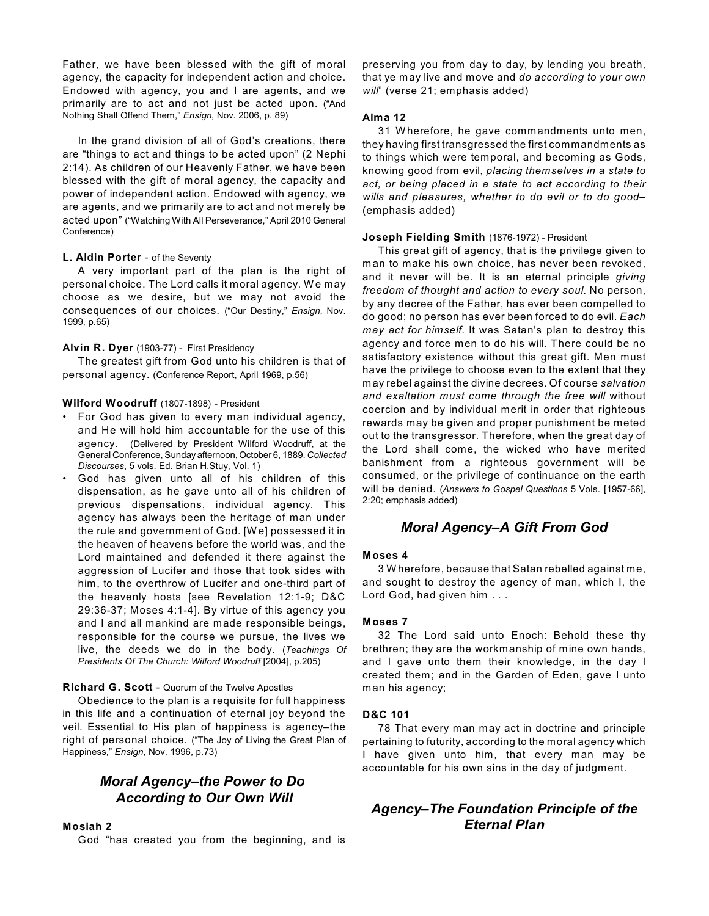Father, we have been blessed with the gift of moral agency, the capacity for independent action and choice. Endowed with agency, you and I are agents, and we primarily are to act and not just be acted upon. ("And Nothing Shall Offend Them," *Ensign*, Nov. 2006, p. 89)

In the grand division of all of God's creations, there are "things to act and things to be acted upon" (2 Nephi 2:14). As children of our Heavenly Father, we have been blessed with the gift of moral agency, the capacity and power of independent action. Endowed with agency, we are agents, and we primarily are to act and not merely be acted upon" ("Watching With All Perseverance," April 2010 General Conference)

**L. Aldin Porter** - of the Seventy

A very important part of the plan is the right of personal choice. The Lord calls it moral agency. We may choose as we desire, but we may not avoid the consequences of our choices. ("Our Destiny," *Ensign*, Nov. 1999, p.65)

**Alvin R. Dyer** (1903-77) - First Presidency

The greatest gift from God unto his children is that of personal agency. (Conference Report, April 1969, p.56)

**Wilford Woodruff** (1807-1898) - President

- For God has given to every man individual agency, and He will hold him accountable for the use of this agency. (Delivered by President Wilford Woodruff, at the General Conference, Sunday afternoon, October 6, 1889. *Collected Discourses*, 5 vols. Ed. Brian H.Stuy, Vol. 1)
- God has given unto all of his children of this dispensation, as he gave unto all of his children of previous dispensations, individual agency. This agency has always been the heritage of man under the rule and government of God. [We] possessed it in the heaven of heavens before the world was, and the Lord maintained and defended it there against the aggression of Lucifer and those that took sides with him, to the overthrow of Lucifer and one-third part of the heavenly hosts [see Revelation 12:1-9; D&C 29:36-37; Moses 4:1-4]. By virtue of this agency you and I and all mankind are made responsible beings, responsible for the course we pursue, the lives we live, the deeds we do in the body. (*Teachings Of Presidents Of The Church: Wilford Woodruff* [2004], p.205)

**Richard G. Scott** - Quorum of the Twelve Apostles

Obedience to the plan is a requisite for full happiness in this life and a continuation of eternal joy beyond the veil. Essential to His plan of happiness is agency–the right of personal choice. ("The Joy of Living the Great Plan of Happiness," *Ensign*, Nov. 1996, p.73)

## *Moral Agency–the Power to Do According to Our Own Will*

**Mosiah 2**

God "has created you from the beginning, and is preserving you from day to day, by lending you breath, that ye may live and move and *do according to your own will*" (verse 21; emphasis added)

**Alma 12**

31 Wherefore, he gave commandments unto men, they having first transgressed the first commandments as to things which were temporal, and becoming as Gods, knowing good from evil, *placing themselves in a state to act, or being placed in a state to act according to their wills and pleasures, whether to do evil or to do good*– (emphasis added)

**Joseph Fielding Smith** (1876-1972) - President

This great gift of agency, that is the privilege given to man to make his own choice, has never been revoked, and it never will be. It is an eternal principle *giving freedom of thought and action to every soul*. No person, by any decree of the Father, has ever been compelled to do good; no person has ever been forced to do evil. *Each may act for himself*. It was Satan's plan to destroy this agency and force men to do his will. There could be no satisfactory existence without this great gift. Men must have the privilege to choose even to the extent that they may rebel against the divine decrees. Of course *salvation and exaltation must come through the free will* without coercion and by individual merit in order that righteous rewards may be given and proper punishment be meted out to the transgressor. Therefore, when the great day of the Lord shall come, the wicked who have merited banishment from a righteous government will be consumed, or the privilege of continuance on the earth will be denied. (*Answers to Gospel Questions* 5 Vols. [1957-66], 2:20; emphasis added)

## *Moral Agency–A Gift From God*

**Moses 4**

3 Wherefore, because that Satan rebelled against me, and sought to destroy the agency of man, which I, the Lord God, had given him . . .

**Moses 7**

32 The Lord said unto Enoch: Behold these thy brethren; they are the workmanship of mine own hands, and I gave unto them their knowledge, in the day I created them; and in the Garden of Eden, gave I unto man his agency;

**D&C 101**

78 That every man may act in doctrine and principle pertaining to futurity, according to the moral agency which I have given unto him, that every man may be accountable for his own sins in the day of judgment.

## *Agency–The Foundation Principle of the Eternal Plan*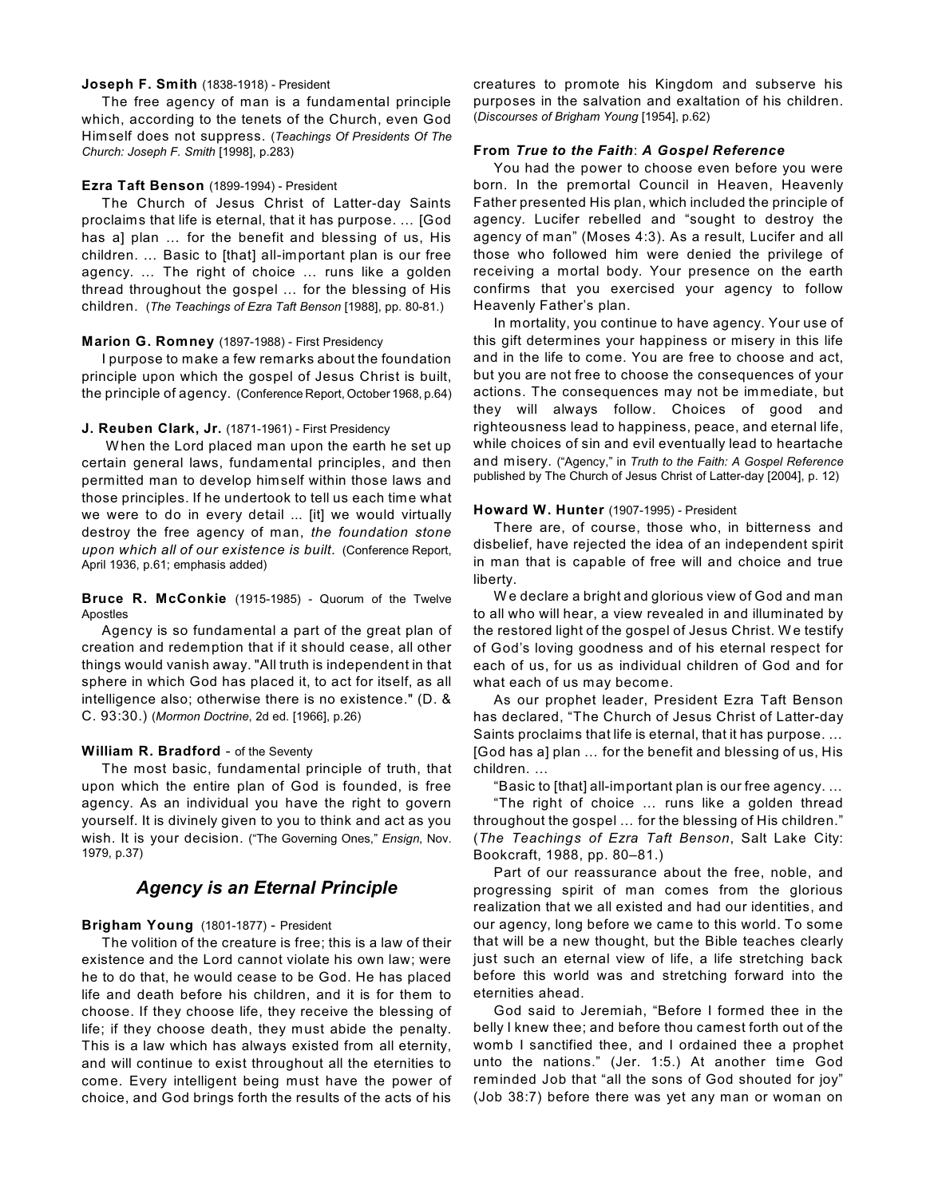**Joseph F. Smith** (1838-1918) - President

The free agency of man is a fundamental principle which, according to the tenets of the Church, even God Himself does not suppress. (*Teachings Of Presidents Of The Church: Joseph F. Smith* [1998], p.283)

**Ezra Taft Benson** (1899-1994) - President

The Church of Jesus Christ of Latter-day Saints proclaims that life is eternal, that it has purpose. … [God has a] plan … for the benefit and blessing of us, His children. … Basic to [that] all-important plan is our free agency. … The right of choice … runs like a golden thread throughout the gospel … for the blessing of His children. (*The Teachings of Ezra Taft Benson* [1988], pp. 80-81.)

**Marion G. Romney** (1897-1988) - First Presidency

I purpose to make a few remarks about the foundation principle upon which the gospel of Jesus Christ is built, the principle of agency. (Conference Report, October 1968, p.64)

**J. Reuben Clark, Jr.** (1871-1961) - First Presidency

When the Lord placed man upon the earth he set up certain general laws, fundamental principles, and then permitted man to develop himself within those laws and those principles. If he undertook to tell us each time what we were to do in every detail ... [it] we would virtually destroy the free agency of man, *the foundation stone upon which all of our existence is built*. (Conference Report, April 1936, p.61; emphasis added)

**Bruce R. McConkie** (1915-1985) - Quorum of the Twelve Apostles

Agency is so fundamental a part of the great plan of creation and redemption that if it should cease, all other things would vanish away. "All truth is independent in that sphere in which God has placed it, to act for itself, as all intelligence also; otherwise there is no existence." (D. & C. 93:30.) (*Mormon Doctrine*, 2d ed. [1966], p.26)

**William R. Bradford** - of the Seventy

The most basic, fundamental principle of truth, that upon which the entire plan of God is founded, is free agency. As an individual you have the right to govern yourself. It is divinely given to you to think and act as you wish. It is your decision. ("The Governing Ones," *Ensign*, Nov. 1979, p.37)

## *Agency is an Eternal Principle*

**Brigham Young** (1801-1877) - President

The volition of the creature is free; this is a law of their existence and the Lord cannot violate his own law; were he to do that, he would cease to be God. He has placed life and death before his children, and it is for them to choose. If they choose life, they receive the blessing of life; if they choose death, they must abide the penalty. This is a law which has always existed from all eternity, and will continue to exist throughout all the eternities to come. Every intelligent being must have the power of choice, and God brings forth the results of the acts of his creatures to promote his Kingdom and subserve his purposes in the salvation and exaltation of his children. (*Discourses of Brigham Young* [1954], p.62)

**From *True to the Faith*: *A Gospel Reference***

You had the power to choose even before you were born. In the premortal Council in Heaven, Heavenly Father presented His plan, which included the principle of agency. Lucifer rebelled and "sought to destroy the agency of man" (Moses 4:3). As a result, Lucifer and all those who followed him were denied the privilege of receiving a mortal body. Your presence on the earth confirms that you exercised your agency to follow Heavenly Father's plan.

In mortality, you continue to have agency. Your use of this gift determines your happiness or misery in this life and in the life to come. You are free to choose and act, but you are not free to choose the consequences of your actions. The consequences may not be immediate, but they will always follow. Choices of good and righteousness lead to happiness, peace, and eternal life, while choices of sin and evil eventually lead to heartache and misery. ("Agency," in *Truth to the Faith: A Gospel Reference* published by The Church of Jesus Christ of Latter-day [2004], p. 12)

**Howard W. Hunter** (1907-1995) - President

There are, of course, those who, in bitterness and disbelief, have rejected the idea of an independent spirit in man that is capable of free will and choice and true liberty.

We declare a bright and glorious view of God and man to all who will hear, a view revealed in and illuminated by the restored light of the gospel of Jesus Christ. We testify of God's loving goodness and of his eternal respect for each of us, for us as individual children of God and for what each of us may become.

As our prophet leader, President Ezra Taft Benson has declared, "The Church of Jesus Christ of Latter-day Saints proclaims that life is eternal, that it has purpose. … [God has a] plan … for the benefit and blessing of us, His children. …

"Basic to [that] all-important plan is our free agency. …

"The right of choice … runs like a golden thread throughout the gospel … for the blessing of His children." (*The Teachings of Ezra Taft Benson*, Salt Lake City: Bookcraft, 1988, pp. 80–81.)

Part of our reassurance about the free, noble, and progressing spirit of man comes from the glorious realization that we all existed and had our identities, and our agency, long before we came to this world. To some that will be a new thought, but the Bible teaches clearly just such an eternal view of life, a life stretching back before this world was and stretching forward into the eternities ahead.

God said to Jeremiah, "Before I formed thee in the belly I knew thee; and before thou camest forth out of the womb I sanctified thee, and I ordained thee a prophet unto the nations." (Jer. 1:5.) At another time God reminded Job that "all the sons of God shouted for joy" (Job 38:7) before there was yet any man or woman on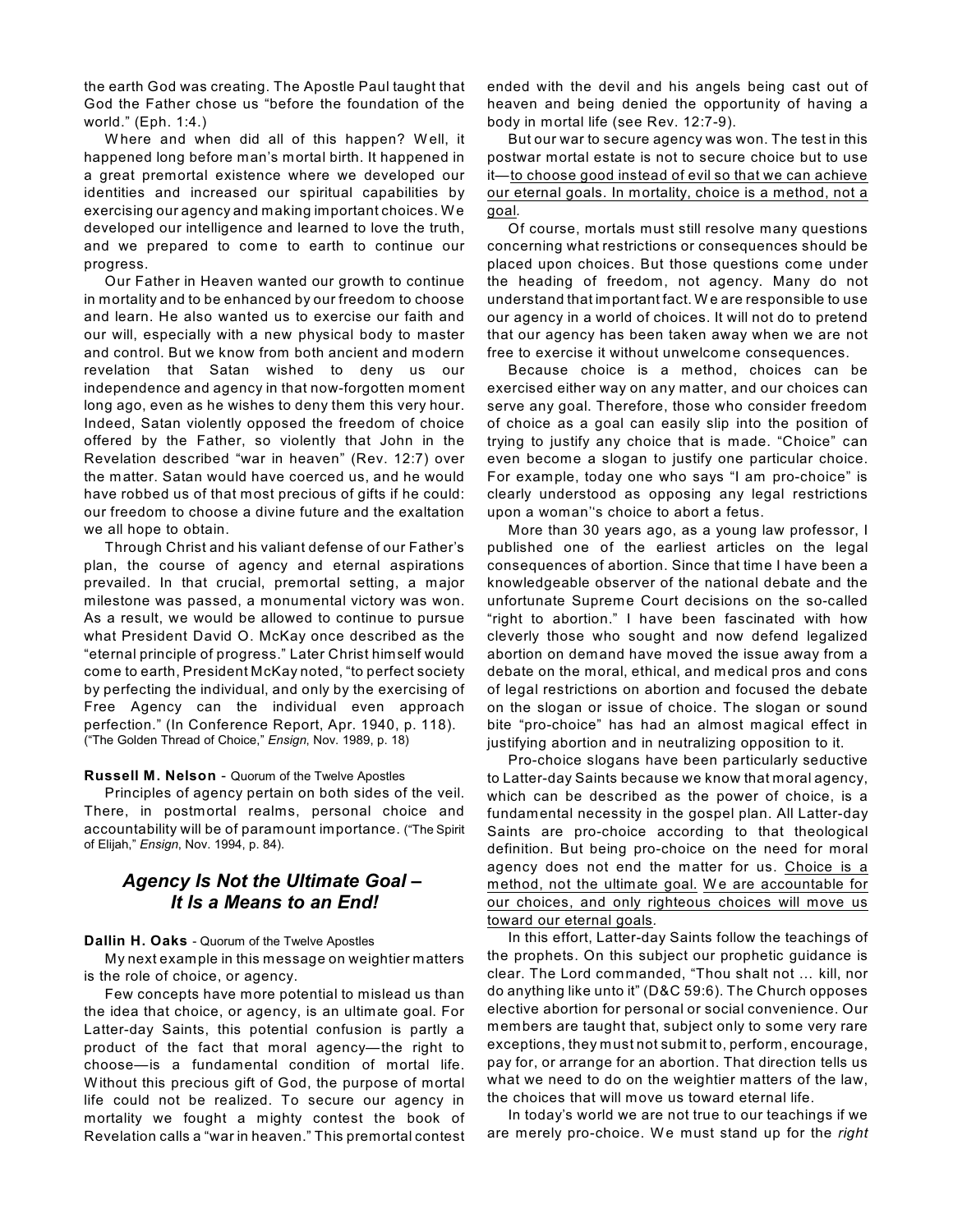the earth God was creating. The Apostle Paul taught that God the Father chose us "before the foundation of the world." (Eph. 1:4.)

Where and when did all of this happen? Well, it happened long before man's mortal birth. It happened in a great premortal existence where we developed our identities and increased our spiritual capabilities by exercising our agency and making important choices. We developed our intelligence and learned to love the truth, and we prepared to come to earth to continue our progress.

Our Father in Heaven wanted our growth to continue in mortality and to be enhanced by our freedom to choose and learn. He also wanted us to exercise our faith and our will, especially with a new physical body to master and control. But we know from both ancient and modern revelation that Satan wished to deny us our independence and agency in that now-forgotten moment long ago, even as he wishes to deny them this very hour. Indeed, Satan violently opposed the freedom of choice offered by the Father, so violently that John in the Revelation described "war in heaven" (Rev. 12:7) over the matter. Satan would have coerced us, and he would have robbed us of that most precious of gifts if he could: our freedom to choose a divine future and the exaltation we all hope to obtain.

Through Christ and his valiant defense of our Father's plan, the course of agency and eternal aspirations prevailed. In that crucial, premortal setting, a major milestone was passed, a monumental victory was won. As a result, we would be allowed to continue to pursue what President David O. McKay once described as the "eternal principle of progress." Later Christ himself would come to earth, President McKay noted, "to perfect society by perfecting the individual, and only by the exercising of Free Agency can the individual even approach perfection." (In Conference Report, Apr. 1940, p. 118). ("The Golden Thread of Choice," *Ensign*, Nov. 1989, p. 18)

**Russell M. Nelson** - Quorum of the Twelve Apostles

Principles of agency pertain on both sides of the veil. There, in postmortal realms, personal choice and accountability will be of paramount importance. ("The Spirit of Elijah," *Ensign*, Nov. 1994, p. 84).

## *Agency Is Not the Ultimate Goal – It Is a Means to an End!*

**Dallin H. Oaks** - Quorum of the Twelve Apostles

My next example in this message on weightier matters is the role of choice, or agency.

Few concepts have more potential to mislead us than the idea that choice, or agency, is an ultimate goal. For Latter-day Saints, this potential confusion is partly a product of the fact that moral agency—the right to choose—is a fundamental condition of mortal life. Without this precious gift of God, the purpose of mortal life could not be realized. To secure our agency in mortality we fought a mighty contest the book of Revelation calls a "war in heaven." This premortal contest ended with the devil and his angels being cast out of heaven and being denied the opportunity of having a body in mortal life (see Rev. 12:7-9).

But our war to secure agency was won. The test in this postwar mortal estate is not to secure choice but to use it—<u>to choose good instead of evil so that we can achieve our eternal goals. In mortality, choice is a method, not a goal</u>.

Of course, mortals must still resolve many questions concerning what restrictions or consequences should be placed upon choices. But those questions come under the heading of freedom, not agency. Many do not understand that important fact. We are responsible to use our agency in a world of choices. It will not do to pretend that our agency has been taken away when we are not free to exercise it without unwelcome consequences.

Because choice is a method, choices can be exercised either way on any matter, and our choices can serve any goal. Therefore, those who consider freedom of choice as a goal can easily slip into the position of trying to justify any choice that is made. "Choice" can even become a slogan to justify one particular choice. For example, today one who says "I am pro-choice" is clearly understood as opposing any legal restrictions upon a woman''s choice to abort a fetus.

More than 30 years ago, as a young law professor, I published one of the earliest articles on the legal consequences of abortion. Since that time I have been a knowledgeable observer of the national debate and the unfortunate Supreme Court decisions on the so-called "right to abortion." I have been fascinated with how cleverly those who sought and now defend legalized abortion on demand have moved the issue away from a debate on the moral, ethical, and medical pros and cons of legal restrictions on abortion and focused the debate on the slogan or issue of choice. The slogan or sound bite "pro-choice" has had an almost magical effect in justifying abortion and in neutralizing opposition to it.

Pro-choice slogans have been particularly seductive to Latter-day Saints because we know that moral agency, which can be described as the power of choice, is a fundamental necessity in the gospel plan. All Latter-day Saints are pro-choice according to that theological definition. But being pro-choice on the need for moral agency does not end the matter for us. <u>Choice is a method, not the ultimate goal.</u> <u>We are accountable for our choices, and only righteous choices will move us toward our eternal goals</u>.

In this effort, Latter-day Saints follow the teachings of the prophets. On this subject our prophetic guidance is clear. The Lord commanded, "Thou shalt not … kill, nor do anything like unto it" (D&C 59:6). The Church opposes elective abortion for personal or social convenience. Our members are taught that, subject only to some very rare exceptions, they must not submit to, perform, encourage, pay for, or arrange for an abortion. That direction tells us what we need to do on the weightier matters of the law, the choices that will move us toward eternal life.

In today's world we are not true to our teachings if we are merely pro-choice. We must stand up for the *right*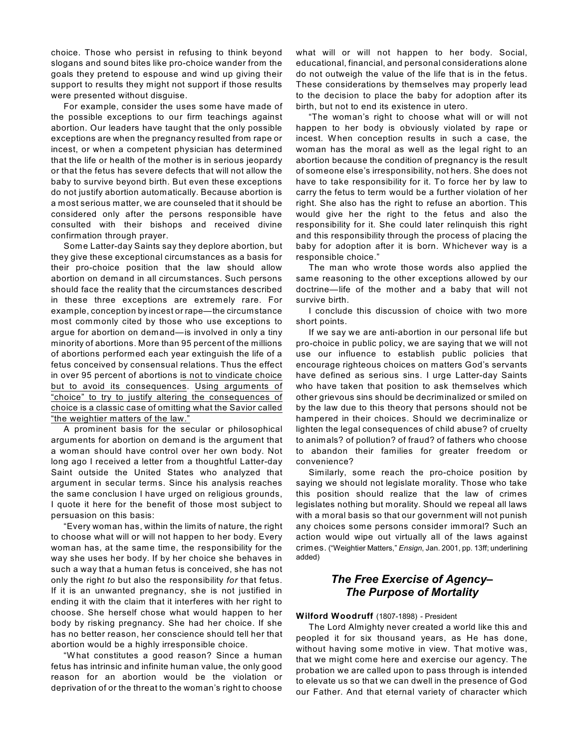choice. Those who persist in refusing to think beyond slogans and sound bites like pro-choice wander from the goals they pretend to espouse and wind up giving their support to results they might not support if those results were presented without disguise.

For example, consider the uses some have made of the possible exceptions to our firm teachings against abortion. Our leaders have taught that the only possible exceptions are when the pregnancy resulted from rape or incest, or when a competent physician has determined that the life or health of the mother is in serious jeopardy or that the fetus has severe defects that will not allow the baby to survive beyond birth. But even these exceptions do not justify abortion automatically. Because abortion is a most serious matter, we are counseled that it should be considered only after the persons responsible have consulted with their bishops and received divine confirmation through prayer.

Some Latter-day Saints say they deplore abortion, but they give these exceptional circumstances as a basis for their pro-choice position that the law should allow abortion on demand in all circumstances. Such persons should face the reality that the circumstances described in these three exceptions are extremely rare. For example, conception by incest or rape—the circumstance most commonly cited by those who use exceptions to argue for abortion on demand—is involved in only a tiny minority of abortions. More than 95 percent of the millions of abortions performed each year extinguish the life of a fetus conceived by consensual relations. Thus the effect in over 95 percent of abortions <u>is not to vindicate choice but to avoid its consequences</u>. <u>Using arguments of "choice" to try to justify altering the consequences of choice is a classic case of omitting what the Savior called "the weightier matters of the law."</u>

A prominent basis for the secular or philosophical arguments for abortion on demand is the argument that a woman should have control over her own body. Not long ago I received a letter from a thoughtful Latter-day Saint outside the United States who analyzed that argument in secular terms. Since his analysis reaches the same conclusion I have urged on religious grounds, I quote it here for the benefit of those most subject to persuasion on this basis:

"Every woman has, within the limits of nature, the right to choose what will or will not happen to her body. Every woman has, at the same time, the responsibility for the way she uses her body. If by her choice she behaves in such a way that a human fetus is conceived, she has not only the right *to* but also the responsibility *for* that fetus. If it is an unwanted pregnancy, she is not justified in ending it with the claim that it interferes with her right to choose. She herself chose what would happen to her body by risking pregnancy. She had her choice. If she has no better reason, her conscience should tell her that abortion would be a highly irresponsible choice.

"What constitutes a good reason? Since a human fetus has intrinsic and infinite human value, the only good reason for an abortion would be the violation or deprivation of or the threat to the woman's right to choose what will or will not happen to her body. Social, educational, financial, and personal considerations alone do not outweigh the value of the life that is in the fetus. These considerations by themselves may properly lead to the decision to place the baby for adoption after its birth, but not to end its existence in utero.

"The woman's right to choose what will or will not happen to her body is obviously violated by rape or incest. When conception results in such a case, the woman has the moral as well as the legal right to an abortion because the condition of pregnancy is the result of someone else's irresponsibility, not hers. She does not have to take responsibility for it. To force her by law to carry the fetus to term would be a further violation of her right. She also has the right to refuse an abortion. This would give her the right to the fetus and also the responsibility for it. She could later relinquish this right and this responsibility through the process of placing the baby for adoption after it is born. Whichever way is a responsible choice."

The man who wrote those words also applied the same reasoning to the other exceptions allowed by our doctrine—life of the mother and a baby that will not survive birth.

I conclude this discussion of choice with two more short points.

If we say we are anti-abortion in our personal life but pro-choice in public policy, we are saying that we will not use our influence to establish public policies that encourage righteous choices on matters God's servants have defined as serious sins. I urge Latter-day Saints who have taken that position to ask themselves which other grievous sins should be decriminalized or smiled on by the law due to this theory that persons should not be hampered in their choices. Should we decriminalize or lighten the legal consequences of child abuse? of cruelty to animals? of pollution? of fraud? of fathers who choose to abandon their families for greater freedom or convenience?

Similarly, some reach the pro-choice position by saying we should not legislate morality. Those who take this position should realize that the law of crimes legislates nothing but morality. Should we repeal all laws with a moral basis so that our government will not punish any choices some persons consider immoral? Such an action would wipe out virtually all of the laws against crimes. ("Weightier Matters," *Ensign*, Jan. 2001, pp. 13ff; underlining added)

## *The Free Exercise of Agency– The Purpose of Mortality*

**Wilford Woodruff** (1807-1898) - President

The Lord Almighty never created a world like this and peopled it for six thousand years, as He has done, without having some motive in view. That motive was, that we might come here and exercise our agency. The probation we are called upon to pass through is intended to elevate us so that we can dwell in the presence of God our Father. And that eternal variety of character which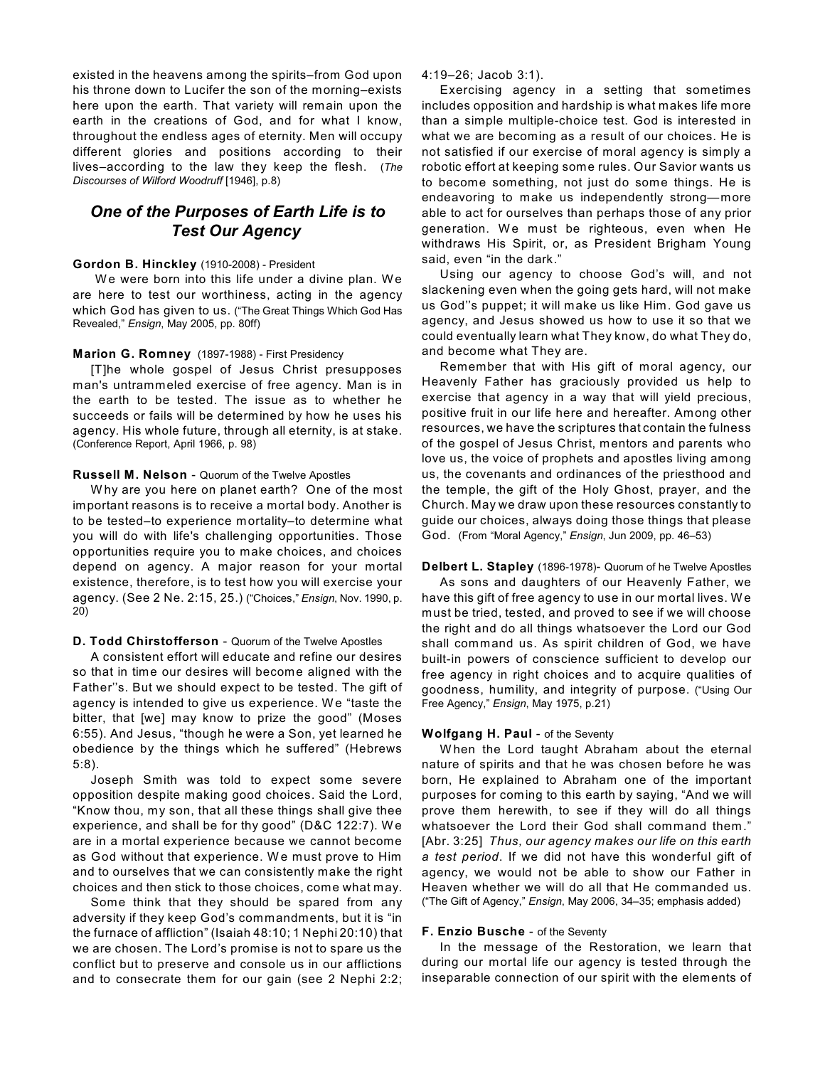existed in the heavens among the spirits–from God upon his throne down to Lucifer the son of the morning–exists here upon the earth. That variety will remain upon the earth in the creations of God, and for what I know, throughout the endless ages of eternity. Men will occupy different glories and positions according to their lives–according to the law they keep the flesh. (*The Discourses of Wilford Woodruff* [1946], p.8)

## *One of the Purposes of Earth Life is to Test Our Agency*

**Gordon B. Hinckley** (1910-2008) - President

We were born into this life under a divine plan. We are here to test our worthiness, acting in the agency which God has given to us. ("The Great Things Which God Has Revealed," *Ensign*, May 2005, pp. 80ff)

**Marion G. Romney** (1897-1988) - First Presidency

[T]he whole gospel of Jesus Christ presupposes man's untrammeled exercise of free agency. Man is in the earth to be tested. The issue as to whether he succeeds or fails will be determined by how he uses his agency. His whole future, through all eternity, is at stake. (Conference Report, April 1966, p. 98)

**Russell M. Nelson** - Quorum of the Twelve Apostles

Why are you here on planet earth? One of the most important reasons is to receive a mortal body. Another is to be tested–to experience mortality–to determine what you will do with life's challenging opportunities. Those opportunities require you to make choices, and choices depend on agency. A major reason for your mortal existence, therefore, is to test how you will exercise your agency. (See 2 Ne. 2:15, 25.) ("Choices," *Ensign*, Nov. 1990, p. 20)

**D. Todd Chirstofferson** - Quorum of the Twelve Apostles

A consistent effort will educate and refine our desires so that in time our desires will become aligned with the Father''s. But we should expect to be tested. The gift of agency is intended to give us experience. We "taste the bitter, that [we] may know to prize the good" (Moses 6:55). And Jesus, "though he were a Son, yet learned he obedience by the things which he suffered" (Hebrews 5:8).

Joseph Smith was told to expect some severe opposition despite making good choices. Said the Lord, "Know thou, my son, that all these things shall give thee experience, and shall be for thy good" (D&C 122:7). We are in a mortal experience because we cannot become as God without that experience. We must prove to Him and to ourselves that we can consistently make the right choices and then stick to those choices, come what may.

Some think that they should be spared from any adversity if they keep God's commandments, but it is "in the furnace of affliction" (Isaiah 48:10; 1 Nephi 20:10) that we are chosen. The Lord's promise is not to spare us the conflict but to preserve and console us in our afflictions and to consecrate them for our gain (see 2 Nephi 2:2; 4:19–26; Jacob 3:1).

Exercising agency in a setting that sometimes includes opposition and hardship is what makes life more than a simple multiple-choice test. God is interested in what we are becoming as a result of our choices. He is not satisfied if our exercise of moral agency is simply a robotic effort at keeping some rules. Our Savior wants us to become something, not just do some things. He is endeavoring to make us independently strong—more able to act for ourselves than perhaps those of any prior generation. We must be righteous, even when He withdraws His Spirit, or, as President Brigham Young said, even "in the dark."

Using our agency to choose God's will, and not slackening even when the going gets hard, will not make us God''s puppet; it will make us like Him. God gave us agency, and Jesus showed us how to use it so that we could eventually learn what They know, do what They do, and become what They are.

Remember that with His gift of moral agency, our Heavenly Father has graciously provided us help to exercise that agency in a way that will yield precious, positive fruit in our life here and hereafter. Among other resources, we have the scriptures that contain the fulness of the gospel of Jesus Christ, mentors and parents who love us, the voice of prophets and apostles living among us, the covenants and ordinances of the priesthood and the temple, the gift of the Holy Ghost, prayer, and the Church. May we draw upon these resources constantly to guide our choices, always doing those things that please God. (From "Moral Agency," *Ensign*, Jun 2009, pp. 46–53)

**Delbert L. Stapley** (1896-1978)- Quorum of he Twelve Apostles

As sons and daughters of our Heavenly Father, we have this gift of free agency to use in our mortal lives. We must be tried, tested, and proved to see if we will choose the right and do all things whatsoever the Lord our God shall command us. As spirit children of God, we have built-in powers of conscience sufficient to develop our free agency in right choices and to acquire qualities of goodness, humility, and integrity of purpose. ("Using Our Free Agency," *Ensign*, May 1975, p.21)

**Wolfgang H. Paul** - of the Seventy

When the Lord taught Abraham about the eternal nature of spirits and that he was chosen before he was born, He explained to Abraham one of the important purposes for coming to this earth by saying, "And we will prove them herewith, to see if they will do all things whatsoever the Lord their God shall command them." [Abr. 3:25] *Thus, our agency makes our life on this earth a test period*. If we did not have this wonderful gift of agency, we would not be able to show our Father in Heaven whether we will do all that He commanded us. ("The Gift of Agency," *Ensign*, May 2006, 34–35; emphasis added)

**F. Enzio Busche** - of the Seventy

In the message of the Restoration, we learn that during our mortal life our agency is tested through the inseparable connection of our spirit with the elements of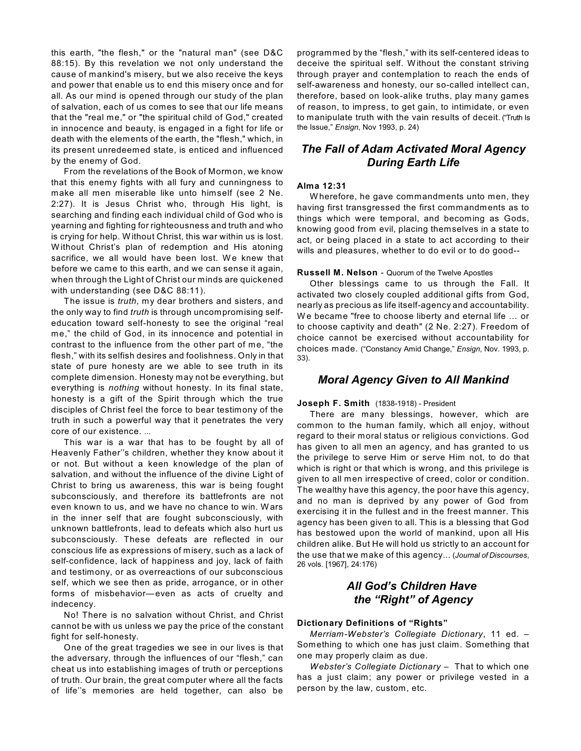this earth, "the flesh," or the "natural man" (see D&C 88:15). By this revelation we not only understand the cause of mankind's misery, but we also receive the keys and power that enable us to end this misery once and for all. As our mind is opened through our study of the plan of salvation, each of us comes to see that our life means that the "real me," or "the spiritual child of God," created in innocence and beauty, is engaged in a fight for life or death with the elements of the earth, the "flesh," which, in its present unredeemed state, is enticed and influenced by the enemy of God.

From the revelations of the Book of Mormon, we know that this enemy fights with all fury and cunningness to make all men miserable like unto himself (see 2 Ne. 2:27). It is Jesus Christ who, through His light, is searching and finding each individual child of God who is yearning and fighting for righteousness and truth and who is crying for help. Without Christ, this war within us is lost. Without Christ's plan of redemption and His atoning sacrifice, we all would have been lost. We knew that before we came to this earth, and we can sense it again, when through the Light of Christ our minds are quickened with understanding (see D&C 88:11).

The issue is *truth,* my dear brothers and sisters, and the only way to find *truth* is through uncompromising self-education toward self-honesty to see the original "real me," the child of God, in its innocence and potential in contrast to the influence from the other part of me, "the flesh," with its selfish desires and foolishness. Only in that state of pure honesty are we able to see truth in its complete dimension. Honesty may not be everything, but everything is *nothing* without honesty. In its final state, honesty is a gift of the Spirit through which the true disciples of Christ feel the force to bear testimony of the truth in such a powerful way that it penetrates the very core of our existence. ...

This war is a war that has to be fought by all of Heavenly Father''s children, whether they know about it or not. But without a keen knowledge of the plan of salvation, and without the influence of the divine Light of Christ to bring us awareness, this war is being fought subconsciously, and therefore its battlefronts are not even known to us, and we have no chance to win. Wars in the inner self that are fought subconsciously, with unknown battlefronts, lead to defeats which also hurt us subconsciously. These defeats are reflected in our conscious life as expressions of misery, such as a lack of self-confidence, lack of happiness and joy, lack of faith and testimony, or as overreactions of our subconscious self, which we see then as pride, arrogance, or in other forms of misbehavior—even as acts of cruelty and indecency.

No! There is no salvation without Christ, and Christ cannot be with us unless we pay the price of the constant fight for self-honesty.

One of the great tragedies we see in our lives is that the adversary, through the influences of our "flesh," can cheat us into establishing images of truth or perceptions of truth. Our brain, the great computer where all the facts of life''s memories are held together, can also be programmed by the "flesh," with its self-centered ideas to deceive the spiritual self. Without the constant striving through prayer and contemplation to reach the ends of self-awareness and honesty, our so-called intellect can, therefore, based on look-alike truths, play many games of reason, to impress, to get gain, to intimidate, or even to manipulate truth with the vain results of deceit. ("Truth Is the Issue," *Ensign*, Nov 1993, p. 24)

## *The Fall of Adam Activated Moral Agency During Earth Life*

**Alma 12:31**

Wherefore, he gave commandments unto men, they having first transgressed the first commandments as to things which were temporal, and becoming as Gods, knowing good from evil, placing themselves in a state to act, or being placed in a state to act according to their wills and pleasures, whether to do evil or to do good--

**Russell M. Nelson** - Quorum of the Twelve Apostles

Other blessings came to us through the Fall. It activated two closely coupled additional gifts from God, nearly as precious as life itself-agency and accountability. We became "free to choose liberty and eternal life ... or to choose captivity and death" (2 Ne. 2:27). Freedom of choice cannot be exercised without accountability for choices made. ("Constancy Amid Change," *Ensign*, Nov. 1993, p. 33).

## *Moral Agency Given to All Mankind*

**Joseph F. Smith** (1838-1918) - President

There are many blessings, however, which are common to the human family, which all enjoy, without regard to their moral status or religious convictions. God has given to all men an agency, and has granted to us the privilege to serve Him or serve Him not, to do that which is right or that which is wrong, and this privilege is given to all men irrespective of creed, color or condition. The wealthy have this agency, the poor have this agency, and no man is deprived by any power of God from exercising it in the fullest and in the freest manner. This agency has been given to all. This is a blessing that God has bestowed upon the world of mankind, upon all His children alike. But He will hold us strictly to an account for the use that we make of this agency... (*Journal of Discourses*, 26 vols. [1967], 24:176)

## *All God's Children Have the "Right" of Agency*

**Dictionary Definitions of "Rights"**

*Merriam-Webster's Collegiate Dictionary*, 11 ed. – Something to which one has just claim. Something that one may properly claim as due.

*Webster's Collegiate Dictionary* – That to which one has a just claim; any power or privilege vested in a person by the law, custom, etc.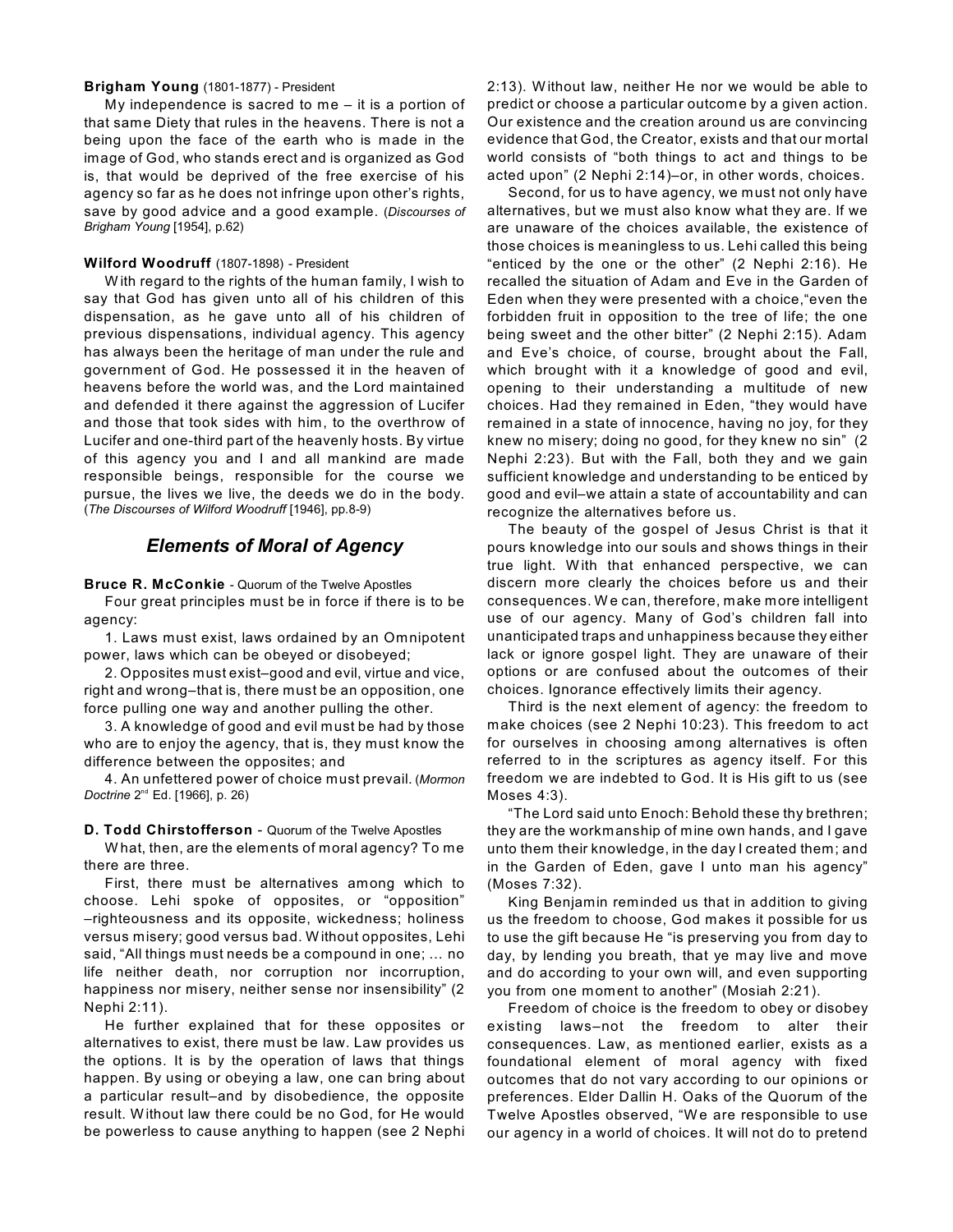**Brigham Young** (1801-1877) - President

My independence is sacred to me – it is a portion of that same Diety that rules in the heavens. There is not a being upon the face of the earth who is made in the image of God, who stands erect and is organized as God is, that would be deprived of the free exercise of his agency so far as he does not infringe upon other's rights, save by good advice and a good example. (*Discourses of Brigham Young* [1954], p.62)

**Wilford Woodruff** (1807-1898) - President

With regard to the rights of the human family, I wish to say that God has given unto all of his children of this dispensation, as he gave unto all of his children of previous dispensations, individual agency. This agency has always been the heritage of man under the rule and government of God. He possessed it in the heaven of heavens before the world was, and the Lord maintained and defended it there against the aggression of Lucifer and those that took sides with him, to the overthrow of Lucifer and one-third part of the heavenly hosts. By virtue of this agency you and I and all mankind are made responsible beings, responsible for the course we pursue, the lives we live, the deeds we do in the body. (*The Discourses of Wilford Woodruff* [1946], pp.8-9)

## *Elements of Moral of Agency*

**Bruce R. McConkie** - Quorum of the Twelve Apostles

Four great principles must be in force if there is to be agency:

1. Laws must exist, laws ordained by an Omnipotent power, laws which can be obeyed or disobeyed;

2. Opposites must exist–good and evil, virtue and vice, right and wrong–that is, there must be an opposition, one force pulling one way and another pulling the other.

3. A knowledge of good and evil must be had by those who are to enjoy the agency, that is, they must know the difference between the opposites; and

4. An unfettered power of choice must prevail. (*Mormon Doctrine* 2nd Ed. [1966], p. 26)

**D. Todd Chirstofferson** - Quorum of the Twelve Apostles

What, then, are the elements of moral agency? To me there are three.

First, there must be alternatives among which to choose. Lehi spoke of opposites, or "opposition" –righteousness and its opposite, wickedness; holiness versus misery; good versus bad. Without opposites, Lehi said, "All things must needs be a compound in one; ... no life neither death, nor corruption nor incorruption, happiness nor misery, neither sense nor insensibility" (2 Nephi 2:11).

He further explained that for these opposites or alternatives to exist, there must be law. Law provides us the options. It is by the operation of laws that things happen. By using or obeying a law, one can bring about a particular result–and by disobedience, the opposite result. Without law there could be no God, for He would be powerless to cause anything to happen (see 2 Nephi 2:13). Without law, neither He nor we would be able to predict or choose a particular outcome by a given action. Our existence and the creation around us are convincing evidence that God, the Creator, exists and that our mortal world consists of "both things to act and things to be acted upon" (2 Nephi 2:14)–or, in other words, choices.

Second, for us to have agency, we must not only have alternatives, but we must also know what they are. If we are unaware of the choices available, the existence of those choices is meaningless to us. Lehi called this being "enticed by the one or the other" (2 Nephi 2:16). He recalled the situation of Adam and Eve in the Garden of Eden when they were presented with a choice,"even the forbidden fruit in opposition to the tree of life; the one being sweet and the other bitter" (2 Nephi 2:15). Adam and Eve's choice, of course, brought about the Fall, which brought with it a knowledge of good and evil, opening to their understanding a multitude of new choices. Had they remained in Eden, "they would have remained in a state of innocence, having no joy, for they knew no misery; doing no good, for they knew no sin" (2 Nephi 2:23). But with the Fall, both they and we gain sufficient knowledge and understanding to be enticed by good and evil–we attain a state of accountability and can recognize the alternatives before us.

The beauty of the gospel of Jesus Christ is that it pours knowledge into our souls and shows things in their true light. With that enhanced perspective, we can discern more clearly the choices before us and their consequences. We can, therefore, make more intelligent use of our agency. Many of God's children fall into unanticipated traps and unhappiness because they either lack or ignore gospel light. They are unaware of their options or are confused about the outcomes of their choices. Ignorance effectively limits their agency.

Third is the next element of agency: the freedom to make choices (see 2 Nephi 10:23). This freedom to act for ourselves in choosing among alternatives is often referred to in the scriptures as agency itself. For this freedom we are indebted to God. It is His gift to us (see Moses 4:3).

"The Lord said unto Enoch: Behold these thy brethren; they are the workmanship of mine own hands, and I gave unto them their knowledge, in the day I created them; and in the Garden of Eden, gave I unto man his agency" (Moses 7:32).

King Benjamin reminded us that in addition to giving us the freedom to choose, God makes it possible for us to use the gift because He "is preserving you from day to day, by lending you breath, that ye may live and move and do according to your own will, and even supporting you from one moment to another" (Mosiah 2:21).

Freedom of choice is the freedom to obey or disobey existing laws–not the freedom to alter their consequences. Law, as mentioned earlier, exists as a foundational element of moral agency with fixed outcomes that do not vary according to our opinions or preferences. Elder Dallin H. Oaks of the Quorum of the Twelve Apostles observed, "We are responsible to use our agency in a world of choices. It will not do to pretend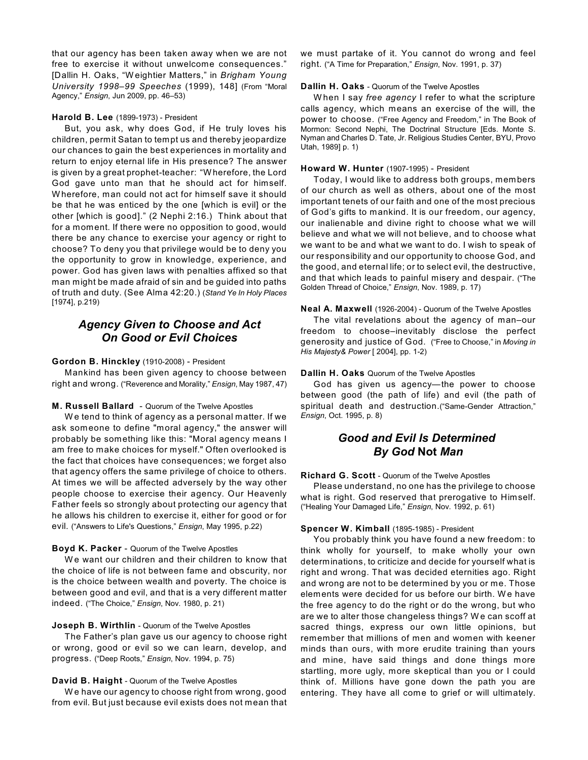that our agency has been taken away when we are not free to exercise it without unwelcome consequences." [Dallin H. Oaks, "Weightier Matters," in *Brigham Young University 1998–99 Speeches* (1999), 148] (From "Moral Agency," *Ensign*, Jun 2009, pp. 46–53)

**Harold B. Lee** (1899-1973) - President

But, you ask, why does God, if He truly loves his children, permit Satan to tempt us and thereby jeopardize our chances to gain the best experiences in mortality and return to enjoy eternal life in His presence? The answer is given by a great prophet-teacher: "Wherefore, the Lord God gave unto man that he should act for himself. Wherefore, man could not act for himself save it should be that he was enticed by the one [which is evil] or the other [which is good]." (2 Nephi 2:16.) Think about that for a moment. If there were no opposition to good, would there be any chance to exercise your agency or right to choose? To deny you that privilege would be to deny you the opportunity to grow in knowledge, experience, and power. God has given laws with penalties affixed so that man might be made afraid of sin and be guided into paths of truth and duty. (See Alma 42:20.) (*Stand Ye In Holy Places* [1974], p.219)

## *Agency Given to Choose and Act On Good or Evil Choices*

**Gordon B. Hinckley** (1910-2008) - President

Mankind has been given agency to choose between right and wrong. ("Reverence and Morality," *Ensign*, May 1987, 47)

**M. Russell Ballard** - Quorum of the Twelve Apostles

We tend to think of agency as a personal matter. If we ask someone to define "moral agency," the answer will probably be something like this: "Moral agency means I am free to make choices for myself." Often overlooked is the fact that choices have consequences; we forget also that agency offers the same privilege of choice to others. At times we will be affected adversely by the way other people choose to exercise their agency. Our Heavenly Father feels so strongly about protecting our agency that he allows his children to exercise it, either for good or for evil. ("Answers to Life's Questions," *Ensign*, May 1995, p.22)

**Boyd K. Packer** - Quorum of the Twelve Apostles

We want our children and their children to know that the choice of life is not between fame and obscurity, nor is the choice between wealth and poverty. The choice is between good and evil, and that is a very different matter indeed. ("The Choice," *Ensign*, Nov. 1980, p. 21)

**Joseph B. Wirthlin** - Quorum of the Twelve Apostles

The Father's plan gave us our agency to choose right or wrong, good or evil so we can learn, develop, and progress. ("Deep Roots," *Ensign*, Nov. 1994, p. 75)

**David B. Haight** - Quorum of the Twelve Apostles

We have our agency to choose right from wrong, good from evil. But just because evil exists does not mean that we must partake of it. You cannot do wrong and feel right. ("A Time for Preparation," *Ensign*, Nov. 1991, p. 37)

**Dallin H. Oaks** - Quorum of the Twelve Apostles

When I say *free agency* I refer to what the scripture calls agency, which means an exercise of the will, the power to choose. ("Free Agency and Freedom," in The Book of Mormon: Second Nephi, The Doctrinal Structure [Eds. Monte S. Nyman and Charles D. Tate, Jr. Religious Studies Center, BYU, Provo Utah, 1989] p. 1)

**Howard W. Hunter** (1907-1995) - President

Today, I would like to address both groups, members of our church as well as others, about one of the most important tenets of our faith and one of the most precious of God's gifts to mankind. It is our freedom, our agency, our inalienable and divine right to choose what we will believe and what we will not believe, and to choose what we want to be and what we want to do. I wish to speak of our responsibility and our opportunity to choose God, and the good, and eternal life; or to select evil, the destructive, and that which leads to painful misery and despair. ("The Golden Thread of Choice," *Ensign*, Nov. 1989, p. 17)

**Neal A. Maxwell** (1926-2004) - Quorum of the Twelve Apostles

The vital revelations about the agency of man–our freedom to choose–inevitably disclose the perfect generosity and justice of God. ("Free to Choose," in *Moving in His Majesty& Power* [ 2004], pp. 1-2)

**Dallin H. Oaks** Quorum of the Twelve Apostles

God has given us agency—the power to choose between good (the path of life) and evil (the path of spiritual death and destruction.("Same-Gender Attraction," *Ensign*, Oct. 1995, p. 8)

## *Good and Evil Is Determined By God* **Not** *Man*

**Richard G. Scott** - Quorum of the Twelve Apostles

Please understand, no one has the privilege to choose what is right. God reserved that prerogative to Himself. ("Healing Your Damaged Life," *Ensign*, Nov. 1992, p. 61)

**Spencer W. Kimball** (1895-1985) - President

You probably think you have found a new freedom: to think wholly for yourself, to make wholly your own determinations, to criticize and decide for yourself what is right and wrong. That was decided eternities ago. Right and wrong are not to be determined by you or me. Those elements were decided for us before our birth. We have the free agency to do the right or do the wrong, but who are we to alter those changeless things? We can scoff at sacred things, express our own little opinions, but remember that millions of men and women with keener minds than ours, with more erudite training than yours and mine, have said things and done things more startling, more ugly, more skeptical than you or I could think of. Millions have gone down the path you are entering. They have all come to grief or will ultimately.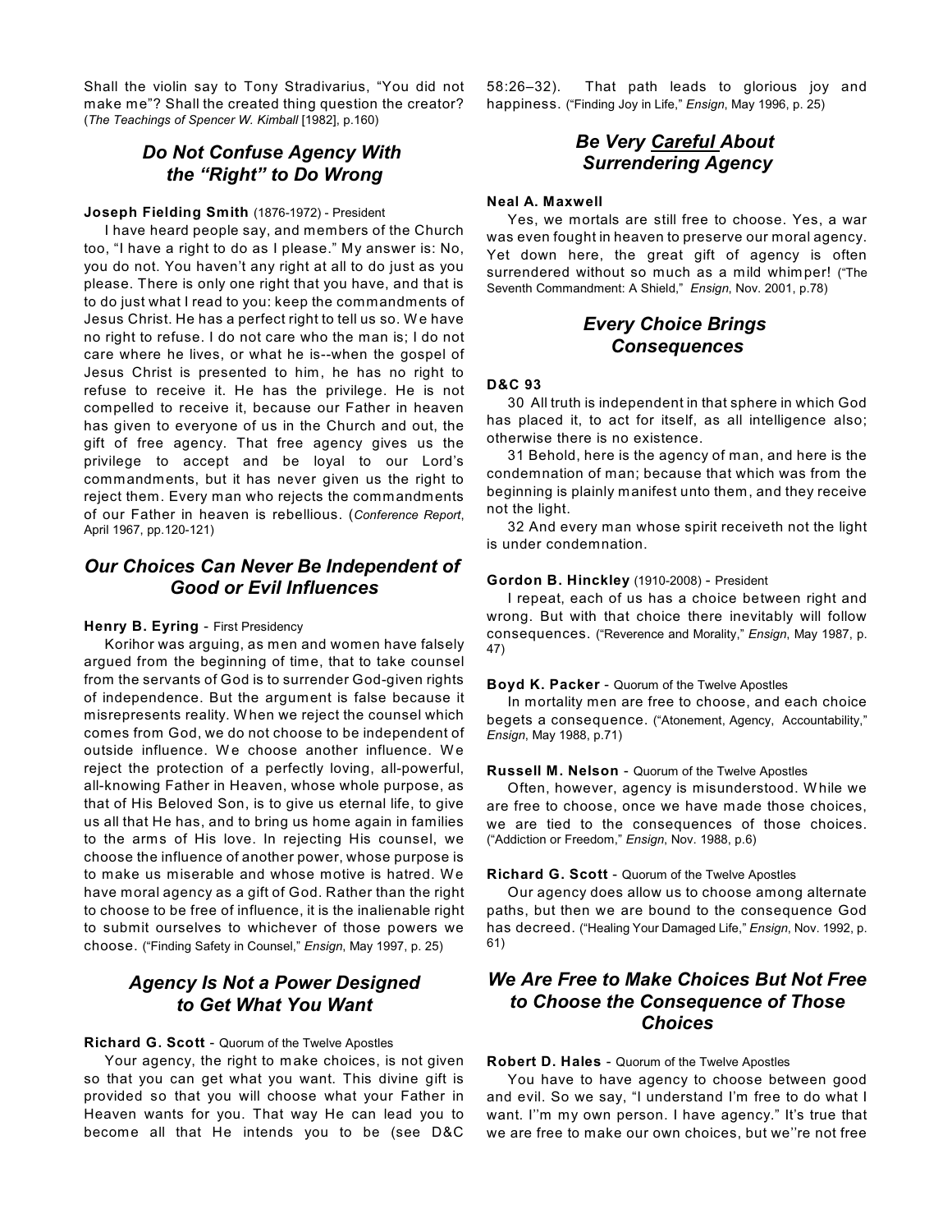Shall the violin say to Tony Stradivarius, "You did not make me"? Shall the created thing question the creator? (*The Teachings of Spencer W. Kimball* [1982], p.160)

## *Do Not Confuse Agency With the "Right" to Do Wrong*

**Joseph Fielding Smith** (1876-1972) - President

I have heard people say, and members of the Church too, "I have a right to do as I please." My answer is: No, you do not. You haven't any right at all to do just as you please. There is only one right that you have, and that is to do just what I read to you: keep the commandments of Jesus Christ. He has a perfect right to tell us so. We have no right to refuse. I do not care who the man is; I do not care where he lives, or what he is--when the gospel of Jesus Christ is presented to him, he has no right to refuse to receive it. He has the privilege. He is not compelled to receive it, because our Father in heaven has given to everyone of us in the Church and out, the gift of free agency. That free agency gives us the privilege to accept and be loyal to our Lord's commandments, but it has never given us the right to reject them. Every man who rejects the commandments of our Father in heaven is rebellious. (*Conference Report*, April 1967, pp.120-121)

## *Our Choices Can Never Be Independent of Good or Evil Influences*

**Henry B. Eyring** - First Presidency

Korihor was arguing, as men and women have falsely argued from the beginning of time, that to take counsel from the servants of God is to surrender God-given rights of independence. But the argument is false because it misrepresents reality. When we reject the counsel which comes from God, we do not choose to be independent of outside influence. We choose another influence. We reject the protection of a perfectly loving, all-powerful, all-knowing Father in Heaven, whose whole purpose, as that of His Beloved Son, is to give us eternal life, to give us all that He has, and to bring us home again in families to the arms of His love. In rejecting His counsel, we choose the influence of another power, whose purpose is to make us miserable and whose motive is hatred. We have moral agency as a gift of God. Rather than the right to choose to be free of influence, it is the inalienable right to submit ourselves to whichever of those powers we choose. ("Finding Safety in Counsel," *Ensign*, May 1997, p. 25)

## *Agency Is Not a Power Designed to Get What You Want*

**Richard G. Scott** - Quorum of the Twelve Apostles

Your agency, the right to make choices, is not given so that you can get what you want. This divine gift is provided so that you will choose what your Father in Heaven wants for you. That way He can lead you to become all that He intends you to be (see D&C 58:26–32). That path leads to glorious joy and happiness. ("Finding Joy in Life," *Ensign*, May 1996, p. 25)

## *Be Very <u>Careful</u> About Surrendering Agency*

**Neal A. Maxwell**

Yes, we mortals are still free to choose. Yes, a war was even fought in heaven to preserve our moral agency. Yet down here, the great gift of agency is often surrendered without so much as a mild whimper! ("The Seventh Commandment: A Shield," *Ensign*, Nov. 2001, p.78)

## *Every Choice Brings Consequences*

**D&C 93**

30 All truth is independent in that sphere in which God has placed it, to act for itself, as all intelligence also; otherwise there is no existence.

31 Behold, here is the agency of man, and here is the condemnation of man; because that which was from the beginning is plainly manifest unto them, and they receive not the light.

32 And every man whose spirit receiveth not the light is under condemnation.

**Gordon B. Hinckley** (1910-2008) - President

I repeat, each of us has a choice between right and wrong. But with that choice there inevitably will follow consequences. ("Reverence and Morality," *Ensign*, May 1987, p. 47)

**Boyd K. Packer** - Quorum of the Twelve Apostles

In mortality men are free to choose, and each choice begets a consequence. ("Atonement, Agency, Accountability," *Ensign*, May 1988, p.71)

**Russell M. Nelson** - Quorum of the Twelve Apostles

Often, however, agency is misunderstood. While we are free to choose, once we have made those choices, we are tied to the consequences of those choices. ("Addiction or Freedom," *Ensign*, Nov. 1988, p.6)

**Richard G. Scott** - Quorum of the Twelve Apostles

Our agency does allow us to choose among alternate paths, but then we are bound to the consequence God has decreed. ("Healing Your Damaged Life," *Ensign*, Nov. 1992, p. 61)

## *We Are Free to Make Choices But Not Free to Choose the Consequence of Those Choices*

**Robert D. Hales** - Quorum of the Twelve Apostles

You have to have agency to choose between good and evil. So we say, "I understand I'm free to do what I want. I''m my own person. I have agency." It's true that we are free to make our own choices, but we''re not free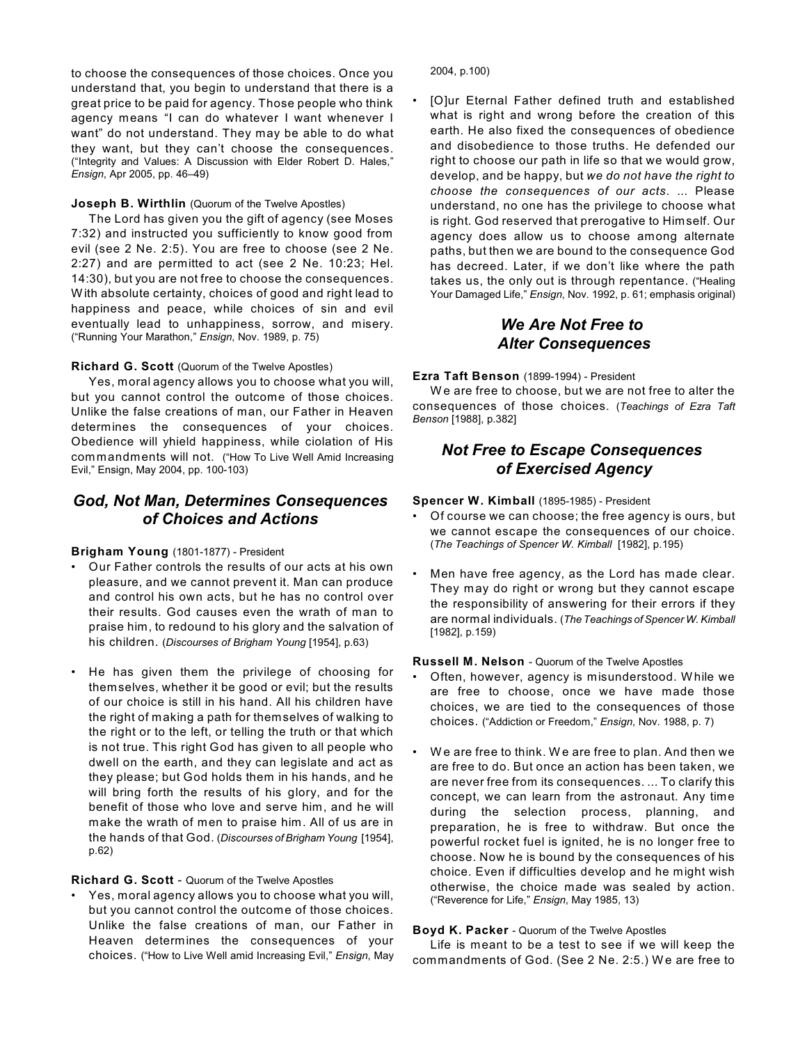to choose the consequences of those choices. Once you understand that, you begin to understand that there is a great price to be paid for agency. Those people who think agency means "I can do whatever I want whenever I want" do not understand. They may be able to do what they want, but they can't choose the consequences. ("Integrity and Values: A Discussion with Elder Robert D. Hales," *Ensign*, Apr 2005, pp. 46–49)

**Joseph B. Wirthlin** (Quorum of the Twelve Apostles)

The Lord has given you the gift of agency (see Moses 7:32) and instructed you sufficiently to know good from evil (see 2 Ne. 2:5). You are free to choose (see 2 Ne. 2:27) and are permitted to act (see 2 Ne. 10:23; Hel. 14:30), but you are not free to choose the consequences. With absolute certainty, choices of good and right lead to happiness and peace, while choices of sin and evil eventually lead to unhappiness, sorrow, and misery. ("Running Your Marathon," *Ensign*, Nov. 1989, p. 75)

**Richard G. Scott** (Quorum of the Twelve Apostles)

Yes, moral agency allows you to choose what you will, but you cannot control the outcome of those choices. Unlike the false creations of man, our Father in Heaven determines the consequences of your choices. Obedience will yhield happiness, while ciolation of His commandments will not. ("How To Live Well Amid Increasing Evil," Ensign, May 2004, pp. 100-103)

## *God, Not Man, Determines Consequences of Choices and Actions*

**Brigham Young** (1801-1877) - President

- Our Father controls the results of our acts at his own pleasure, and we cannot prevent it. Man can produce and control his own acts, but he has no control over their results. God causes even the wrath of man to praise him, to redound to his glory and the salvation of his children. (*Discourses of Brigham Young* [1954], p.63)

- He has given them the privilege of choosing for themselves, whether it be good or evil; but the results of our choice is still in his hand. All his children have the right of making a path for themselves of walking to the right or to the left, or telling the truth or that which is not true. This right God has given to all people who dwell on the earth, and they can legislate and act as they please; but God holds them in his hands, and he will bring forth the results of his glory, and for the benefit of those who love and serve him, and he will make the wrath of men to praise him. All of us are in the hands of that God. (*Discourses of Brigham Young* [1954], p.62)

**Richard G. Scott** - Quorum of the Twelve Apostles

- Yes, moral agency allows you to choose what you will, but you cannot control the outcome of those choices. Unlike the false creations of man, our Father in Heaven determines the consequences of your choices. ("How to Live Well amid Increasing Evil," *Ensign*, May 2004, p.100)

- [O]ur Eternal Father defined truth and established what is right and wrong before the creation of this earth. He also fixed the consequences of obedience and disobedience to those truths. He defended our right to choose our path in life so that we would grow, develop, and be happy, but *we do not have the right to choose the consequences of our acts*. ... Please understand, no one has the privilege to choose what is right. God reserved that prerogative to Himself. Our agency does allow us to choose among alternate paths, but then we are bound to the consequence God has decreed. Later, if we don't like where the path takes us, the only out is through repentance. ("Healing Your Damaged Life," *Ensign*, Nov. 1992, p. 61; emphasis original)

## *We Are Not Free to Alter Consequences*

**Ezra Taft Benson** (1899-1994) - President

We are free to choose, but we are not free to alter the consequences of those choices. (*Teachings of Ezra Taft Benson* [1988], p.382]

## *Not Free to Escape Consequences of Exercised Agency*

**Spencer W. Kimball** (1895-1985) - President

- Of course we can choose; the free agency is ours, but we cannot escape the consequences of our choice. (*The Teachings of Spencer W. Kimball* [1982], p.195)

- Men have free agency, as the Lord has made clear. They may do right or wrong but they cannot escape the responsibility of answering for their errors if they are normal individuals. (*The Teachings of Spencer W. Kimball* [1982], p.159)

**Russell M. Nelson** - Quorum of the Twelve Apostles

- Often, however, agency is misunderstood. While we are free to choose, once we have made those choices, we are tied to the consequences of those choices. ("Addiction or Freedom," *Ensign*, Nov. 1988, p. 7)

- We are free to think. We are free to plan. And then we are free to do. But once an action has been taken, we are never free from its consequences. ... To clarify this concept, we can learn from the astronaut. Any time during the selection process, planning, and preparation, he is free to withdraw. But once the powerful rocket fuel is ignited, he is no longer free to choose. Now he is bound by the consequences of his choice. Even if difficulties develop and he might wish otherwise, the choice made was sealed by action. ("Reverence for Life," *Ensign*, May 1985, 13)

**Boyd K. Packer** - Quorum of the Twelve Apostles

Life is meant to be a test to see if we will keep the commandments of God. (See 2 Ne. 2:5.) We are free to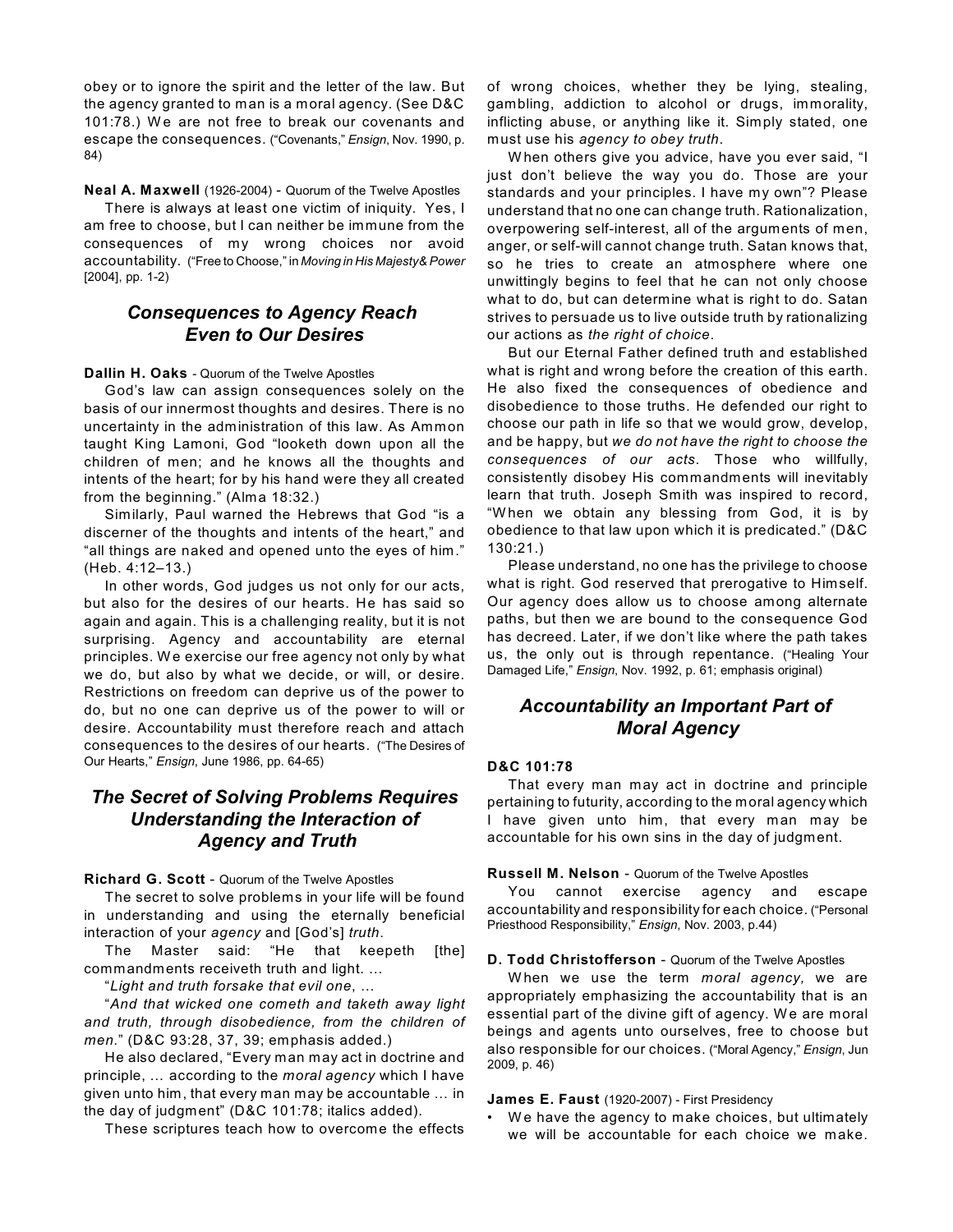obey or to ignore the spirit and the letter of the law. But the agency granted to man is a moral agency. (See D&C 101:78.) We are not free to break our covenants and escape the consequences. ("Covenants," *Ensign*, Nov. 1990, p. 84)

**Neal A. Maxwell** (1926-2004) - Quorum of the Twelve Apostles

There is always at least one victim of iniquity. Yes, I am free to choose, but I can neither be immune from the consequences of my wrong choices nor avoid accountability. ("Free to Choose," in *Moving in His Majesty& Power* [2004], pp. 1-2)

## *Consequences to Agency Reach Even to Our Desires*

**Dallin H. Oaks** - Quorum of the Twelve Apostles

God's law can assign consequences solely on the basis of our innermost thoughts and desires. There is no uncertainty in the administration of this law. As Ammon taught King Lamoni, God "looketh down upon all the children of men; and he knows all the thoughts and intents of the heart; for by his hand were they all created from the beginning." (Alma 18:32.)

Similarly, Paul warned the Hebrews that God "is a discerner of the thoughts and intents of the heart," and "all things are naked and opened unto the eyes of him." (Heb. 4:12–13.)

In other words, God judges us not only for our acts, but also for the desires of our hearts. He has said so again and again. This is a challenging reality, but it is not surprising. Agency and accountability are eternal principles. We exercise our free agency not only by what we do, but also by what we decide, or will, or desire. Restrictions on freedom can deprive us of the power to do, but no one can deprive us of the power to will or desire. Accountability must therefore reach and attach consequences to the desires of our hearts. ("The Desires of Our Hearts," *Ensign*, June 1986, pp. 64-65)

## *The Secret of Solving Problems Requires Understanding the Interaction of Agency and Truth*

**Richard G. Scott** - Quorum of the Twelve Apostles

The secret to solve problems in your life will be found in understanding and using the eternally beneficial interaction of your *agency* and [God's] *truth*.

The Master said: "He that keepeth [the] commandments receiveth truth and light. …

"*Light and truth forsake that evil one*, …

"*And that wicked one cometh and taketh away light and truth, through disobedience, from the children of men*." (D&C 93:28, 37, 39; emphasis added.)

He also declared, "Every man may act in doctrine and principle, … according to the *moral agency* which I have given unto him, that every man may be accountable … in the day of judgment" (D&C 101:78; italics added).

These scriptures teach how to overcome the effects of wrong choices, whether they be lying, stealing, gambling, addiction to alcohol or drugs, immorality, inflicting abuse, or anything like it. Simply stated, one must use his *agency to obey truth*.

When others give you advice, have you ever said, "I just don't believe the way you do. Those are your standards and your principles. I have my own"? Please understand that no one can change truth. Rationalization, overpowering self-interest, all of the arguments of men, anger, or self-will cannot change truth. Satan knows that, so he tries to create an atmosphere where one unwittingly begins to feel that he can not only choose what to do, but can determine what is right to do. Satan strives to persuade us to live outside truth by rationalizing our actions as *the right of choice*.

But our Eternal Father defined truth and established what is right and wrong before the creation of this earth. He also fixed the consequences of obedience and disobedience to those truths. He defended our right to choose our path in life so that we would grow, develop, and be happy, but *we do not have the right to choose the consequences of our acts*. Those who willfully, consistently disobey His commandments will inevitably learn that truth. Joseph Smith was inspired to record, "When we obtain any blessing from God, it is by obedience to that law upon which it is predicated." (D&C 130:21.)

Please understand, no one has the privilege to choose what is right. God reserved that prerogative to Himself. Our agency does allow us to choose among alternate paths, but then we are bound to the consequence God has decreed. Later, if we don't like where the path takes us, the only out is through repentance. ("Healing Your Damaged Life," *Ensign*, Nov. 1992, p. 61; emphasis original)

## *Accountability an Important Part of Moral Agency*

**D&C 101:78**

That every man may act in doctrine and principle pertaining to futurity, according to the moral agency which I have given unto him, that every man may be accountable for his own sins in the day of judgment.

**Russell M. Nelson** - Quorum of the Twelve Apostles

You cannot exercise agency and escape accountability and responsibility for each choice. ("Personal Priesthood Responsibility," *Ensign*, Nov. 2003, p.44)

**D. Todd Christofferson** - Quorum of the Twelve Apostles

When we use the term *moral agency,* we are appropriately emphasizing the accountability that is an essential part of the divine gift of agency. We are moral beings and agents unto ourselves, free to choose but also responsible for our choices. ("Moral Agency," *Ensign*, Jun 2009, p. 46)

**James E. Faust** (1920-2007) - First Presidency

- We have the agency to make choices, but ultimately we will be accountable for each choice we make.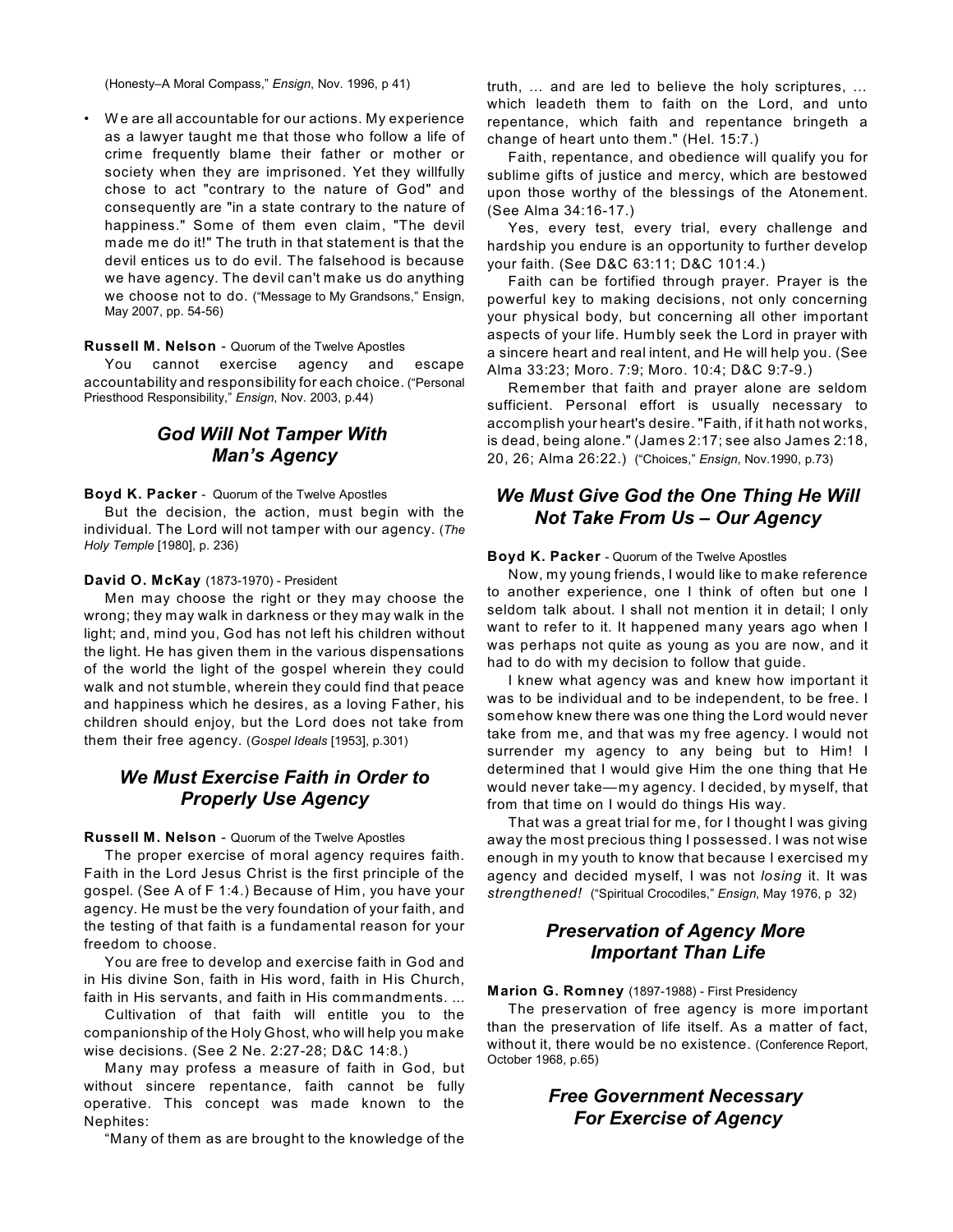(Honesty–A Moral Compass," *Ensign*, Nov. 1996, p 41)

- We are all accountable for our actions. My experience as a lawyer taught me that those who follow a life of crime frequently blame their father or mother or society when they are imprisoned. Yet they willfully chose to act "contrary to the nature of God" and consequently are "in a state contrary to the nature of happiness." Some of them even claim, "The devil made me do it!" The truth in that statement is that the devil entices us to do evil. The falsehood is because we have agency. The devil can't make us do anything we choose not to do. ("Message to My Grandsons," Ensign, May 2007, pp. 54-56)

**Russell M. Nelson** - Quorum of the Twelve Apostles

You cannot exercise agency and escape accountability and responsibility for each choice. ("Personal Priesthood Responsibility," *Ensign*, Nov. 2003, p.44)

## *God Will Not Tamper With Man's Agency*

**Boyd K. Packer** - Quorum of the Twelve Apostles

But the decision, the action, must begin with the individual. The Lord will not tamper with our agency. (*The Holy Temple* [1980], p. 236)

**David O. McKay** (1873-1970) - President

Men may choose the right or they may choose the wrong; they may walk in darkness or they may walk in the light; and, mind you, God has not left his children without the light. He has given them in the various dispensations of the world the light of the gospel wherein they could walk and not stumble, wherein they could find that peace and happiness which he desires, as a loving Father, his children should enjoy, but the Lord does not take from them their free agency. (*Gospel Ideals* [1953], p.301)

## *We Must Exercise Faith in Order to Properly Use Agency*

**Russell M. Nelson** - Quorum of the Twelve Apostles

The proper exercise of moral agency requires faith. Faith in the Lord Jesus Christ is the first principle of the gospel. (See A of F 1:4.) Because of Him, you have your agency. He must be the very foundation of your faith, and the testing of that faith is a fundamental reason for your freedom to choose.

You are free to develop and exercise faith in God and in His divine Son, faith in His word, faith in His Church, faith in His servants, and faith in His commandments. ...

Cultivation of that faith will entitle you to the companionship of the Holy Ghost, who will help you make wise decisions. (See 2 Ne. 2:27-28; D&C 14:8.)

Many may profess a measure of faith in God, but without sincere repentance, faith cannot be fully operative. This concept was made known to the Nephites:

"Many of them as are brought to the knowledge of the truth, ... and are led to believe the holy scriptures, ... which leadeth them to faith on the Lord, and unto repentance, which faith and repentance bringeth a change of heart unto them." (Hel. 15:7.)

Faith, repentance, and obedience will qualify you for sublime gifts of justice and mercy, which are bestowed upon those worthy of the blessings of the Atonement. (See Alma 34:16-17.)

Yes, every test, every trial, every challenge and hardship you endure is an opportunity to further develop your faith. (See D&C 63:11; D&C 101:4.)

Faith can be fortified through prayer. Prayer is the powerful key to making decisions, not only concerning your physical body, but concerning all other important aspects of your life. Humbly seek the Lord in prayer with a sincere heart and real intent, and He will help you. (See Alma 33:23; Moro. 7:9; Moro. 10:4; D&C 9:7-9.)

Remember that faith and prayer alone are seldom sufficient. Personal effort is usually necessary to accomplish your heart's desire. "Faith, if it hath not works, is dead, being alone." (James 2:17; see also James 2:18, 20, 26; Alma 26:22.) ("Choices," *Ensign*, Nov.1990, p.73)

## *We Must Give God the One Thing He Will Not Take From Us – Our Agency*

**Boyd K. Packer** - Quorum of the Twelve Apostles

Now, my young friends, I would like to make reference to another experience, one I think of often but one I seldom talk about. I shall not mention it in detail; I only want to refer to it. It happened many years ago when I was perhaps not quite as young as you are now, and it had to do with my decision to follow that guide.

I knew what agency was and knew how important it was to be individual and to be independent, to be free. I somehow knew there was one thing the Lord would never take from me, and that was my free agency. I would not surrender my agency to any being but to Him! I determined that I would give Him the one thing that He would never take—my agency. I decided, by myself, that from that time on I would do things His way.

That was a great trial for me, for I thought I was giving away the most precious thing I possessed. I was not wise enough in my youth to know that because I exercised my agency and decided myself, I was not *losing* it. It was *strengthened!* ("Spiritual Crocodiles," *Ensign*, May 1976, p 32)

## *Preservation of Agency More Important Than Life*

**Marion G. Romney** (1897-1988) - First Presidency

The preservation of free agency is more important than the preservation of life itself. As a matter of fact, without it, there would be no existence. (Conference Report, October 1968, p.65)

## *Free Government Necessary For Exercise of Agency*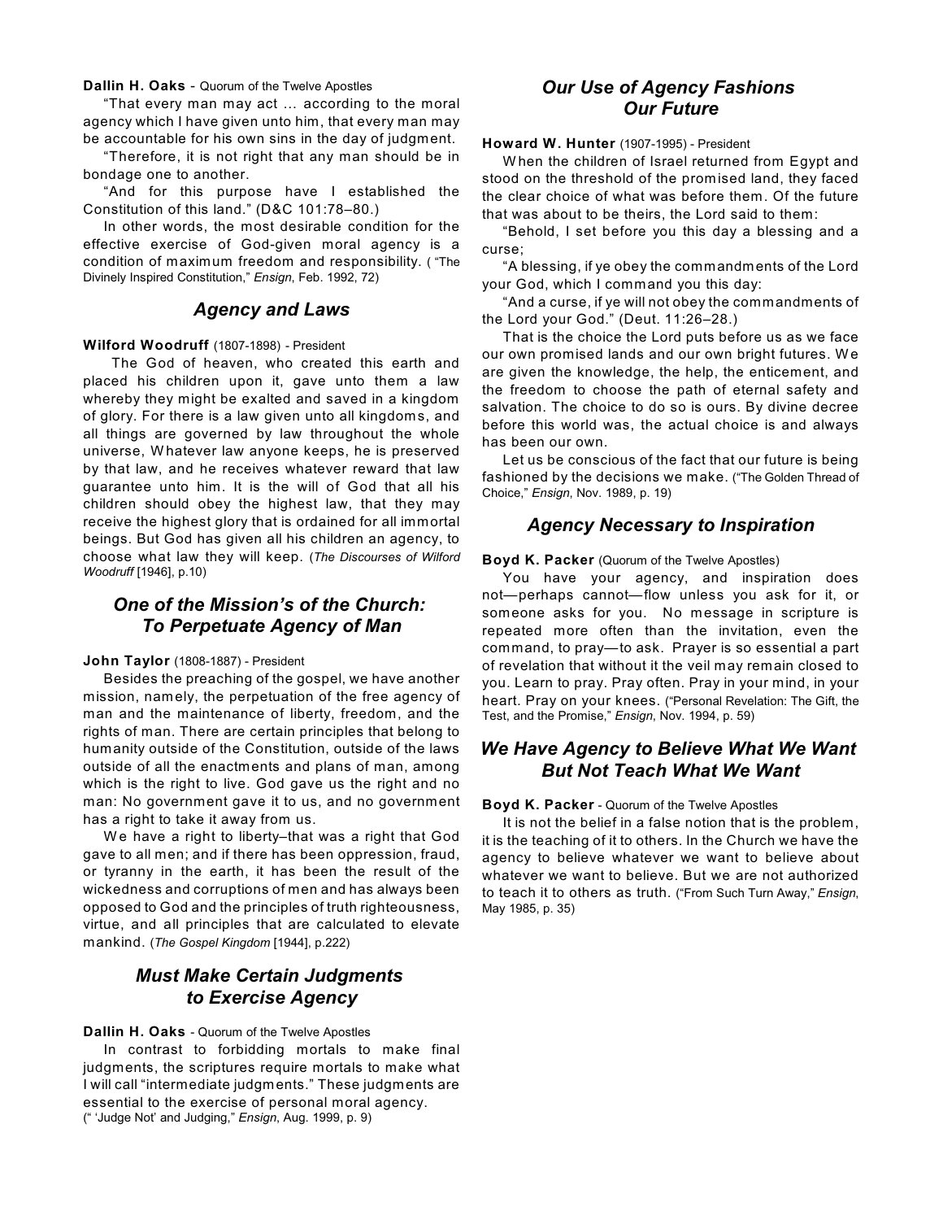**Dallin H. Oaks** - Quorum of the Twelve Apostles

"That every man may act ... according to the moral agency which I have given unto him, that every man may be accountable for his own sins in the day of judgment.

"Therefore, it is not right that any man should be in bondage one to another.

"And for this purpose have I established the Constitution of this land." (D&C 101:78–80.)

In other words, the most desirable condition for the effective exercise of God-given moral agency is a condition of maximum freedom and responsibility. ( "The Divinely Inspired Constitution," *Ensign*, Feb. 1992, 72)

## *Agency and Laws*

**Wilford Woodruff** (1807-1898) - President

The God of heaven, who created this earth and placed his children upon it, gave unto them a law whereby they might be exalted and saved in a kingdom of glory. For there is a law given unto all kingdoms, and all things are governed by law throughout the whole universe, Whatever law anyone keeps, he is preserved by that law, and he receives whatever reward that law guarantee unto him. It is the will of God that all his children should obey the highest law, that they may receive the highest glory that is ordained for all immortal beings. But God has given all his children an agency, to choose what law they will keep. (*The Discourses of Wilford Woodruff* [1946], p.10)

## *One of the Mission's of the Church: To Perpetuate Agency of Man*

**John Taylor** (1808-1887) - President

Besides the preaching of the gospel, we have another mission, namely, the perpetuation of the free agency of man and the maintenance of liberty, freedom, and the rights of man. There are certain principles that belong to humanity outside of the Constitution, outside of the laws outside of all the enactments and plans of man, among which is the right to live. God gave us the right and no man: No government gave it to us, and no government has a right to take it away from us.

We have a right to liberty–that was a right that God gave to all men; and if there has been oppression, fraud, or tyranny in the earth, it has been the result of the wickedness and corruptions of men and has always been opposed to God and the principles of truth righteousness, virtue, and all principles that are calculated to elevate mankind. (*The Gospel Kingdom* [1944], p.222)

## *Must Make Certain Judgments to Exercise Agency*

**Dallin H. Oaks** - Quorum of the Twelve Apostles

In contrast to forbidding mortals to make final judgments, the scriptures require mortals to make what I will call "intermediate judgments." These judgments are essential to the exercise of personal moral agency. (" 'Judge Not' and Judging," *Ensign*, Aug. 1999, p. 9)

## *Our Use of Agency Fashions Our Future*

**Howard W. Hunter** (1907-1995) - President

When the children of Israel returned from Egypt and stood on the threshold of the promised land, they faced the clear choice of what was before them. Of the future that was about to be theirs, the Lord said to them:

"Behold, I set before you this day a blessing and a curse;

"A blessing, if ye obey the commandments of the Lord your God, which I command you this day:

"And a curse, if ye will not obey the commandments of the Lord your God." (Deut. 11:26–28.)

That is the choice the Lord puts before us as we face our own promised lands and our own bright futures. We are given the knowledge, the help, the enticement, and the freedom to choose the path of eternal safety and salvation. The choice to do so is ours. By divine decree before this world was, the actual choice is and always has been our own.

Let us be conscious of the fact that our future is being fashioned by the decisions we make. ("The Golden Thread of Choice," *Ensign*, Nov. 1989, p. 19)

## *Agency Necessary to Inspiration*

**Boyd K. Packer** (Quorum of the Twelve Apostles)

You have your agency, and inspiration does not—perhaps cannot—flow unless you ask for it, or someone asks for you. No message in scripture is repeated more often than the invitation, even the command, to pray—to ask. Prayer is so essential a part of revelation that without it the veil may remain closed to you. Learn to pray. Pray often. Pray in your mind, in your heart. Pray on your knees. ("Personal Revelation: The Gift, the Test, and the Promise," *Ensign*, Nov. 1994, p. 59)

## *We Have Agency to Believe What We Want But Not Teach What We Want*

**Boyd K. Packer** - Quorum of the Twelve Apostles

It is not the belief in a false notion that is the problem, it is the teaching of it to others. In the Church we have the agency to believe whatever we want to believe about whatever we want to believe. But we are not authorized to teach it to others as truth. ("From Such Turn Away," *Ensign*, May 1985, p. 35)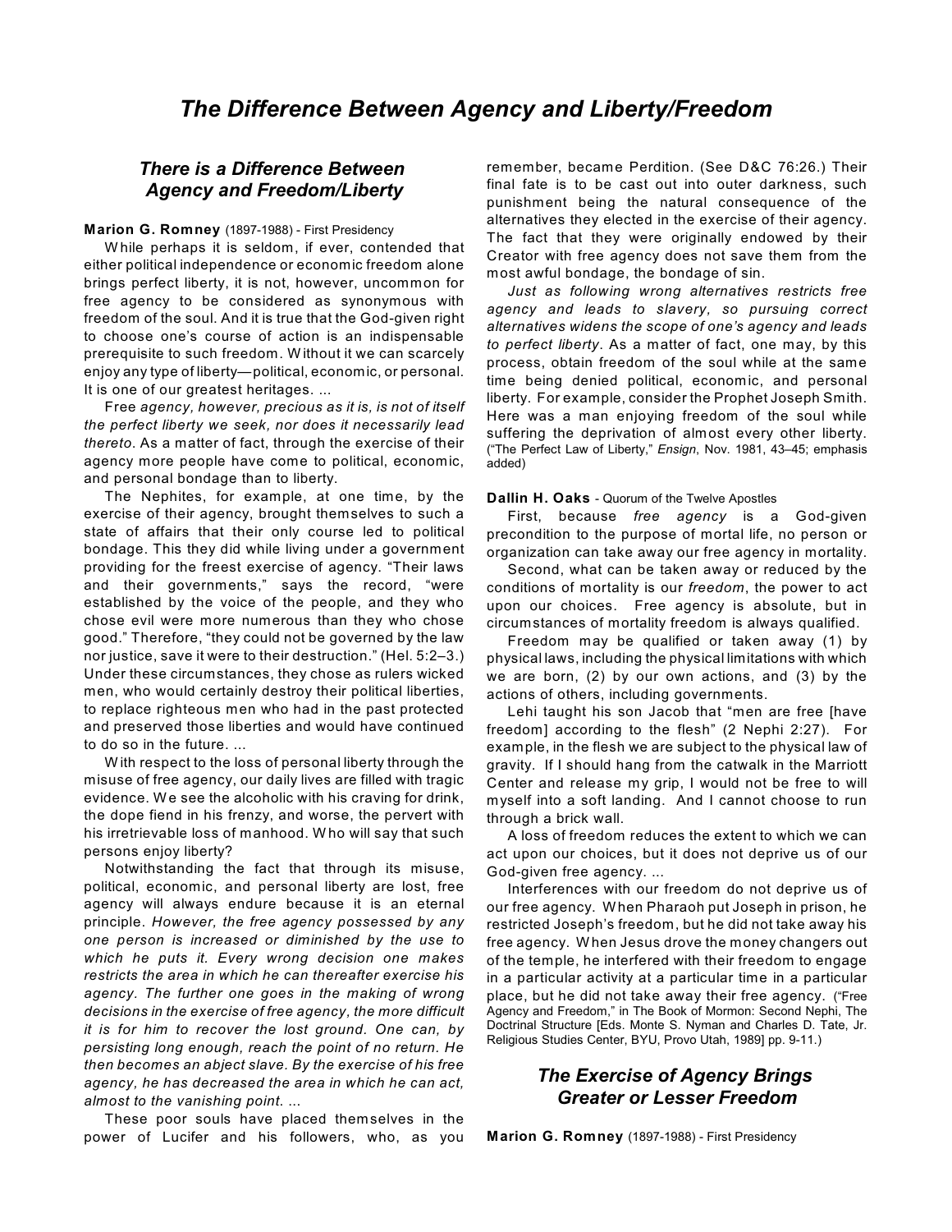# The Difference Between Agency and Liberty/Freedom

## There is a Difference Between Agency and Freedom/Liberty

**Marion G. Romney** (1897-1988) - First Presidency

While perhaps it is seldom, if ever, contended that either political independence or economic freedom alone brings perfect liberty, it is not, however, uncommon for free agency to be considered as synonymous with freedom of the soul. And it is true that the God-given right to choose one's course of action is an indispensable prerequisite to such freedom. Without it we can scarcely enjoy any type of liberty—political, economic, or personal. It is one of our greatest heritages. ...

Free *agency, however, precious as it is, is not of itself the perfect liberty we seek, nor does it necessarily lead thereto.* As a matter of fact, through the exercise of their agency more people have come to political, economic, and personal bondage than to liberty.

The Nephites, for example, at one time, by the exercise of their agency, brought themselves to such a state of affairs that their only course led to political bondage. This they did while living under a government providing for the freest exercise of agency. "Their laws and their governments," says the record, "were established by the voice of the people, and they who chose evil were more numerous than they who chose good." Therefore, "they could not be governed by the law nor justice, save it were to their destruction." (Hel. 5:2–3.) Under these circumstances, they chose as rulers wicked men, who would certainly destroy their political liberties, to replace righteous men who had in the past protected and preserved those liberties and would have continued to do so in the future. ...

With respect to the loss of personal liberty through the misuse of free agency, our daily lives are filled with tragic evidence. We see the alcoholic with his craving for drink, the dope fiend in his frenzy, and worse, the pervert with his irretrievable loss of manhood. Who will say that such persons enjoy liberty?

Notwithstanding the fact that through its misuse, political, economic, and personal liberty are lost, free agency will always endure because it is an eternal principle. *However, the free agency possessed by any one person is increased or diminished by the use to which he puts it. Every wrong decision one makes restricts the area in which he can thereafter exercise his agency. The further one goes in the making of wrong decisions in the exercise of free agency, the more difficult it is for him to recover the lost ground. One can, by persisting long enough, reach the point of no return. He then becomes an abject slave. By the exercise of his free agency, he has decreased the area in which he can act, almost to the vanishing point. ...*

These poor souls have placed themselves in the power of Lucifer and his followers, who, as you remember, became Perdition. (See D&C 76:26.) Their final fate is to be cast out into outer darkness, such punishment being the natural consequence of the alternatives they elected in the exercise of their agency. The fact that they were originally endowed by their Creator with free agency does not save them from the most awful bondage, the bondage of sin.

*Just as following wrong alternatives restricts free agency and leads to slavery, so pursuing correct alternatives widens the scope of one's agency and leads to perfect liberty*. As a matter of fact, one may, by this process, obtain freedom of the soul while at the same time being denied political, economic, and personal liberty. For example, consider the Prophet Joseph Smith. Here was a man enjoying freedom of the soul while suffering the deprivation of almost every other liberty. ("The Perfect Law of Liberty," *Ensign*, Nov. 1981, 43–45; emphasis added)

**Dallin H. Oaks** - Quorum of the Twelve Apostles

First, because *free agency* is a God-given precondition to the purpose of mortal life, no person or organization can take away our free agency in mortality.

Second, what can be taken away or reduced by the conditions of mortality is our *freedom*, the power to act upon our choices. Free agency is absolute, but in circumstances of mortality freedom is always qualified.

Freedom may be qualified or taken away (1) by physical laws, including the physical limitations with which we are born, (2) by our own actions, and (3) by the actions of others, including governments.

Lehi taught his son Jacob that "men are free [have freedom] according to the flesh" (2 Nephi 2:27). For example, in the flesh we are subject to the physical law of gravity. If I should hang from the catwalk in the Marriott Center and release my grip, I would not be free to will myself into a soft landing. And I cannot choose to run through a brick wall.

A loss of freedom reduces the extent to which we can act upon our choices, but it does not deprive us of our God-given free agency. ...

Interferences with our freedom do not deprive us of our free agency. When Pharaoh put Joseph in prison, he restricted Joseph's freedom, but he did not take away his free agency. When Jesus drove the money changers out of the temple, he interfered with their freedom to engage in a particular activity at a particular time in a particular place, but he did not take away their free agency. ("Free Agency and Freedom," in The Book of Mormon: Second Nephi, The Doctrinal Structure [Eds. Monte S. Nyman and Charles D. Tate, Jr. Religious Studies Center, BYU, Provo Utah, 1989] pp. 9-11.)

## The Exercise of Agency Brings Greater or Lesser Freedom

**Marion G. Romney** (1897-1988) - First Presidency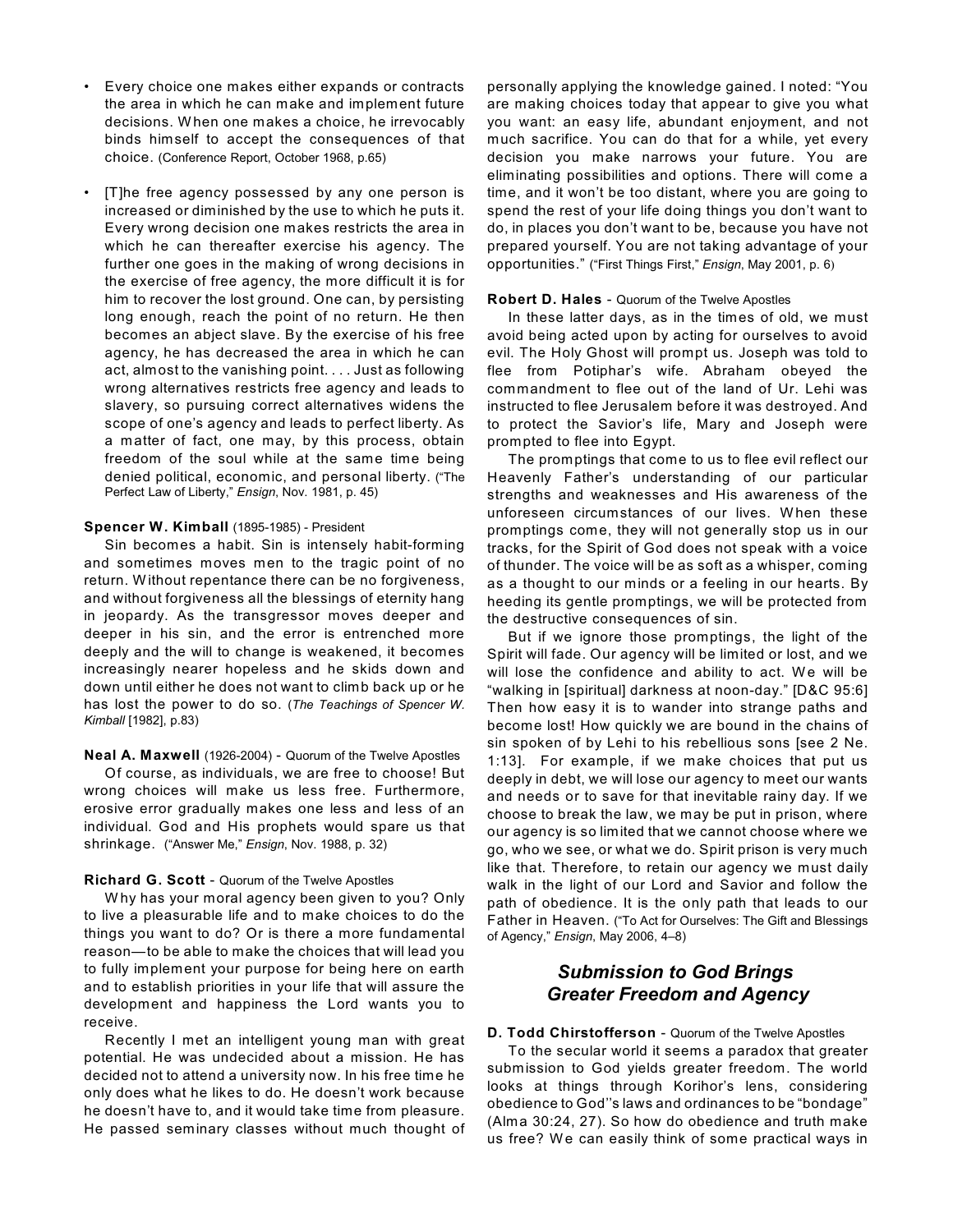- Every choice one makes either expands or contracts the area in which he can make and implement future decisions. When one makes a choice, he irrevocably binds himself to accept the consequences of that choice. (Conference Report, October 1968, p.65)

- [T]he free agency possessed by any one person is increased or diminished by the use to which he puts it. Every wrong decision one makes restricts the area in which he can thereafter exercise his agency. The further one goes in the making of wrong decisions in the exercise of free agency, the more difficult it is for him to recover the lost ground. One can, by persisting long enough, reach the point of no return. He then becomes an abject slave. By the exercise of his free agency, he has decreased the area in which he can act, almost to the vanishing point. . . . Just as following wrong alternatives restricts free agency and leads to slavery, so pursuing correct alternatives widens the scope of one's agency and leads to perfect liberty. As a matter of fact, one may, by this process, obtain freedom of the soul while at the same time being denied political, economic, and personal liberty. ("The Perfect Law of Liberty," *Ensign*, Nov. 1981, p. 45)

**Spencer W. Kimball** (1895-1985) - President

Sin becomes a habit. Sin is intensely habit-forming and sometimes moves men to the tragic point of no return. Without repentance there can be no forgiveness, and without forgiveness all the blessings of eternity hang in jeopardy. As the transgressor moves deeper and deeper in his sin, and the error is entrenched more deeply and the will to change is weakened, it becomes increasingly nearer hopeless and he skids down and down until either he does not want to climb back up or he has lost the power to do so. (*The Teachings of Spencer W. Kimball* [1982], p.83)

**Neal A. Maxwell** (1926-2004) - Quorum of the Twelve Apostles

Of course, as individuals, we are free to choose! But wrong choices will make us less free. Furthermore, erosive error gradually makes one less and less of an individual. God and His prophets would spare us that shrinkage. ("Answer Me," *Ensign*, Nov. 1988, p. 32)

**Richard G. Scott** - Quorum of the Twelve Apostles

Why has your moral agency been given to you? Only to live a pleasurable life and to make choices to do the things you want to do? Or is there a more fundamental reason—to be able to make the choices that will lead you to fully implement your purpose for being here on earth and to establish priorities in your life that will assure the development and happiness the Lord wants you to receive.

Recently I met an intelligent young man with great potential. He was undecided about a mission. He has decided not to attend a university now. In his free time he only does what he likes to do. He doesn't work because he doesn't have to, and it would take time from pleasure. He passed seminary classes without much thought of personally applying the knowledge gained. I noted: "You are making choices today that appear to give you what you want: an easy life, abundant enjoyment, and not much sacrifice. You can do that for a while, yet every decision you make narrows your future. You are eliminating possibilities and options. There will come a time, and it won't be too distant, where you are going to spend the rest of your life doing things you don't want to do, in places you don't want to be, because you have not prepared yourself. You are not taking advantage of your opportunities." ("First Things First," *Ensign*, May 2001, p. 6)

**Robert D. Hales** - Quorum of the Twelve Apostles

In these latter days, as in the times of old, we must avoid being acted upon by acting for ourselves to avoid evil. The Holy Ghost will prompt us. Joseph was told to flee from Potiphar's wife. Abraham obeyed the commandment to flee out of the land of Ur. Lehi was instructed to flee Jerusalem before it was destroyed. And to protect the Savior's life, Mary and Joseph were prompted to flee into Egypt.

The promptings that come to us to flee evil reflect our Heavenly Father's understanding of our particular strengths and weaknesses and His awareness of the unforeseen circumstances of our lives. When these promptings come, they will not generally stop us in our tracks, for the Spirit of God does not speak with a voice of thunder. The voice will be as soft as a whisper, coming as a thought to our minds or a feeling in our hearts. By heeding its gentle promptings, we will be protected from the destructive consequences of sin.

But if we ignore those promptings, the light of the Spirit will fade. Our agency will be limited or lost, and we will lose the confidence and ability to act. We will be "walking in [spiritual] darkness at noon-day." [D&C 95:6] Then how easy it is to wander into strange paths and become lost! How quickly we are bound in the chains of sin spoken of by Lehi to his rebellious sons [see 2 Ne. 1:13]. For example, if we make choices that put us deeply in debt, we will lose our agency to meet our wants and needs or to save for that inevitable rainy day. If we choose to break the law, we may be put in prison, where our agency is so limited that we cannot choose where we go, who we see, or what we do. Spirit prison is very much like that. Therefore, to retain our agency we must daily walk in the light of our Lord and Savior and follow the path of obedience. It is the only path that leads to our Father in Heaven. ("To Act for Ourselves: The Gift and Blessings of Agency," *Ensign*, May 2006, 4–8)

## *Submission to God Brings Greater Freedom and Agency*

**D. Todd Chirstofferson** - Quorum of the Twelve Apostles

To the secular world it seems a paradox that greater submission to God yields greater freedom. The world looks at things through Korihor's lens, considering obedience to God''s laws and ordinances to be "bondage" (Alma 30:24, 27). So how do obedience and truth make us free? We can easily think of some practical ways in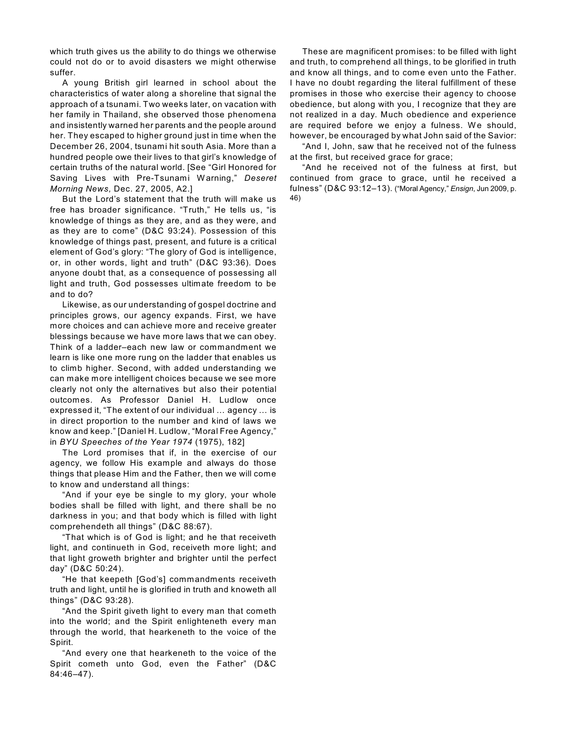which truth gives us the ability to do things we otherwise could not do or to avoid disasters we might otherwise suffer.

A young British girl learned in school about the characteristics of water along a shoreline that signal the approach of a tsunami. Two weeks later, on vacation with her family in Thailand, she observed those phenomena and insistently warned her parents and the people around her. They escaped to higher ground just in time when the December 26, 2004, tsunami hit south Asia. More than a hundred people owe their lives to that girl's knowledge of certain truths of the natural world. [See "Girl Honored for Saving Lives with Pre-Tsunami Warning," *Deseret Morning News,* Dec. 27, 2005, A2.]

But the Lord's statement that the truth will make us free has broader significance. "Truth," He tells us, "is knowledge of things as they are, and as they were, and as they are to come" (D&C 93:24). Possession of this knowledge of things past, present, and future is a critical element of God's glory: "The glory of God is intelligence, or, in other words, light and truth" (D&C 93:36). Does anyone doubt that, as a consequence of possessing all light and truth, God possesses ultimate freedom to be and to do?

Likewise, as our understanding of gospel doctrine and principles grows, our agency expands. First, we have more choices and can achieve more and receive greater blessings because we have more laws that we can obey. Think of a ladder–each new law or commandment we learn is like one more rung on the ladder that enables us to climb higher. Second, with added understanding we can make more intelligent choices because we see more clearly not only the alternatives but also their potential outcomes. As Professor Daniel H. Ludlow once expressed it, "The extent of our individual … agency … is in direct proportion to the number and kind of laws we know and keep." [Daniel H. Ludlow, "Moral Free Agency," in *BYU Speeches of the Year 1974* (1975), 182]

The Lord promises that if, in the exercise of our agency, we follow His example and always do those things that please Him and the Father, then we will come to know and understand all things:

"And if your eye be single to my glory, your whole bodies shall be filled with light, and there shall be no darkness in you; and that body which is filled with light comprehendeth all things" (D&C 88:67).

"That which is of God is light; and he that receiveth light, and continueth in God, receiveth more light; and that light groweth brighter and brighter until the perfect day" (D&C 50:24).

"He that keepeth [God's] commandments receiveth truth and light, until he is glorified in truth and knoweth all things" (D&C 93:28).

"And the Spirit giveth light to every man that cometh into the world; and the Spirit enlighteneth every man through the world, that hearkeneth to the voice of the Spirit.

"And every one that hearkeneth to the voice of the Spirit cometh unto God, even the Father" (D&C 84:46–47).

These are magnificent promises: to be filled with light and truth, to comprehend all things, to be glorified in truth and know all things, and to come even unto the Father. I have no doubt regarding the literal fulfillment of these promises in those who exercise their agency to choose obedience, but along with you, I recognize that they are not realized in a day. Much obedience and experience are required before we enjoy a fulness. We should, however, be encouraged by what John said of the Savior:

"And I, John, saw that he received not of the fulness at the first, but received grace for grace;

"And he received not of the fulness at first, but continued from grace to grace, until he received a fulness" (D&C 93:12–13). ("Moral Agency," *Ensign*, Jun 2009, p. 46)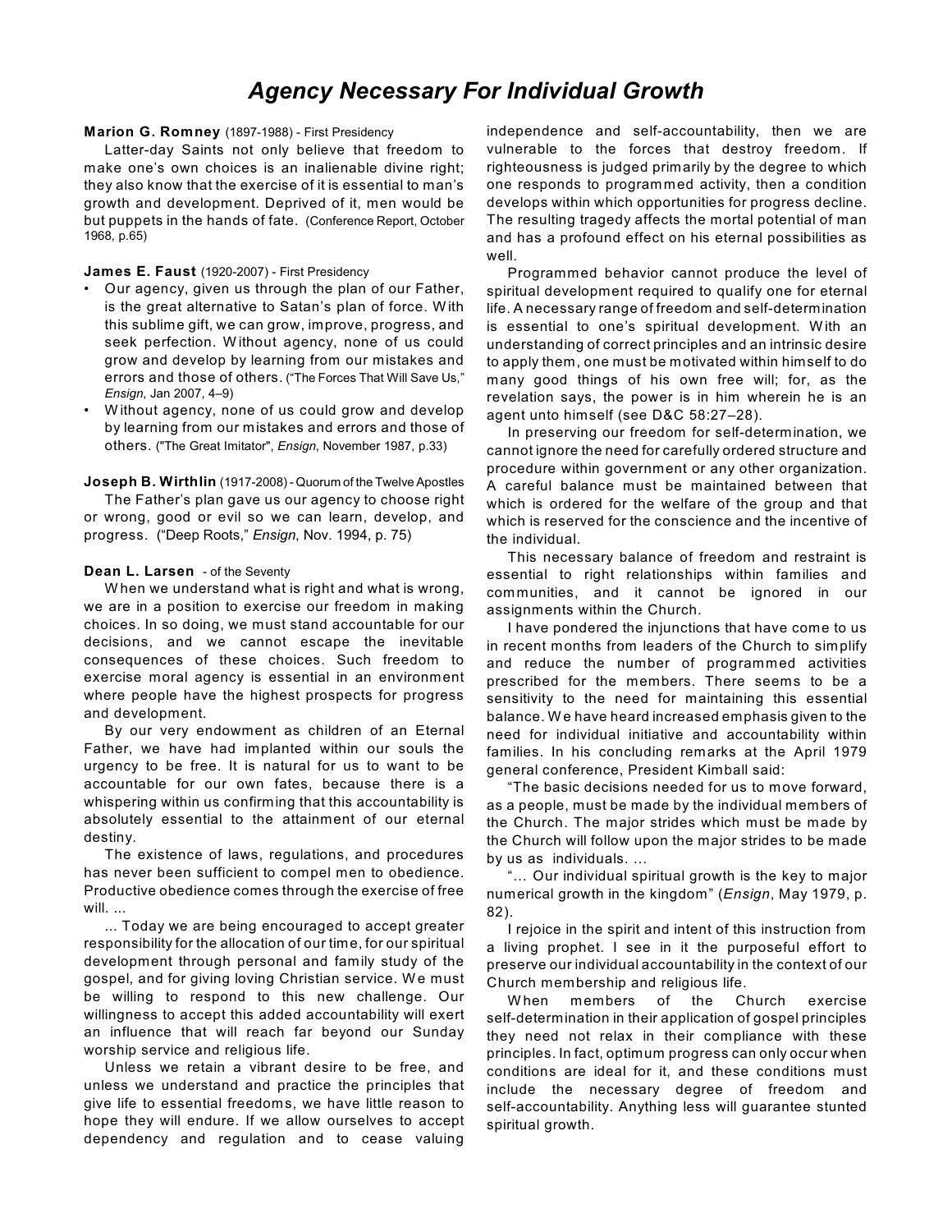# *Agency Necessary For Individual Growth*

**Marion G. Romney** (1897-1988) - First Presidency

Latter-day Saints not only believe that freedom to make one's own choices is an inalienable divine right; they also know that the exercise of it is essential to man's growth and development. Deprived of it, men would be but puppets in the hands of fate. (Conference Report, October 1968, p.65)

**James E. Faust** (1920-2007) - First Presidency

- Our agency, given us through the plan of our Father, is the great alternative to Satan's plan of force. With this sublime gift, we can grow, improve, progress, and seek perfection. Without agency, none of us could grow and develop by learning from our mistakes and errors and those of others. ("The Forces That Will Save Us," *Ensign*, Jan 2007, 4–9)
- Without agency, none of us could grow and develop by learning from our mistakes and errors and those of others. ("The Great Imitator", *Ensign*, November 1987, p.33)

**Joseph B. Wirthlin** (1917-2008) - Quorum of the Twelve Apostles

The Father's plan gave us our agency to choose right or wrong, good or evil so we can learn, develop, and progress. ("Deep Roots," *Ensign*, Nov. 1994, p. 75)

**Dean L. Larsen** - of the Seventy

When we understand what is right and what is wrong, we are in a position to exercise our freedom in making choices. In so doing, we must stand accountable for our decisions, and we cannot escape the inevitable consequences of these choices. Such freedom to exercise moral agency is essential in an environment where people have the highest prospects for progress and development.

By our very endowment as children of an Eternal Father, we have had implanted within our souls the urgency to be free. It is natural for us to want to be accountable for our own fates, because there is a whispering within us confirming that this accountability is absolutely essential to the attainment of our eternal destiny.

The existence of laws, regulations, and procedures has never been sufficient to compel men to obedience. Productive obedience comes through the exercise of free will. ...

... Today we are being encouraged to accept greater responsibility for the allocation of our time, for our spiritual development through personal and family study of the gospel, and for giving loving Christian service. We must be willing to respond to this new challenge. Our willingness to accept this added accountability will exert an influence that will reach far beyond our Sunday worship service and religious life.

Unless we retain a vibrant desire to be free, and unless we understand and practice the principles that give life to essential freedoms, we have little reason to hope they will endure. If we allow ourselves to accept dependency and regulation and to cease valuing independence and self-accountability, then we are vulnerable to the forces that destroy freedom. If righteousness is judged primarily by the degree to which one responds to programmed activity, then a condition develops within which opportunities for progress decline. The resulting tragedy affects the mortal potential of man and has a profound effect on his eternal possibilities as well.

Programmed behavior cannot produce the level of spiritual development required to qualify one for eternal life. A necessary range of freedom and self-determination is essential to one's spiritual development. With an understanding of correct principles and an intrinsic desire to apply them, one must be motivated within himself to do many good things of his own free will; for, as the revelation says, the power is in him wherein he is an agent unto himself (see D&C 58:27–28).

In preserving our freedom for self-determination, we cannot ignore the need for carefully ordered structure and procedure within government or any other organization. A careful balance must be maintained between that which is ordered for the welfare of the group and that which is reserved for the conscience and the incentive of the individual.

This necessary balance of freedom and restraint is essential to right relationships within families and communities, and it cannot be ignored in our assignments within the Church.

I have pondered the injunctions that have come to us in recent months from leaders of the Church to simplify and reduce the number of programmed activities prescribed for the members. There seems to be a sensitivity to the need for maintaining this essential balance. We have heard increased emphasis given to the need for individual initiative and accountability within families. In his concluding remarks at the April 1979 general conference, President Kimball said:

"The basic decisions needed for us to move forward, as a people, must be made by the individual members of the Church. The major strides which must be made by the Church will follow upon the major strides to be made by us as individuals. ...

"... Our individual spiritual growth is the key to major numerical growth in the kingdom" (*Ensign*, May 1979, p. 82).

I rejoice in the spirit and intent of this instruction from a living prophet. I see in it the purposeful effort to preserve our individual accountability in the context of our Church membership and religious life.

When members of the Church exercise self-determination in their application of gospel principles they need not relax in their compliance with these principles. In fact, optimum progress can only occur when conditions are ideal for it, and these conditions must include the necessary degree of freedom and self-accountability. Anything less will guarantee stunted spiritual growth.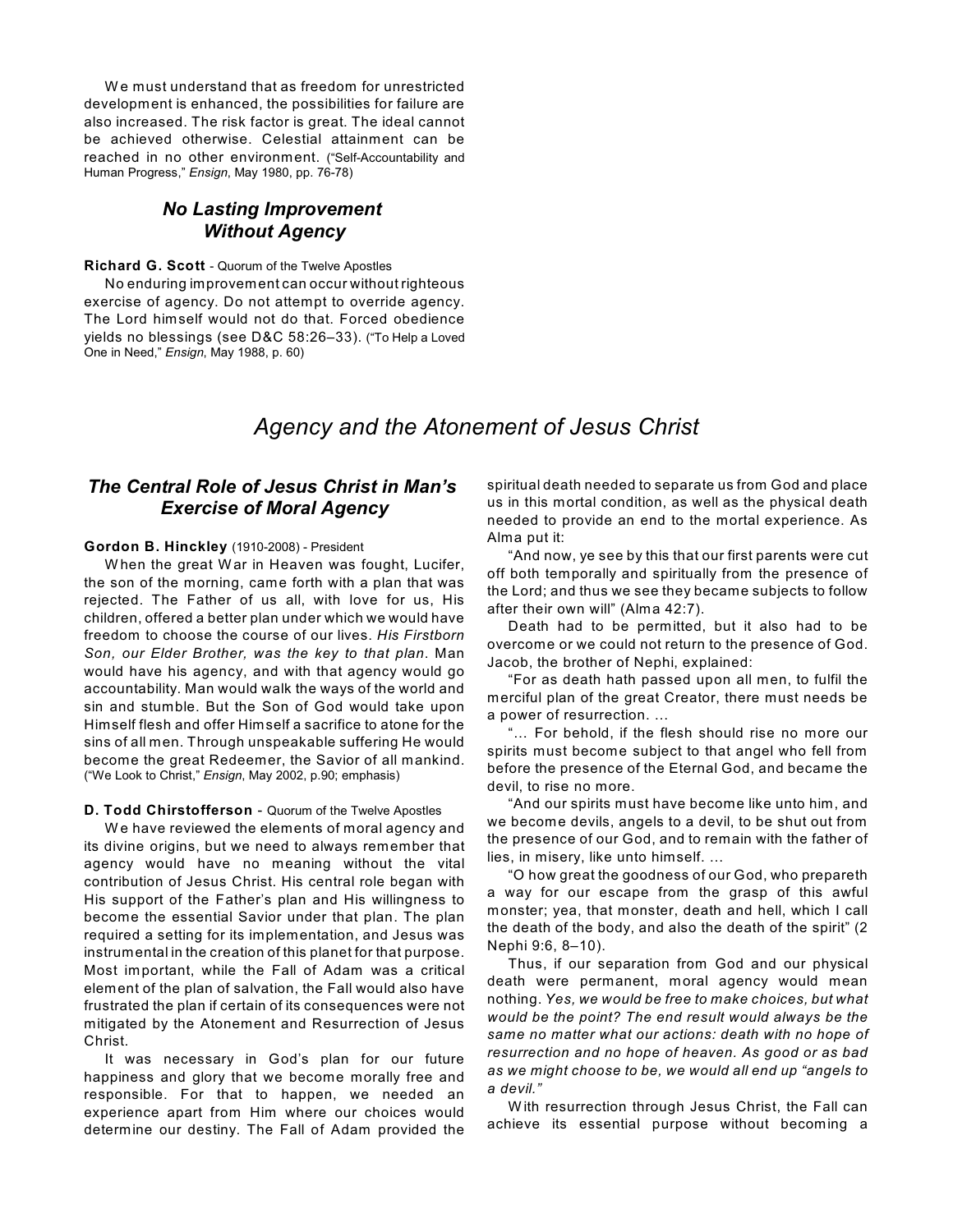We must understand that as freedom for unrestricted development is enhanced, the possibilities for failure are also increased. The risk factor is great. The ideal cannot be achieved otherwise. Celestial attainment can be reached in no other environment. ("Self-Accountability and Human Progress," *Ensign*, May 1980, pp. 76-78)

### *No Lasting Improvement Without Agency*

**Richard G. Scott** - Quorum of the Twelve Apostles

No enduring improvement can occur without righteous exercise of agency. Do not attempt to override agency. The Lord himself would not do that. Forced obedience yields no blessings (see D&C 58:26–33). ("To Help a Loved One in Need," *Ensign*, May 1988, p. 60)

## *Agency and the Atonement of Jesus Christ*

### *The Central Role of Jesus Christ in Man's Exercise of Moral Agency*

**Gordon B. Hinckley** (1910-2008) - President

When the great War in Heaven was fought, Lucifer, the son of the morning, came forth with a plan that was rejected. The Father of us all, with love for us, His children, offered a better plan under which we would have freedom to choose the course of our lives. *His Firstborn Son, our Elder Brother, was the key to that plan.* Man would have his agency, and with that agency would go accountability. Man would walk the ways of the world and sin and stumble. But the Son of God would take upon Himself flesh and offer Himself a sacrifice to atone for the sins of all men. Through unspeakable suffering He would become the great Redeemer, the Savior of all mankind. ("We Look to Christ," *Ensign*, May 2002, p.90; emphasis)

**D. Todd Chirstofferson** - Quorum of the Twelve Apostles

We have reviewed the elements of moral agency and its divine origins, but we need to always remember that agency would have no meaning without the vital contribution of Jesus Christ. His central role began with His support of the Father's plan and His willingness to become the essential Savior under that plan. The plan required a setting for its implementation, and Jesus was instrumental in the creation of this planet for that purpose. Most important, while the Fall of Adam was a critical element of the plan of salvation, the Fall would also have frustrated the plan if certain of its consequences were not mitigated by the Atonement and Resurrection of Jesus Christ.

It was necessary in God's plan for our future happiness and glory that we become morally free and responsible. For that to happen, we needed an experience apart from Him where our choices would determine our destiny. The Fall of Adam provided the spiritual death needed to separate us from God and place us in this mortal condition, as well as the physical death needed to provide an end to the mortal experience. As Alma put it:

"And now, ye see by this that our first parents were cut off both temporally and spiritually from the presence of the Lord; and thus we see they became subjects to follow after their own will" (Alma 42:7).

Death had to be permitted, but it also had to be overcome or we could not return to the presence of God. Jacob, the brother of Nephi, explained:

"For as death hath passed upon all men, to fulfil the merciful plan of the great Creator, there must needs be a power of resurrection. …

"… For behold, if the flesh should rise no more our spirits must become subject to that angel who fell from before the presence of the Eternal God, and became the devil, to rise no more.

"And our spirits must have become like unto him, and we become devils, angels to a devil, to be shut out from the presence of our God, and to remain with the father of lies, in misery, like unto himself. …

"O how great the goodness of our God, who prepareth a way for our escape from the grasp of this awful monster; yea, that monster, death and hell, which I call the death of the body, and also the death of the spirit" (2 Nephi 9:6, 8–10).

Thus, if our separation from God and our physical death were permanent, moral agency would mean nothing. *Yes, we would be free to make choices, but what would be the point? The end result would always be the same no matter what our actions: death with no hope of resurrection and no hope of heaven. As good or as bad as we might choose to be, we would all end up "angels to a devil."*

With resurrection through Jesus Christ, the Fall can achieve its essential purpose without becoming a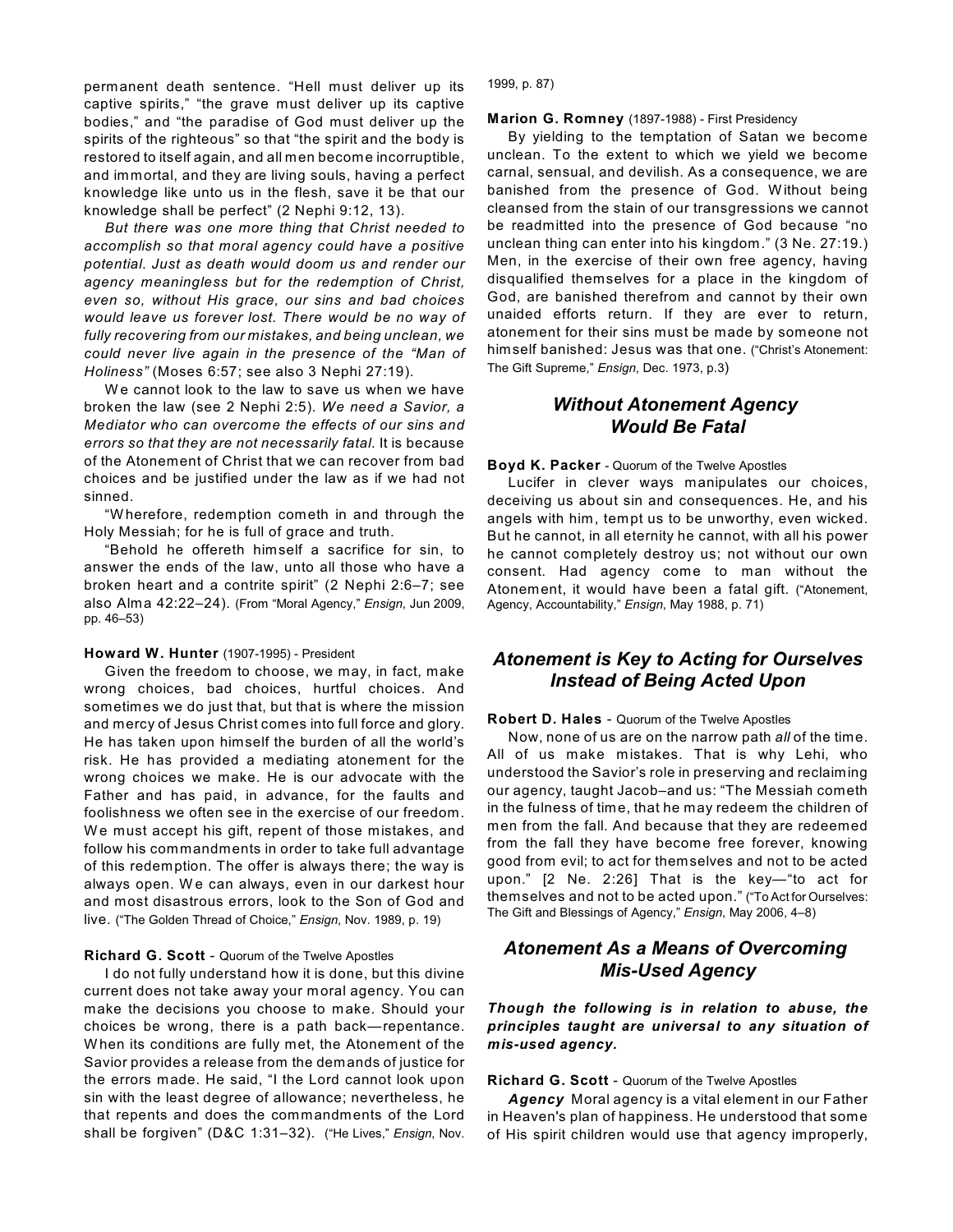permanent death sentence. "Hell must deliver up its captive spirits," "the grave must deliver up its captive bodies," and "the paradise of God must deliver up the spirits of the righteous" so that "the spirit and the body is restored to itself again, and all men become incorruptible, and immortal, and they are living souls, having a perfect knowledge like unto us in the flesh, save it be that our knowledge shall be perfect" (2 Nephi 9:12, 13).

*But there was one more thing that Christ needed to accomplish so that moral agency could have a positive potential. Just as death would doom us and render our agency meaningless but for the redemption of Christ, even so, without His grace, our sins and bad choices would leave us forever lost. There would be no way of fully recovering from our mistakes, and being unclean, we could never live again in the presence of the "Man of Holiness"* (Moses 6:57; see also 3 Nephi 27:19).

We cannot look to the law to save us when we have broken the law (see 2 Nephi 2:5). *We need a Savior, a Mediator who can overcome the effects of our sins and errors so that they are not necessarily fatal.* It is because of the Atonement of Christ that we can recover from bad choices and be justified under the law as if we had not sinned.

"Wherefore, redemption cometh in and through the Holy Messiah; for he is full of grace and truth.

"Behold he offereth himself a sacrifice for sin, to answer the ends of the law, unto all those who have a broken heart and a contrite spirit" (2 Nephi 2:6–7; see also Alma 42:22–24). (From "Moral Agency," *Ensign*, Jun 2009, pp. 46–53)

**Howard W. Hunter** (1907-1995) - President

Given the freedom to choose, we may, in fact, make wrong choices, bad choices, hurtful choices. And sometimes we do just that, but that is where the mission and mercy of Jesus Christ comes into full force and glory. He has taken upon himself the burden of all the world's risk. He has provided a mediating atonement for the wrong choices we make. He is our advocate with the Father and has paid, in advance, for the faults and foolishness we often see in the exercise of our freedom. We must accept his gift, repent of those mistakes, and follow his commandments in order to take full advantage of this redemption. The offer is always there; the way is always open. We can always, even in our darkest hour and most disastrous errors, look to the Son of God and live. ("The Golden Thread of Choice," *Ensign*, Nov. 1989, p. 19)

**Richard G. Scott** - Quorum of the Twelve Apostles

I do not fully understand how it is done, but this divine current does not take away your moral agency. You can make the decisions you choose to make. Should your choices be wrong, there is a path back—repentance. When its conditions are fully met, the Atonement of the Savior provides a release from the demands of justice for the errors made. He said, "I the Lord cannot look upon sin with the least degree of allowance; nevertheless, he that repents and does the commandments of the Lord shall be forgiven" (D&C 1:31–32). ("He Lives," *Ensign*, Nov. 1999, p. 87)

**Marion G. Romney** (1897-1988) - First Presidency

By yielding to the temptation of Satan we become unclean. To the extent to which we yield we become carnal, sensual, and devilish. As a consequence, we are banished from the presence of God. Without being cleansed from the stain of our transgressions we cannot be readmitted into the presence of God because "no unclean thing can enter into his kingdom." (3 Ne. 27:19.) Men, in the exercise of their own free agency, having disqualified themselves for a place in the kingdom of God, are banished therefrom and cannot by their own unaided efforts return. If they are ever to return, atonement for their sins must be made by someone not himself banished: Jesus was that one. ("Christ's Atonement: The Gift Supreme," *Ensign*, Dec. 1973, p.3)

## *Without Atonement Agency Would Be Fatal*

**Boyd K. Packer** - Quorum of the Twelve Apostles

Lucifer in clever ways manipulates our choices, deceiving us about sin and consequences. He, and his angels with him, tempt us to be unworthy, even wicked. But he cannot, in all eternity he cannot, with all his power he cannot completely destroy us; not without our own consent. Had agency come to man without the Atonement, it would have been a fatal gift. ("Atonement, Agency, Accountability," *Ensign*, May 1988, p. 71)

## *Atonement is Key to Acting for Ourselves Instead of Being Acted Upon*

**Robert D. Hales** - Quorum of the Twelve Apostles

Now, none of us are on the narrow path *all* of the time. All of us make mistakes. That is why Lehi, who understood the Savior's role in preserving and reclaiming our agency, taught Jacob–and us: "The Messiah cometh in the fulness of time, that he may redeem the children of men from the fall. And because that they are redeemed from the fall they have become free forever, knowing good from evil; to act for themselves and not to be acted upon." [2 Ne. 2:26] That is the key—"to act for themselves and not to be acted upon." ("To Act for Ourselves: The Gift and Blessings of Agency," *Ensign*, May 2006, 4–8)

## *Atonement As a Means of Overcoming Mis-Used Agency*

***Though the following is in relation to abuse, the principles taught are universal to any situation of mis-used agency.***

**Richard G. Scott** - Quorum of the Twelve Apostles

***Agency*** Moral agency is a vital element in our Father in Heaven's plan of happiness. He understood that some of His spirit children would use that agency improperly,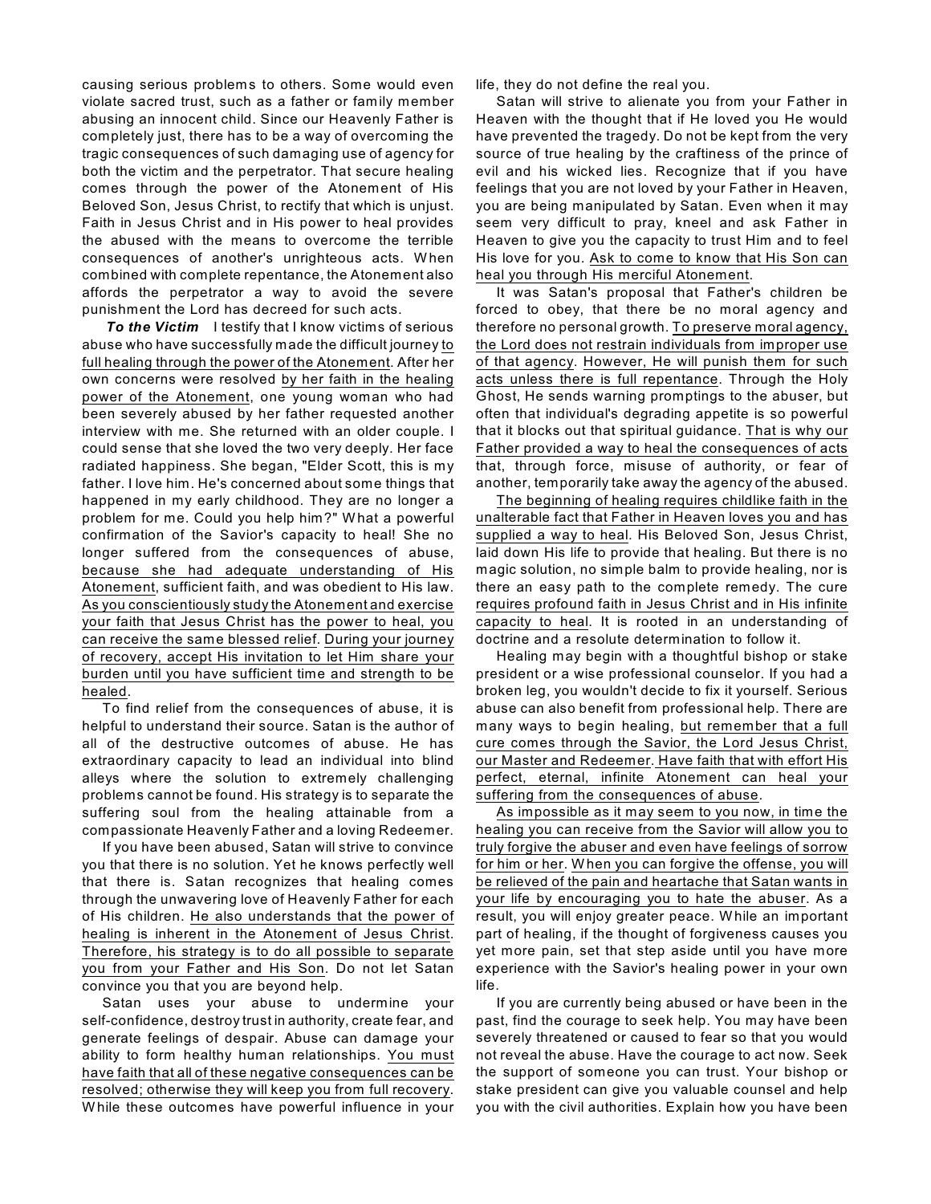causing serious problems to others. Some would even violate sacred trust, such as a father or family member abusing an innocent child. Since our Heavenly Father is completely just, there has to be a way of overcoming the tragic consequences of such damaging use of agency for both the victim and the perpetrator. That secure healing comes through the power of the Atonement of His Beloved Son, Jesus Christ, to rectify that which is unjust. Faith in Jesus Christ and in His power to heal provides the abused with the means to overcome the terrible consequences of another's unrighteous acts. When combined with complete repentance, the Atonement also affords the perpetrator a way to avoid the severe punishment the Lord has decreed for such acts.

***To the Victim*** I testify that I know victims of serious abuse who have successfully made the difficult journey to full healing through the power of the Atonement. After her own concerns were resolved by her faith in the healing power of the Atonement, one young woman who had been severely abused by her father requested another interview with me. She returned with an older couple. I could sense that she loved the two very deeply. Her face radiated happiness. She began, "Elder Scott, this is my father. I love him. He's concerned about some things that happened in my early childhood. They are no longer a problem for me. Could you help him?" What a powerful confirmation of the Savior's capacity to heal! She no longer suffered from the consequences of abuse, because she had adequate understanding of His Atonement, sufficient faith, and was obedient to His law. As you conscientiously study the Atonement and exercise your faith that Jesus Christ has the power to heal, you can receive the same blessed relief. During your journey of recovery, accept His invitation to let Him share your burden until you have sufficient time and strength to be healed.

To find relief from the consequences of abuse, it is helpful to understand their source. Satan is the author of all of the destructive outcomes of abuse. He has extraordinary capacity to lead an individual into blind alleys where the solution to extremely challenging problems cannot be found. His strategy is to separate the suffering soul from the healing attainable from a compassionate Heavenly Father and a loving Redeemer.

If you have been abused, Satan will strive to convince you that there is no solution. Yet he knows perfectly well that there is. Satan recognizes that healing comes through the unwavering love of Heavenly Father for each of His children. He also understands that the power of healing is inherent in the Atonement of Jesus Christ. Therefore, his strategy is to do all possible to separate you from your Father and His Son. Do not let Satan convince you that you are beyond help.

Satan uses your abuse to undermine your self-confidence, destroy trust in authority, create fear, and generate feelings of despair. Abuse can damage your ability to form healthy human relationships. You must have faith that all of these negative consequences can be resolved; otherwise they will keep you from full recovery. While these outcomes have powerful influence in your life, they do not define the real you.

Satan will strive to alienate you from your Father in Heaven with the thought that if He loved you He would have prevented the tragedy. Do not be kept from the very source of true healing by the craftiness of the prince of evil and his wicked lies. Recognize that if you have feelings that you are not loved by your Father in Heaven, you are being manipulated by Satan. Even when it may seem very difficult to pray, kneel and ask Father in Heaven to give you the capacity to trust Him and to feel His love for you. Ask to come to know that His Son can heal you through His merciful Atonement.

It was Satan's proposal that Father's children be forced to obey, that there be no moral agency and therefore no personal growth. To preserve moral agency, the Lord does not restrain individuals from improper use of that agency. However, He will punish them for such acts unless there is full repentance. Through the Holy Ghost, He sends warning promptings to the abuser, but often that individual's degrading appetite is so powerful that it blocks out that spiritual guidance. That is why our Father provided a way to heal the consequences of acts that, through force, misuse of authority, or fear of another, temporarily take away the agency of the abused.

The beginning of healing requires childlike faith in the unalterable fact that Father in Heaven loves you and has supplied a way to heal. His Beloved Son, Jesus Christ, laid down His life to provide that healing. But there is no magic solution, no simple balm to provide healing, nor is there an easy path to the complete remedy. The cure requires profound faith in Jesus Christ and in His infinite capacity to heal. It is rooted in an understanding of doctrine and a resolute determination to follow it.

Healing may begin with a thoughtful bishop or stake president or a wise professional counselor. If you had a broken leg, you wouldn't decide to fix it yourself. Serious abuse can also benefit from professional help. There are many ways to begin healing, but remember that a full cure comes through the Savior, the Lord Jesus Christ, our Master and Redeemer. Have faith that with effort His perfect, eternal, infinite Atonement can heal your suffering from the consequences of abuse.

As impossible as it may seem to you now, in time the healing you can receive from the Savior will allow you to truly forgive the abuser and even have feelings of sorrow for him or her. When you can forgive the offense, you will be relieved of the pain and heartache that Satan wants in your life by encouraging you to hate the abuser. As a result, you will enjoy greater peace. While an important part of healing, if the thought of forgiveness causes you yet more pain, set that step aside until you have more experience with the Savior's healing power in your own life.

If you are currently being abused or have been in the past, find the courage to seek help. You may have been severely threatened or caused to fear so that you would not reveal the abuse. Have the courage to act now. Seek the support of someone you can trust. Your bishop or stake president can give you valuable counsel and help you with the civil authorities. Explain how you have been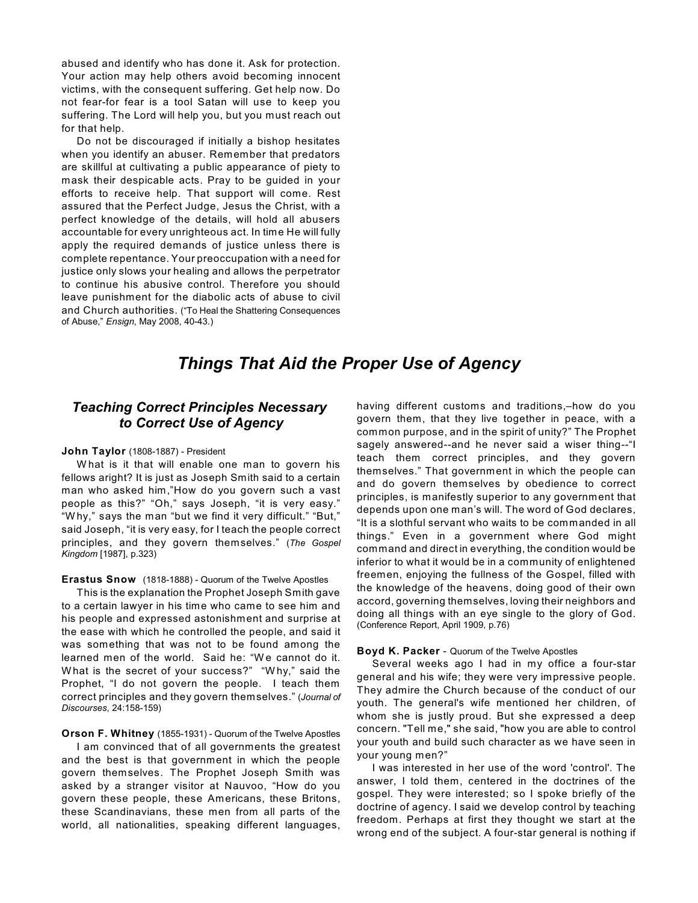abused and identify who has done it. Ask for protection. Your action may help others avoid becoming innocent victims, with the consequent suffering. Get help now. Do not fear-for fear is a tool Satan will use to keep you suffering. The Lord will help you, but you must reach out for that help.

Do not be discouraged if initially a bishop hesitates when you identify an abuser. Remember that predators are skillful at cultivating a public appearance of piety to mask their despicable acts. Pray to be guided in your efforts to receive help. That support will come. Rest assured that the Perfect Judge, Jesus the Christ, with a perfect knowledge of the details, will hold all abusers accountable for every unrighteous act. In time He will fully apply the required demands of justice unless there is complete repentance. Your preoccupation with a need for justice only slows your healing and allows the perpetrator to continue his abusive control. Therefore you should leave punishment for the diabolic acts of abuse to civil and Church authorities. ("To Heal the Shattering Consequences of Abuse," *Ensign*, May 2008, 40-43.)

# *Things That Aid the Proper Use of Agency*

## *Teaching Correct Principles Necessary to Correct Use of Agency*

**John Taylor** (1808-1887) - President

What is it that will enable one man to govern his fellows aright? It is just as Joseph Smith said to a certain man who asked him,"How do you govern such a vast people as this?" "Oh," says Joseph, "it is very easy." "Why," says the man "but we find it very difficult." "But," said Joseph, "it is very easy, for I teach the people correct principles, and they govern themselves." (*The Gospel Kingdom* [1987], p.323)

**Erastus Snow** (1818-1888) - Quorum of the Twelve Apostles

This is the explanation the Prophet Joseph Smith gave to a certain lawyer in his time who came to see him and his people and expressed astonishment and surprise at the ease with which he controlled the people, and said it was something that was not to be found among the learned men of the world. Said he: "We cannot do it. What is the secret of your success?" "Why," said the Prophet, "I do not govern the people. I teach them correct principles and they govern themselves." (*Journal of Discourses*, 24:158-159)

**Orson F. Whitney** (1855-1931) - Quorum of the Twelve Apostles

I am convinced that of all governments the greatest and the best is that government in which the people govern themselves. The Prophet Joseph Smith was asked by a stranger visitor at Nauvoo, "How do you govern these people, these Americans, these Britons, these Scandinavians, these men from all parts of the world, all nationalities, speaking different languages, having different customs and traditions,–how do you govern them, that they live together in peace, with a common purpose, and in the spirit of unity?" The Prophet sagely answered--and he never said a wiser thing--"I teach them correct principles, and they govern themselves." That government in which the people can and do govern themselves by obedience to correct principles, is manifestly superior to any government that depends upon one man's will. The word of God declares, "It is a slothful servant who waits to be commanded in all things." Even in a government where God might command and direct in everything, the condition would be inferior to what it would be in a community of enlightened freemen, enjoying the fullness of the Gospel, filled with the knowledge of the heavens, doing good of their own accord, governing themselves, loving their neighbors and doing all things with an eye single to the glory of God. (Conference Report, April 1909, p.76)

**Boyd K. Packer** - Quorum of the Twelve Apostles

Several weeks ago I had in my office a four-star general and his wife; they were very impressive people. They admire the Church because of the conduct of our youth. The general's wife mentioned her children, of whom she is justly proud. But she expressed a deep concern. "Tell me," she said, "how you are able to control your youth and build such character as we have seen in your young men?"

I was interested in her use of the word 'control'. The answer, I told them, centered in the doctrines of the gospel. They were interested; so I spoke briefly of the doctrine of agency. I said we develop control by teaching freedom. Perhaps at first they thought we start at the wrong end of the subject. A four-star general is nothing if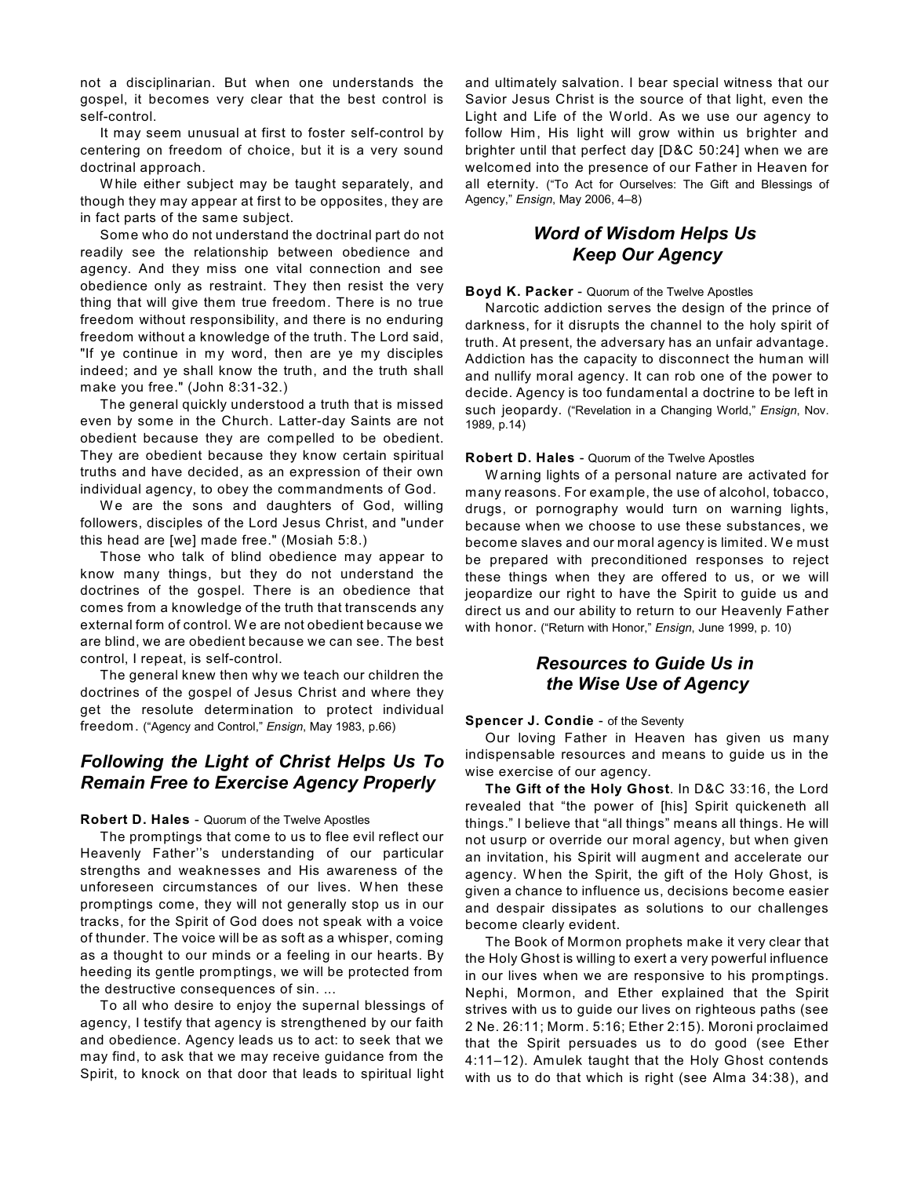not a disciplinarian. But when one understands the gospel, it becomes very clear that the best control is self-control.

It may seem unusual at first to foster self-control by centering on freedom of choice, but it is a very sound doctrinal approach.

While either subject may be taught separately, and though they may appear at first to be opposites, they are in fact parts of the same subject.

Some who do not understand the doctrinal part do not readily see the relationship between obedience and agency. And they miss one vital connection and see obedience only as restraint. They then resist the very thing that will give them true freedom. There is no true freedom without responsibility, and there is no enduring freedom without a knowledge of the truth. The Lord said, "If ye continue in my word, then are ye my disciples indeed; and ye shall know the truth, and the truth shall make you free." (John 8:31-32.)

The general quickly understood a truth that is missed even by some in the Church. Latter-day Saints are not obedient because they are compelled to be obedient. They are obedient because they know certain spiritual truths and have decided, as an expression of their own individual agency, to obey the commandments of God.

We are the sons and daughters of God, willing followers, disciples of the Lord Jesus Christ, and "under this head are [we] made free." (Mosiah 5:8.)

Those who talk of blind obedience may appear to know many things, but they do not understand the doctrines of the gospel. There is an obedience that comes from a knowledge of the truth that transcends any external form of control. We are not obedient because we are blind, we are obedient because we can see. The best control, I repeat, is self-control.

The general knew then why we teach our children the doctrines of the gospel of Jesus Christ and where they get the resolute determination to protect individual freedom. ("Agency and Control," *Ensign*, May 1983, p.66)

## *Following the Light of Christ Helps Us To Remain Free to Exercise Agency Properly*

**Robert D. Hales** - Quorum of the Twelve Apostles

The promptings that come to us to flee evil reflect our Heavenly Father''s understanding of our particular strengths and weaknesses and His awareness of the unforeseen circumstances of our lives. When these promptings come, they will not generally stop us in our tracks, for the Spirit of God does not speak with a voice of thunder. The voice will be as soft as a whisper, coming as a thought to our minds or a feeling in our hearts. By heeding its gentle promptings, we will be protected from the destructive consequences of sin. ...

To all who desire to enjoy the supernal blessings of agency, I testify that agency is strengthened by our faith and obedience. Agency leads us to act: to seek that we may find, to ask that we may receive guidance from the Spirit, to knock on that door that leads to spiritual light and ultimately salvation. I bear special witness that our Savior Jesus Christ is the source of that light, even the Light and Life of the World. As we use our agency to follow Him, His light will grow within us brighter and brighter until that perfect day [D&C 50:24] when we are welcomed into the presence of our Father in Heaven for all eternity. ("To Act for Ourselves: The Gift and Blessings of Agency," *Ensign*, May 2006, 4–8)

## *Word of Wisdom Helps Us Keep Our Agency*

**Boyd K. Packer** - Quorum of the Twelve Apostles

Narcotic addiction serves the design of the prince of darkness, for it disrupts the channel to the holy spirit of truth. At present, the adversary has an unfair advantage. Addiction has the capacity to disconnect the human will and nullify moral agency. It can rob one of the power to decide. Agency is too fundamental a doctrine to be left in such jeopardy. ("Revelation in a Changing World," *Ensign*, Nov. 1989, p.14)

**Robert D. Hales** - Quorum of the Twelve Apostles

Warning lights of a personal nature are activated for many reasons. For example, the use of alcohol, tobacco, drugs, or pornography would turn on warning lights, because when we choose to use these substances, we become slaves and our moral agency is limited. We must be prepared with preconditioned responses to reject these things when they are offered to us, or we will jeopardize our right to have the Spirit to guide us and direct us and our ability to return to our Heavenly Father with honor. ("Return with Honor," *Ensign*, June 1999, p. 10)

## *Resources to Guide Us in the Wise Use of Agency*

**Spencer J. Condie** - of the Seventy

Our loving Father in Heaven has given us many indispensable resources and means to guide us in the wise exercise of our agency.

**The Gift of the Holy Ghost**. In D&C 33:16, the Lord revealed that "the power of [his] Spirit quickeneth all things." I believe that "all things" means all things. He will not usurp or override our moral agency, but when given an invitation, his Spirit will augment and accelerate our agency. When the Spirit, the gift of the Holy Ghost, is given a chance to influence us, decisions become easier and despair dissipates as solutions to our challenges become clearly evident.

The Book of Mormon prophets make it very clear that the Holy Ghost is willing to exert a very powerful influence in our lives when we are responsive to his promptings. Nephi, Mormon, and Ether explained that the Spirit strives with us to guide our lives on righteous paths (see 2 Ne. 26:11; Morm. 5:16; Ether 2:15). Moroni proclaimed that the Spirit persuades us to do good (see Ether 4:11–12). Amulek taught that the Holy Ghost contends with us to do that which is right (see Alma 34:38), and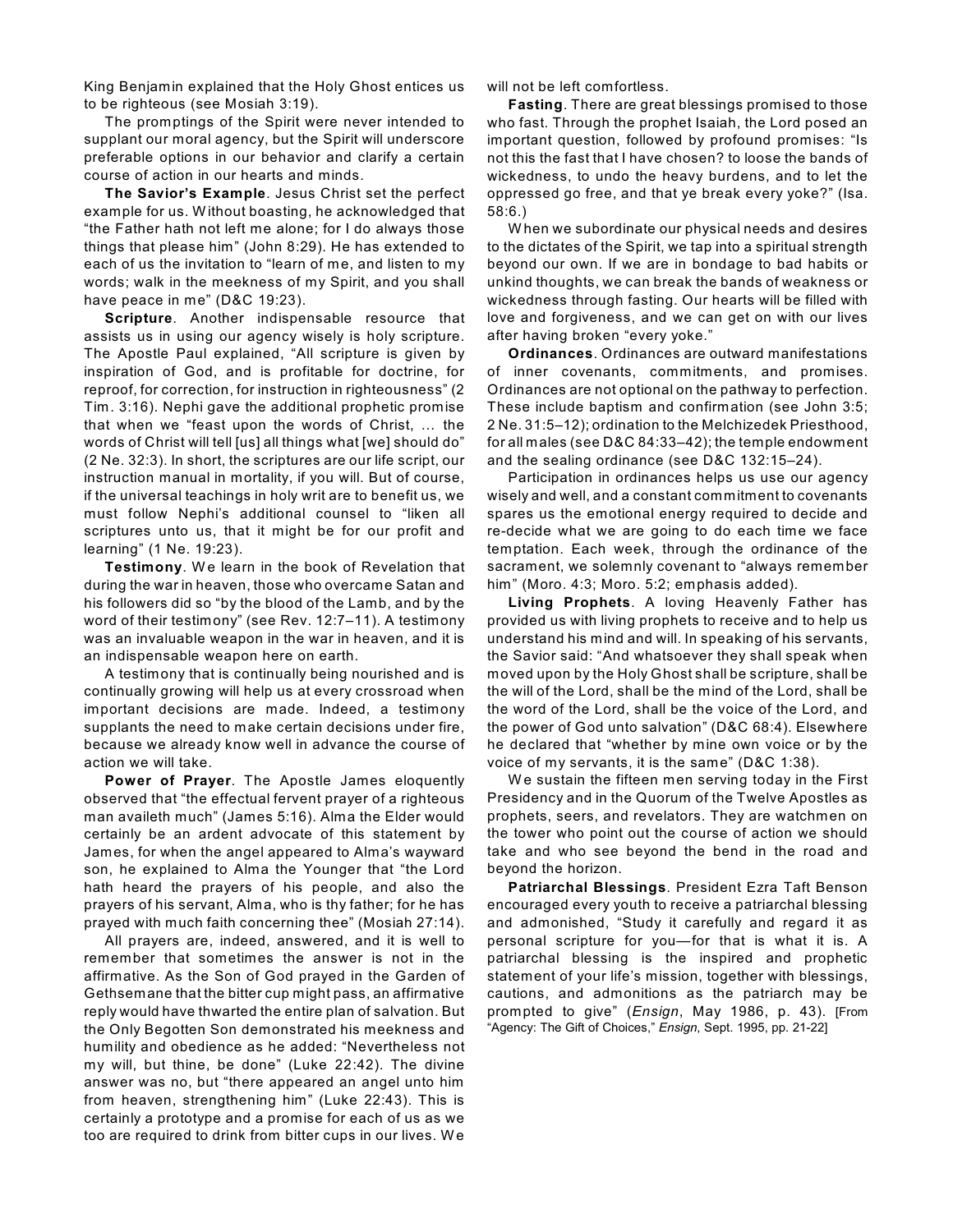King Benjamin explained that the Holy Ghost entices us to be righteous (see Mosiah 3:19).

The promptings of the Spirit were never intended to supplant our moral agency, but the Spirit will underscore preferable options in our behavior and clarify a certain course of action in our hearts and minds.

**The Savior's Example**. Jesus Christ set the perfect example for us. Without boasting, he acknowledged that "the Father hath not left me alone; for I do always those things that please him" (John 8:29). He has extended to each of us the invitation to "learn of me, and listen to my words; walk in the meekness of my Spirit, and you shall have peace in me" (D&C 19:23).

**Scripture**. Another indispensable resource that assists us in using our agency wisely is holy scripture. The Apostle Paul explained, "All scripture is given by inspiration of God, and is profitable for doctrine, for reproof, for correction, for instruction in righteousness" (2 Tim. 3:16). Nephi gave the additional prophetic promise that when we "feast upon the words of Christ, ... the words of Christ will tell [us] all things what [we] should do" (2 Ne. 32:3). In short, the scriptures are our life script, our instruction manual in mortality, if you will. But of course, if the universal teachings in holy writ are to benefit us, we must follow Nephi's additional counsel to "liken all scriptures unto us, that it might be for our profit and learning" (1 Ne. 19:23).

**Testimony**. We learn in the book of Revelation that during the war in heaven, those who overcame Satan and his followers did so "by the blood of the Lamb, and by the word of their testimony" (see Rev. 12:7–11). A testimony was an invaluable weapon in the war in heaven, and it is an indispensable weapon here on earth.

A testimony that is continually being nourished and is continually growing will help us at every crossroad when important decisions are made. Indeed, a testimony supplants the need to make certain decisions under fire, because we already know well in advance the course of action we will take.

**Power of Prayer**. The Apostle James eloquently observed that "the effectual fervent prayer of a righteous man availeth much" (James 5:16). Alma the Elder would certainly be an ardent advocate of this statement by James, for when the angel appeared to Alma's wayward son, he explained to Alma the Younger that "the Lord hath heard the prayers of his people, and also the prayers of his servant, Alma, who is thy father; for he has prayed with much faith concerning thee" (Mosiah 27:14).

All prayers are, indeed, answered, and it is well to remember that sometimes the answer is not in the affirmative. As the Son of God prayed in the Garden of Gethsemane that the bitter cup might pass, an affirmative reply would have thwarted the entire plan of salvation. But the Only Begotten Son demonstrated his meekness and humility and obedience as he added: "Nevertheless not my will, but thine, be done" (Luke 22:42). The divine answer was no, but "there appeared an angel unto him from heaven, strengthening him" (Luke 22:43). This is certainly a prototype and a promise for each of us as we too are required to drink from bitter cups in our lives. We will not be left comfortless.

**Fasting**. There are great blessings promised to those who fast. Through the prophet Isaiah, the Lord posed an important question, followed by profound promises: "Is not this the fast that I have chosen? to loose the bands of wickedness, to undo the heavy burdens, and to let the oppressed go free, and that ye break every yoke?" (Isa. 58:6.)

When we subordinate our physical needs and desires to the dictates of the Spirit, we tap into a spiritual strength beyond our own. If we are in bondage to bad habits or unkind thoughts, we can break the bands of weakness or wickedness through fasting. Our hearts will be filled with love and forgiveness, and we can get on with our lives after having broken "every yoke."

**Ordinances**. Ordinances are outward manifestations of inner covenants, commitments, and promises. Ordinances are not optional on the pathway to perfection. These include baptism and confirmation (see John 3:5; 2 Ne. 31:5–12); ordination to the Melchizedek Priesthood, for all males (see D&C 84:33–42); the temple endowment and the sealing ordinance (see D&C 132:15–24).

Participation in ordinances helps us use our agency wisely and well, and a constant commitment to covenants spares us the emotional energy required to decide and re-decide what we are going to do each time we face temptation. Each week, through the ordinance of the sacrament, we solemnly covenant to "always remember him" (Moro. 4:3; Moro. 5:2; emphasis added).

**Living Prophets**. A loving Heavenly Father has provided us with living prophets to receive and to help us understand his mind and will. In speaking of his servants, the Savior said: "And whatsoever they shall speak when moved upon by the Holy Ghost shall be scripture, shall be the will of the Lord, shall be the mind of the Lord, shall be the word of the Lord, shall be the voice of the Lord, and the power of God unto salvation" (D&C 68:4). Elsewhere he declared that "whether by mine own voice or by the voice of my servants, it is the same" (D&C 1:38).

We sustain the fifteen men serving today in the First Presidency and in the Quorum of the Twelve Apostles as prophets, seers, and revelators. They are watchmen on the tower who point out the course of action we should take and who see beyond the bend in the road and beyond the horizon.

**Patriarchal Blessings**. President Ezra Taft Benson encouraged every youth to receive a patriarchal blessing and admonished, "Study it carefully and regard it as personal scripture for you—for that is what it is. A patriarchal blessing is the inspired and prophetic statement of your life's mission, together with blessings, cautions, and admonitions as the patriarch may be prompted to give" (*Ensign*, May 1986, p. 43). [From "Agency: The Gift of Choices," *Ensign*, Sept. 1995, pp. 21-22]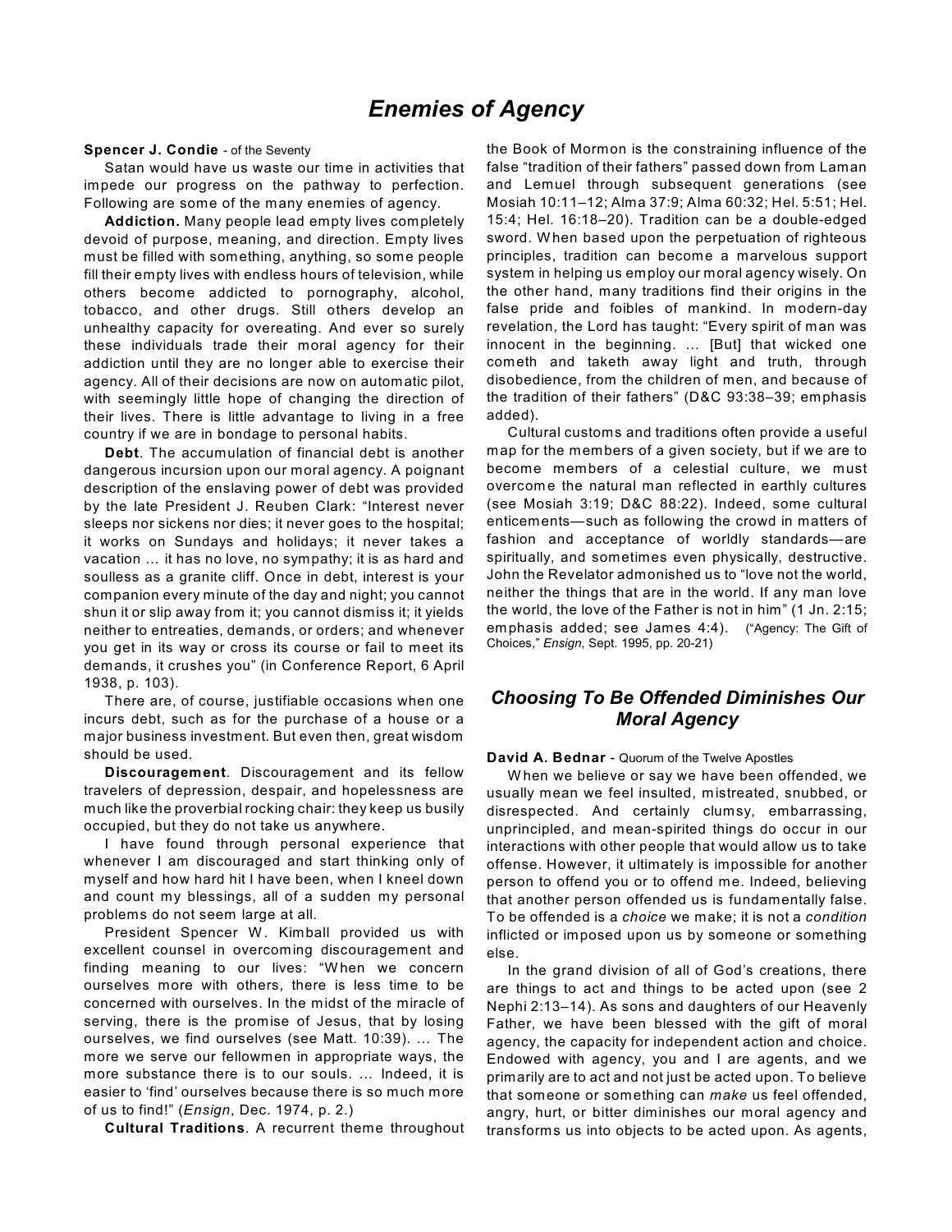# Enemies of Agency

**Spencer J. Condie** - of the Seventy

Satan would have us waste our time in activities that impede our progress on the pathway to perfection. Following are some of the many enemies of agency.

**Addiction.** Many people lead empty lives completely devoid of purpose, meaning, and direction. Empty lives must be filled with something, anything, so some people fill their empty lives with endless hours of television, while others become addicted to pornography, alcohol, tobacco, and other drugs. Still others develop an unhealthy capacity for overeating. And ever so surely these individuals trade their moral agency for their addiction until they are no longer able to exercise their agency. All of their decisions are now on automatic pilot, with seemingly little hope of changing the direction of their lives. There is little advantage to living in a free country if we are in bondage to personal habits.

**Debt**. The accumulation of financial debt is another dangerous incursion upon our moral agency. A poignant description of the enslaving power of debt was provided by the late President J. Reuben Clark: "Interest never sleeps nor sickens nor dies; it never goes to the hospital; it works on Sundays and holidays; it never takes a vacation … it has no love, no sympathy; it is as hard and soulless as a granite cliff. Once in debt, interest is your companion every minute of the day and night; you cannot shun it or slip away from it; you cannot dismiss it; it yields neither to entreaties, demands, or orders; and whenever you get in its way or cross its course or fail to meet its demands, it crushes you" (in Conference Report, 6 April 1938, p. 103).

There are, of course, justifiable occasions when one incurs debt, such as for the purchase of a house or a major business investment. But even then, great wisdom should be used.

**Discouragement**. Discouragement and its fellow travelers of depression, despair, and hopelessness are much like the proverbial rocking chair: they keep us busily occupied, but they do not take us anywhere.

I have found through personal experience that whenever I am discouraged and start thinking only of myself and how hard hit I have been, when I kneel down and count my blessings, all of a sudden my personal problems do not seem large at all.

President Spencer W. Kimball provided us with excellent counsel in overcoming discouragement and finding meaning to our lives: "When we concern ourselves more with others, there is less time to be concerned with ourselves. In the midst of the miracle of serving, there is the promise of Jesus, that by losing ourselves, we find ourselves (see Matt. 10:39). … The more we serve our fellowmen in appropriate ways, the more substance there is to our souls. … Indeed, it is easier to 'find' ourselves because there is so much more of us to find!" (*Ensign*, Dec. 1974, p. 2.)

**Cultural Traditions**. A recurrent theme throughout the Book of Mormon is the constraining influence of the false "tradition of their fathers" passed down from Laman and Lemuel through subsequent generations (see Mosiah 10:11–12; Alma 37:9; Alma 60:32; Hel. 5:51; Hel. 15:4; Hel. 16:18–20). Tradition can be a double-edged sword. When based upon the perpetuation of righteous principles, tradition can become a marvelous support system in helping us employ our moral agency wisely. On the other hand, many traditions find their origins in the false pride and foibles of mankind. In modern-day revelation, the Lord has taught: "Every spirit of man was innocent in the beginning. … [But] that wicked one cometh and taketh away light and truth, through disobedience, from the children of men, and because of the tradition of their fathers" (D&C 93:38–39; emphasis added).

Cultural customs and traditions often provide a useful map for the members of a given society, but if we are to become members of a celestial culture, we must overcome the natural man reflected in earthly cultures (see Mosiah 3:19; D&C 88:22). Indeed, some cultural enticements—such as following the crowd in matters of fashion and acceptance of worldly standards—are spiritually, and sometimes even physically, destructive. John the Revelator admonished us to "love not the world, neither the things that are in the world. If any man love the world, the love of the Father is not in him" (1 Jn. 2:15; emphasis added; see James 4:4). ("Agency: The Gift of Choices," *Ensign*, Sept. 1995, pp. 20-21)

## Choosing To Be Offended Diminishes Our Moral Agency

**David A. Bednar** - Quorum of the Twelve Apostles

When we believe or say we have been offended, we usually mean we feel insulted, mistreated, snubbed, or disrespected. And certainly clumsy, embarrassing, unprincipled, and mean-spirited things do occur in our interactions with other people that would allow us to take offense. However, it ultimately is impossible for another person to offend you or to offend me. Indeed, believing that another person offended us is fundamentally false. To be offended is a *choice* we make; it is not a *condition* inflicted or imposed upon us by someone or something else.

In the grand division of all of God's creations, there are things to act and things to be acted upon (see 2 Nephi 2:13–14). As sons and daughters of our Heavenly Father, we have been blessed with the gift of moral agency, the capacity for independent action and choice. Endowed with agency, you and I are agents, and we primarily are to act and not just be acted upon. To believe that someone or something can *make* us feel offended, angry, hurt, or bitter diminishes our moral agency and transforms us into objects to be acted upon. As agents,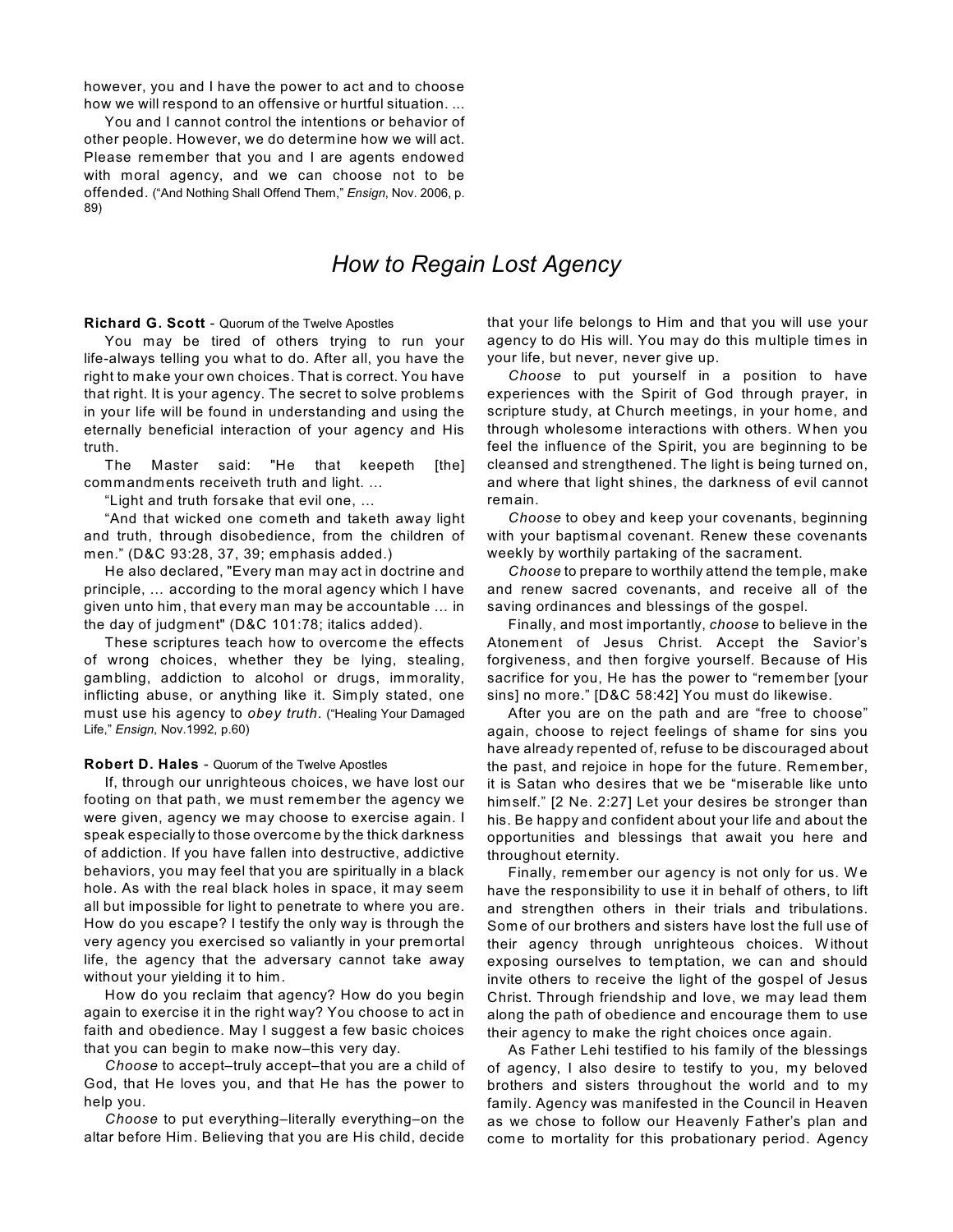however, you and I have the power to act and to choose how we will respond to an offensive or hurtful situation. ...

You and I cannot control the intentions or behavior of other people. However, we do determine how we will act. Please remember that you and I are agents endowed with moral agency, and we can choose not to be offended. ("And Nothing Shall Offend Them," *Ensign*, Nov. 2006, p. 89)

## *How to Regain Lost Agency*

**Richard G. Scott** - Quorum of the Twelve Apostles

You may be tired of others trying to run your life-always telling you what to do. After all, you have the right to make your own choices. That is correct. You have that right. It is your agency. The secret to solve problems in your life will be found in understanding and using the eternally beneficial interaction of your agency and His truth.

The Master said: "He that keepeth [the] commandments receiveth truth and light. ...

"Light and truth forsake that evil one, ...

"And that wicked one cometh and taketh away light and truth, through disobedience, from the children of men." (D&C 93:28, 37, 39; emphasis added.)

He also declared, "Every man may act in doctrine and principle, ... according to the moral agency which I have given unto him, that every man may be accountable ... in the day of judgment" (D&C 101:78; italics added).

These scriptures teach how to overcome the effects of wrong choices, whether they be lying, stealing, gambling, addiction to alcohol or drugs, immorality, inflicting abuse, or anything like it. Simply stated, one must use his agency to *obey truth*. ("Healing Your Damaged Life," *Ensign*, Nov.1992, p.60)

**Robert D. Hales** - Quorum of the Twelve Apostles

If, through our unrighteous choices, we have lost our footing on that path, we must remember the agency we were given, agency we may choose to exercise again. I speak especially to those overcome by the thick darkness of addiction. If you have fallen into destructive, addictive behaviors, you may feel that you are spiritually in a black hole. As with the real black holes in space, it may seem all but impossible for light to penetrate to where you are. How do you escape? I testify the only way is through the very agency you exercised so valiantly in your premortal life, the agency that the adversary cannot take away without your yielding it to him.

How do you reclaim that agency? How do you begin again to exercise it in the right way? You choose to act in faith and obedience. May I suggest a few basic choices that you can begin to make now–this very day.

*Choose* to accept–truly accept–that you are a child of God, that He loves you, and that He has the power to help you.

*Choose* to put everything–literally everything–on the altar before Him. Believing that you are His child, decide that your life belongs to Him and that you will use your agency to do His will. You may do this multiple times in your life, but never, never give up.

*Choose* to put yourself in a position to have experiences with the Spirit of God through prayer, in scripture study, at Church meetings, in your home, and through wholesome interactions with others. When you feel the influence of the Spirit, you are beginning to be cleansed and strengthened. The light is being turned on, and where that light shines, the darkness of evil cannot remain.

*Choose* to obey and keep your covenants, beginning with your baptismal covenant. Renew these covenants weekly by worthily partaking of the sacrament.

*Choose* to prepare to worthily attend the temple, make and renew sacred covenants, and receive all of the saving ordinances and blessings of the gospel.

Finally, and most importantly, *choose* to believe in the Atonement of Jesus Christ. Accept the Savior's forgiveness, and then forgive yourself. Because of His sacrifice for you, He has the power to "remember [your sins] no more." [D&C 58:42] You must do likewise.

After you are on the path and are "free to choose" again, choose to reject feelings of shame for sins you have already repented of, refuse to be discouraged about the past, and rejoice in hope for the future. Remember, it is Satan who desires that we be "miserable like unto himself." [2 Ne. 2:27] Let your desires be stronger than his. Be happy and confident about your life and about the opportunities and blessings that await you here and throughout eternity.

Finally, remember our agency is not only for us. We have the responsibility to use it in behalf of others, to lift and strengthen others in their trials and tribulations. Some of our brothers and sisters have lost the full use of their agency through unrighteous choices. Without exposing ourselves to temptation, we can and should invite others to receive the light of the gospel of Jesus Christ. Through friendship and love, we may lead them along the path of obedience and encourage them to use their agency to make the right choices once again.

As Father Lehi testified to his family of the blessings of agency, I also desire to testify to you, my beloved brothers and sisters throughout the world and to my family. Agency was manifested in the Council in Heaven as we chose to follow our Heavenly Father's plan and come to mortality for this probationary period. Agency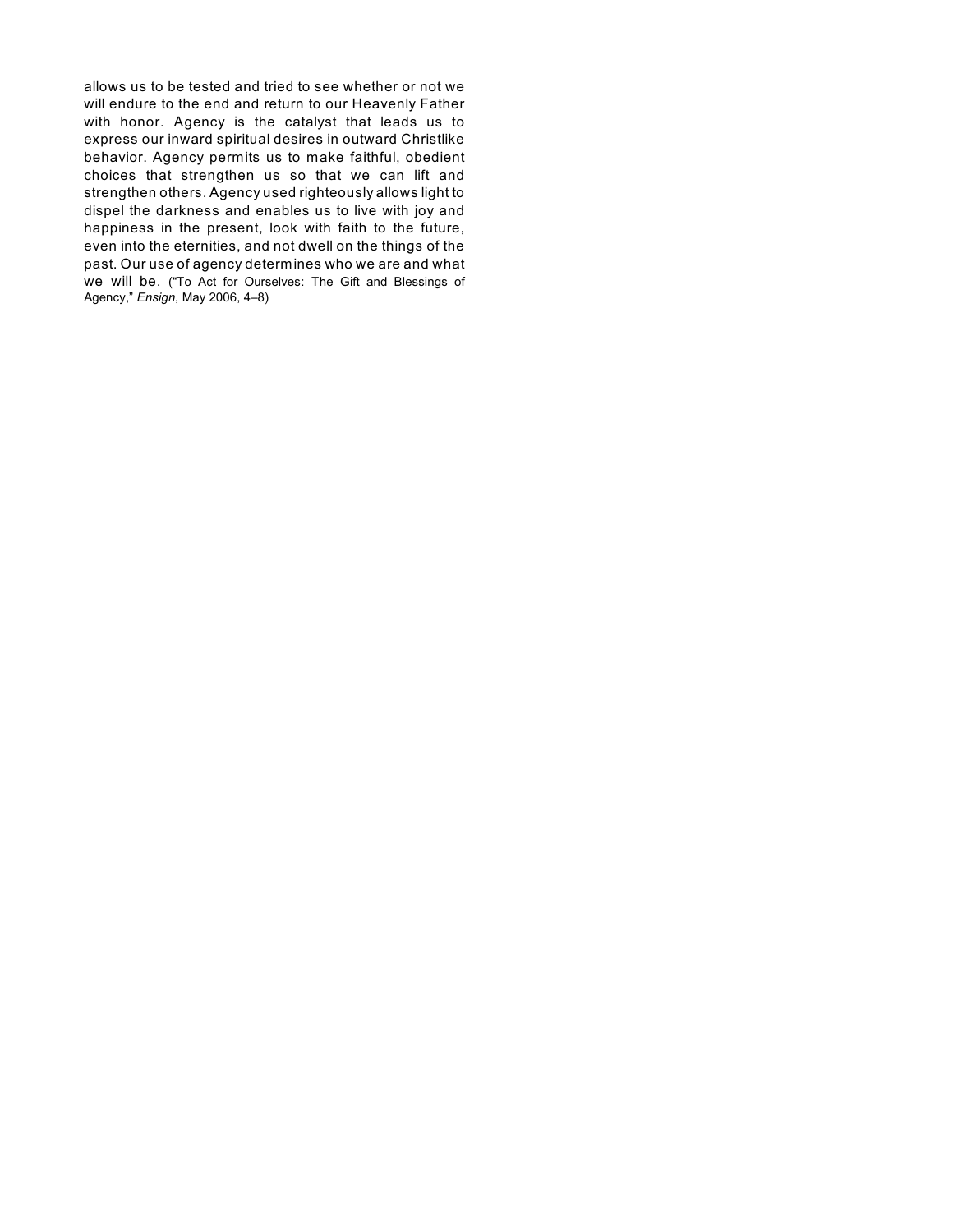allows us to be tested and tried to see whether or not we will endure to the end and return to our Heavenly Father with honor. Agency is the catalyst that leads us to express our inward spiritual desires in outward Christlike behavior. Agency permits us to make faithful, obedient choices that strengthen us so that we can lift and strengthen others. Agency used righteously allows light to dispel the darkness and enables us to live with joy and happiness in the present, look with faith to the future, even into the eternities, and not dwell on the things of the past. Our use of agency determines who we are and what we will be. ("To Act for Ourselves: The Gift and Blessings of Agency," *Ensign*, May 2006, 4–8)